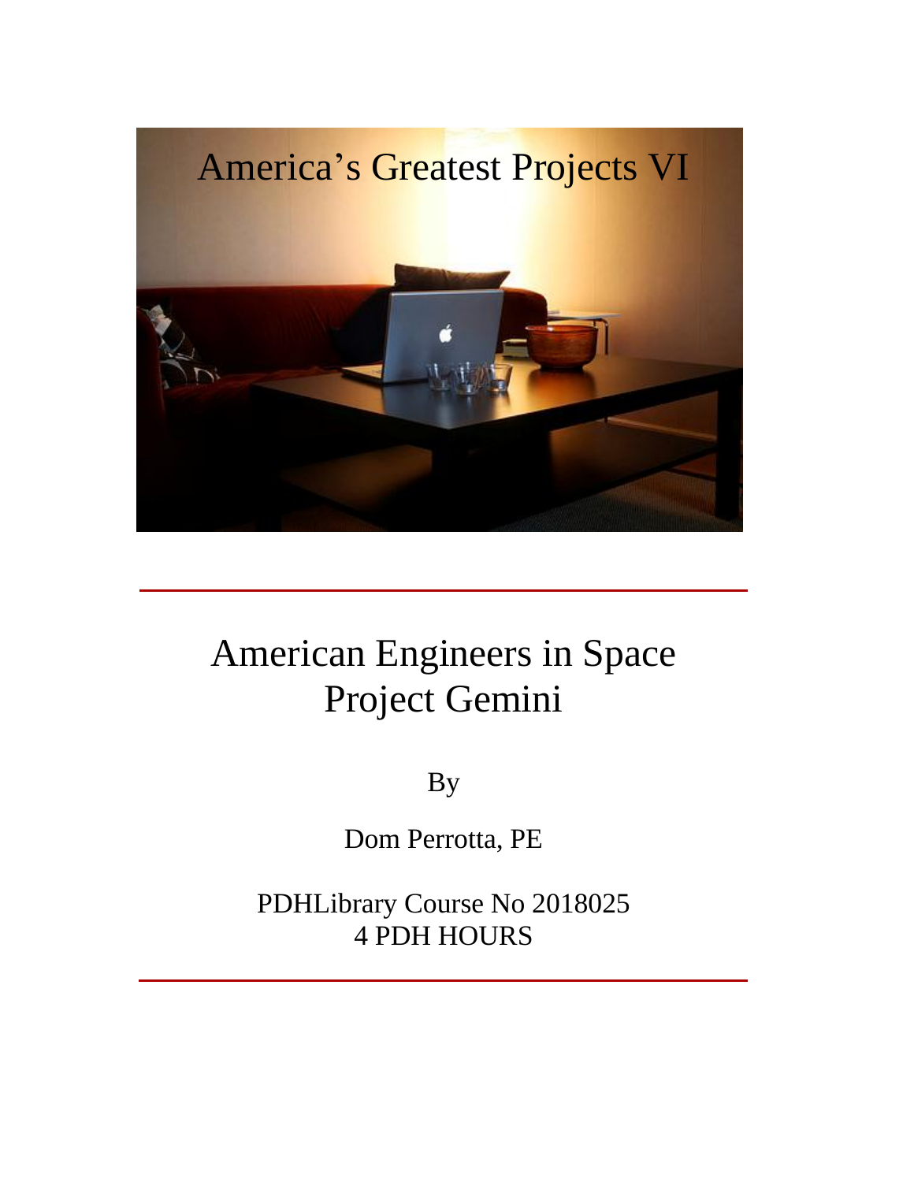# America's Greatest Projects VI

# American Engineers in Space
# Project Gemini

By

Dom Perrotta, PE

PDHLibrary Course No 2018025
4 PDH HOURS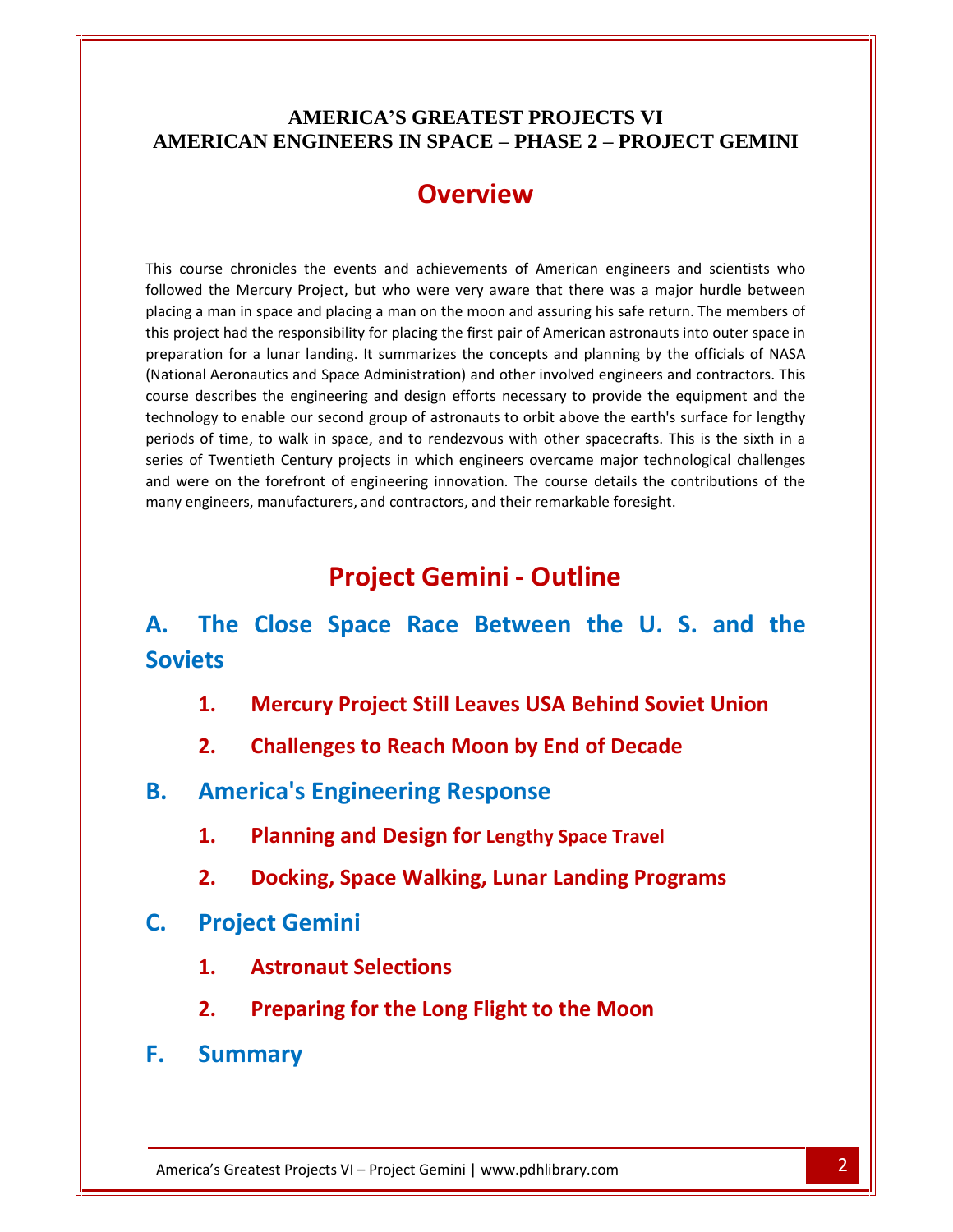# AMERICA'S GREATEST PROJECTS VI
# AMERICAN ENGINEERS IN SPACE – PHASE 2 – PROJECT GEMINI

## Overview

This course chronicles the events and achievements of American engineers and scientists who followed the Mercury Project, but who were very aware that there was a major hurdle between placing a man in space and placing a man on the moon and assuring his safe return. The members of this project had the responsibility for placing the first pair of American astronauts into outer space in preparation for a lunar landing. It summarizes the concepts and planning by the officials of NASA (National Aeronautics and Space Administration) and other involved engineers and contractors. This course describes the engineering and design efforts necessary to provide the equipment and the technology to enable our second group of astronauts to orbit above the earth's surface for lengthy periods of time, to walk in space, and to rendezvous with other spacecrafts. This is the sixth in a series of Twentieth Century projects in which engineers overcame major technological challenges and were on the forefront of engineering innovation. The course details the contributions of the many engineers, manufacturers, and contractors, and their remarkable foresight.

## Project Gemini - Outline

### A. The Close Space Race Between the U. S. and the Soviets

1. **Mercury Project Still Leaves USA Behind Soviet Union**
2. **Challenges to Reach Moon by End of Decade**

### B. America's Engineering Response

1. **Planning and Design for Lengthy Space Travel**
2. **Docking, Space Walking, Lunar Landing Programs**

### C. Project Gemini

1. **Astronaut Selections**
2. **Preparing for the Long Flight to the Moon**

### F. Summary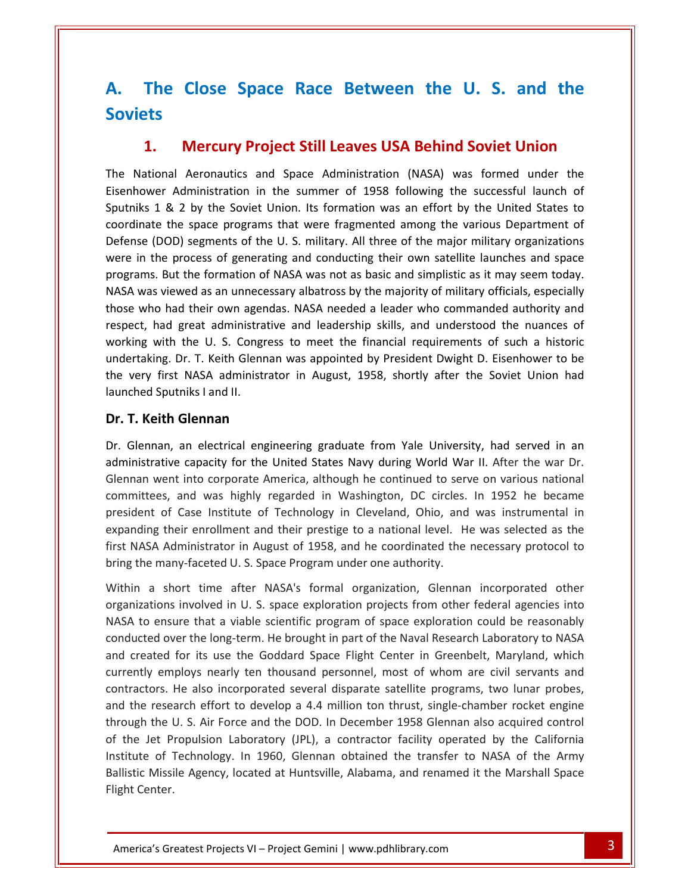# A. The Close Space Race Between the U. S. and the Soviets

## 1. Mercury Project Still Leaves USA Behind Soviet Union

The National Aeronautics and Space Administration (NASA) was formed under the Eisenhower Administration in the summer of 1958 following the successful launch of Sputniks 1 & 2 by the Soviet Union. Its formation was an effort by the United States to coordinate the space programs that were fragmented among the various Department of Defense (DOD) segments of the U. S. military. All three of the major military organizations were in the process of generating and conducting their own satellite launches and space programs. But the formation of NASA was not as basic and simplistic as it may seem today. NASA was viewed as an unnecessary albatross by the majority of military officials, especially those who had their own agendas. NASA needed a leader who commanded authority and respect, had great administrative and leadership skills, and understood the nuances of working with the U. S. Congress to meet the financial requirements of such a historic undertaking. Dr. T. Keith Glennan was appointed by President Dwight D. Eisenhower to be the very first NASA administrator in August, 1958, shortly after the Soviet Union had launched Sputniks I and II.

### Dr. T. Keith Glennan

Dr. Glennan, an electrical engineering graduate from Yale University, had served in an administrative capacity for the United States Navy during World War II. After the war Dr. Glennan went into corporate America, although he continued to serve on various national committees, and was highly regarded in Washington, DC circles. In 1952 he became president of Case Institute of Technology in Cleveland, Ohio, and was instrumental in expanding their enrollment and their prestige to a national level. He was selected as the first NASA Administrator in August of 1958, and he coordinated the necessary protocol to bring the many-faceted U. S. Space Program under one authority.

Within a short time after NASA's formal organization, Glennan incorporated other organizations involved in U. S. space exploration projects from other federal agencies into NASA to ensure that a viable scientific program of space exploration could be reasonably conducted over the long-term. He brought in part of the Naval Research Laboratory to NASA and created for its use the Goddard Space Flight Center in Greenbelt, Maryland, which currently employs nearly ten thousand personnel, most of whom are civil servants and contractors. He also incorporated several disparate satellite programs, two lunar probes, and the research effort to develop a 4.4 million ton thrust, single-chamber rocket engine through the U. S. Air Force and the DOD. In December 1958 Glennan also acquired control of the Jet Propulsion Laboratory (JPL), a contractor facility operated by the California Institute of Technology. In 1960, Glennan obtained the transfer to NASA of the Army Ballistic Missile Agency, located at Huntsville, Alabama, and renamed it the Marshall Space Flight Center.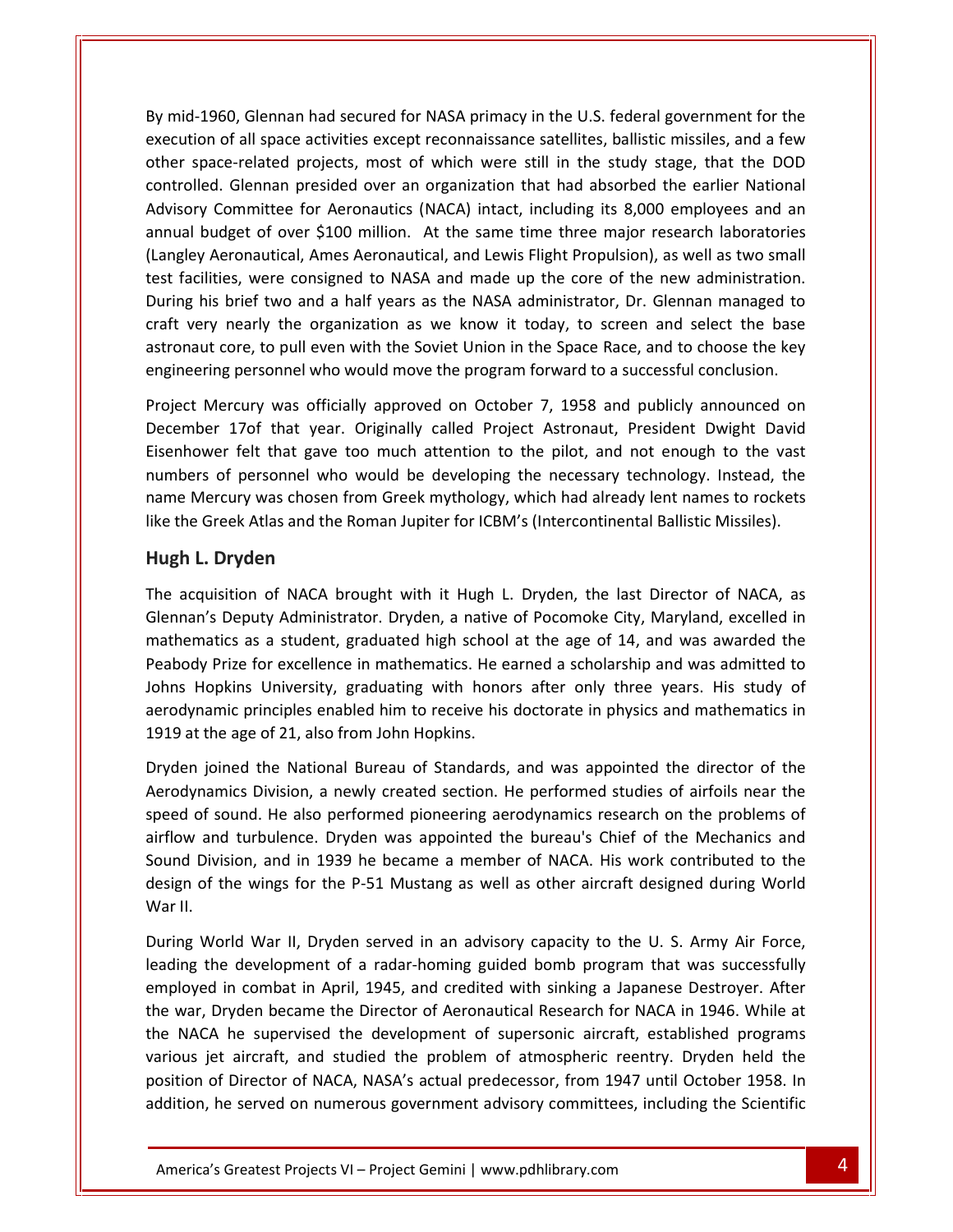By mid-1960, Glennan had secured for NASA primacy in the U.S. federal government for the execution of all space activities except reconnaissance satellites, ballistic missiles, and a few other space-related projects, most of which were still in the study stage, that the DOD controlled. Glennan presided over an organization that had absorbed the earlier National Advisory Committee for Aeronautics (NACA) intact, including its 8,000 employees and an annual budget of over $100 million. At the same time three major research laboratories (Langley Aeronautical, Ames Aeronautical, and Lewis Flight Propulsion), as well as two small test facilities, were consigned to NASA and made up the core of the new administration. During his brief two and a half years as the NASA administrator, Dr. Glennan managed to craft very nearly the organization as we know it today, to screen and select the base astronaut core, to pull even with the Soviet Union in the Space Race, and to choose the key engineering personnel who would move the program forward to a successful conclusion.

Project Mercury was officially approved on October 7, 1958 and publicly announced on December 17of that year. Originally called Project Astronaut, President Dwight David Eisenhower felt that gave too much attention to the pilot, and not enough to the vast numbers of personnel who would be developing the necessary technology. Instead, the name Mercury was chosen from Greek mythology, which had already lent names to rockets like the Greek Atlas and the Roman Jupiter for ICBM's (Intercontinental Ballistic Missiles).

## Hugh L. Dryden

The acquisition of NACA brought with it Hugh L. Dryden, the last Director of NACA, as Glennan's Deputy Administrator. Dryden, a native of Pocomoke City, Maryland, excelled in mathematics as a student, graduated high school at the age of 14, and was awarded the Peabody Prize for excellence in mathematics. He earned a scholarship and was admitted to Johns Hopkins University, graduating with honors after only three years. His study of aerodynamic principles enabled him to receive his doctorate in physics and mathematics in 1919 at the age of 21, also from John Hopkins.

Dryden joined the National Bureau of Standards, and was appointed the director of the Aerodynamics Division, a newly created section. He performed studies of airfoils near the speed of sound. He also performed pioneering aerodynamics research on the problems of airflow and turbulence. Dryden was appointed the bureau's Chief of the Mechanics and Sound Division, and in 1939 he became a member of NACA. His work contributed to the design of the wings for the P-51 Mustang as well as other aircraft designed during World War II.

During World War II, Dryden served in an advisory capacity to the U. S. Army Air Force, leading the development of a radar-homing guided bomb program that was successfully employed in combat in April, 1945, and credited with sinking a Japanese Destroyer. After the war, Dryden became the Director of Aeronautical Research for NACA in 1946. While at the NACA he supervised the development of supersonic aircraft, established programs various jet aircraft, and studied the problem of atmospheric reentry. Dryden held the position of Director of NACA, NASA's actual predecessor, from 1947 until October 1958. In addition, he served on numerous government advisory committees, including the Scientific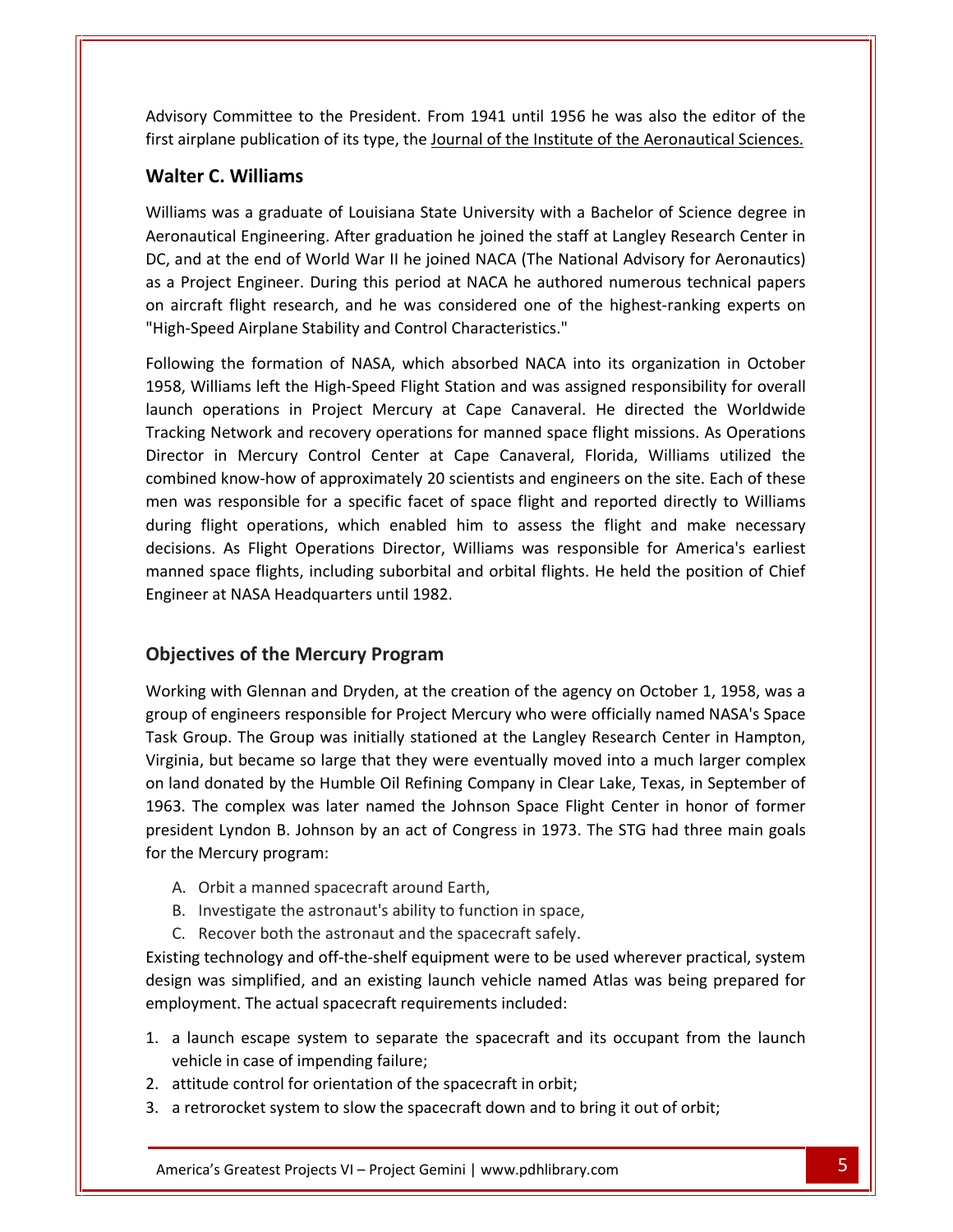Advisory Committee to the President. From 1941 until 1956 he was also the editor of the first airplane publication of its type, the Journal of the Institute of the Aeronautical Sciences.

## Walter C. Williams

Williams was a graduate of Louisiana State University with a Bachelor of Science degree in Aeronautical Engineering. After graduation he joined the staff at Langley Research Center in DC, and at the end of World War II he joined NACA (The National Advisory for Aeronautics) as a Project Engineer. During this period at NACA he authored numerous technical papers on aircraft flight research, and he was considered one of the highest-ranking experts on "High-Speed Airplane Stability and Control Characteristics."

Following the formation of NASA, which absorbed NACA into its organization in October 1958, Williams left the High-Speed Flight Station and was assigned responsibility for overall launch operations in Project Mercury at Cape Canaveral. He directed the Worldwide Tracking Network and recovery operations for manned space flight missions. As Operations Director in Mercury Control Center at Cape Canaveral, Florida, Williams utilized the combined know-how of approximately 20 scientists and engineers on the site. Each of these men was responsible for a specific facet of space flight and reported directly to Williams during flight operations, which enabled him to assess the flight and make necessary decisions. As Flight Operations Director, Williams was responsible for America's earliest manned space flights, including suborbital and orbital flights. He held the position of Chief Engineer at NASA Headquarters until 1982.

## Objectives of the Mercury Program

Working with Glennan and Dryden, at the creation of the agency on October 1, 1958, was a group of engineers responsible for Project Mercury who were officially named NASA's Space Task Group. The Group was initially stationed at the Langley Research Center in Hampton, Virginia, but became so large that they were eventually moved into a much larger complex on land donated by the Humble Oil Refining Company in Clear Lake, Texas, in September of 1963. The complex was later named the Johnson Space Flight Center in honor of former president Lyndon B. Johnson by an act of Congress in 1973. The STG had three main goals for the Mercury program:

A. Orbit a manned spacecraft around Earth,
B. Investigate the astronaut's ability to function in space,
C. Recover both the astronaut and the spacecraft safely.

Existing technology and off-the-shelf equipment were to be used wherever practical, system design was simplified, and an existing launch vehicle named Atlas was being prepared for employment. The actual spacecraft requirements included:

1. a launch escape system to separate the spacecraft and its occupant from the launch vehicle in case of impending failure;
2. attitude control for orientation of the spacecraft in orbit;
3. a retrorocket system to slow the spacecraft down and to bring it out of orbit;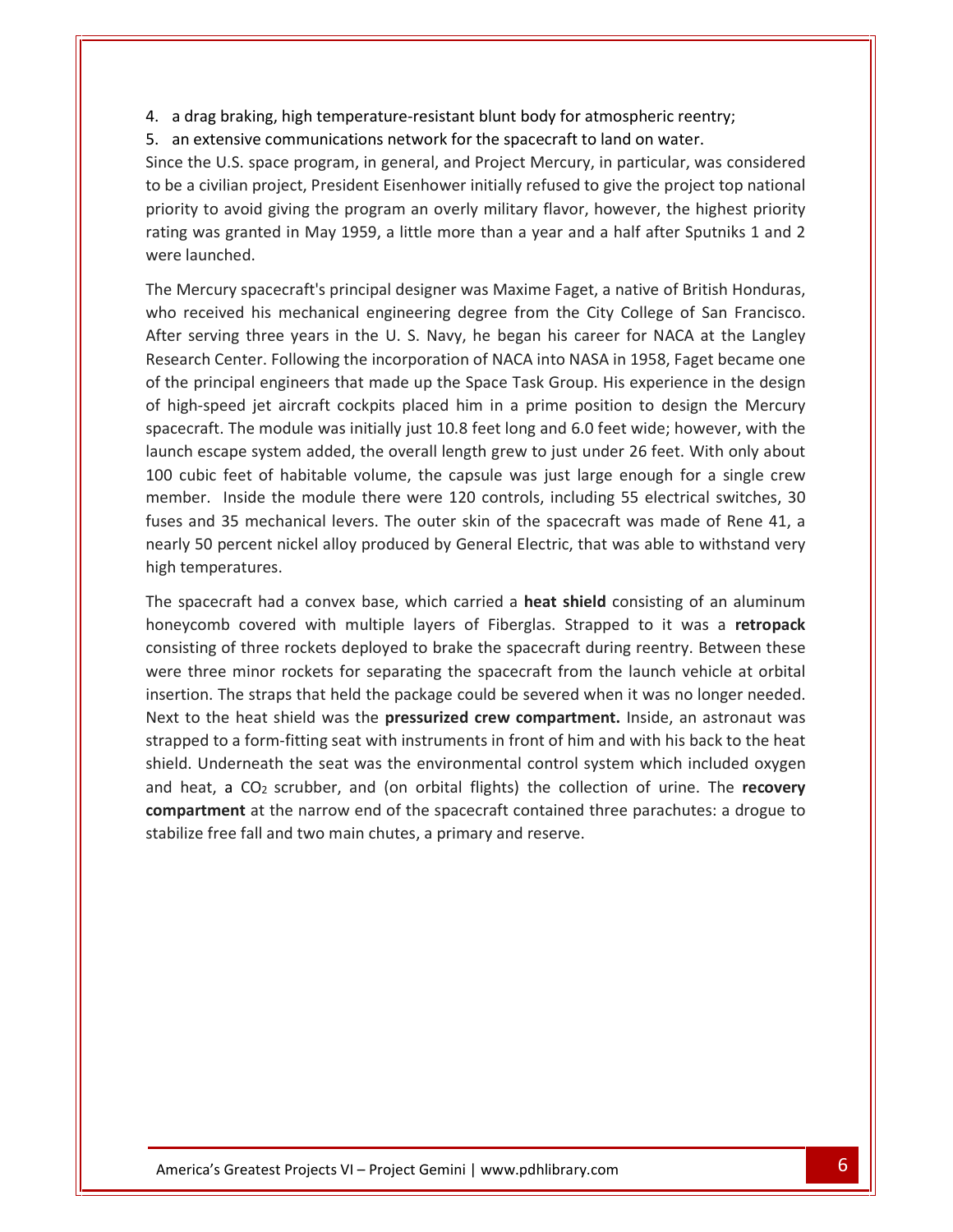4. a drag braking, high temperature-resistant blunt body for atmospheric reentry;
5. an extensive communications network for the spacecraft to land on water.

Since the U.S. space program, in general, and Project Mercury, in particular, was considered to be a civilian project, President Eisenhower initially refused to give the project top national priority to avoid giving the program an overly military flavor, however, the highest priority rating was granted in May 1959, a little more than a year and a half after Sputniks 1 and 2 were launched.

The Mercury spacecraft's principal designer was Maxime Faget, a native of British Honduras, who received his mechanical engineering degree from the City College of San Francisco. After serving three years in the U. S. Navy, he began his career for NACA at the Langley Research Center. Following the incorporation of NACA into NASA in 1958, Faget became one of the principal engineers that made up the Space Task Group. His experience in the design of high-speed jet aircraft cockpits placed him in a prime position to design the Mercury spacecraft. The module was initially just 10.8 feet long and 6.0 feet wide; however, with the launch escape system added, the overall length grew to just under 26 feet. With only about 100 cubic feet of habitable volume, the capsule was just large enough for a single crew member. Inside the module there were 120 controls, including 55 electrical switches, 30 fuses and 35 mechanical levers. The outer skin of the spacecraft was made of Rene 41, a nearly 50 percent nickel alloy produced by General Electric, that was able to withstand very high temperatures.

The spacecraft had a convex base, which carried a **heat shield** consisting of an aluminum honeycomb covered with multiple layers of Fiberglas. Strapped to it was a **retropack** consisting of three rockets deployed to brake the spacecraft during reentry. Between these were three minor rockets for separating the spacecraft from the launch vehicle at orbital insertion. The straps that held the package could be severed when it was no longer needed. Next to the heat shield was the **pressurized crew compartment.** Inside, an astronaut was strapped to a form-fitting seat with instruments in front of him and with his back to the heat shield. Underneath the seat was the environmental control system which included oxygen and heat, a $CO_2$ scrubber, and (on orbital flights) the collection of urine. The **recovery compartment** at the narrow end of the spacecraft contained three parachutes: a drogue to stabilize free fall and two main chutes, a primary and reserve.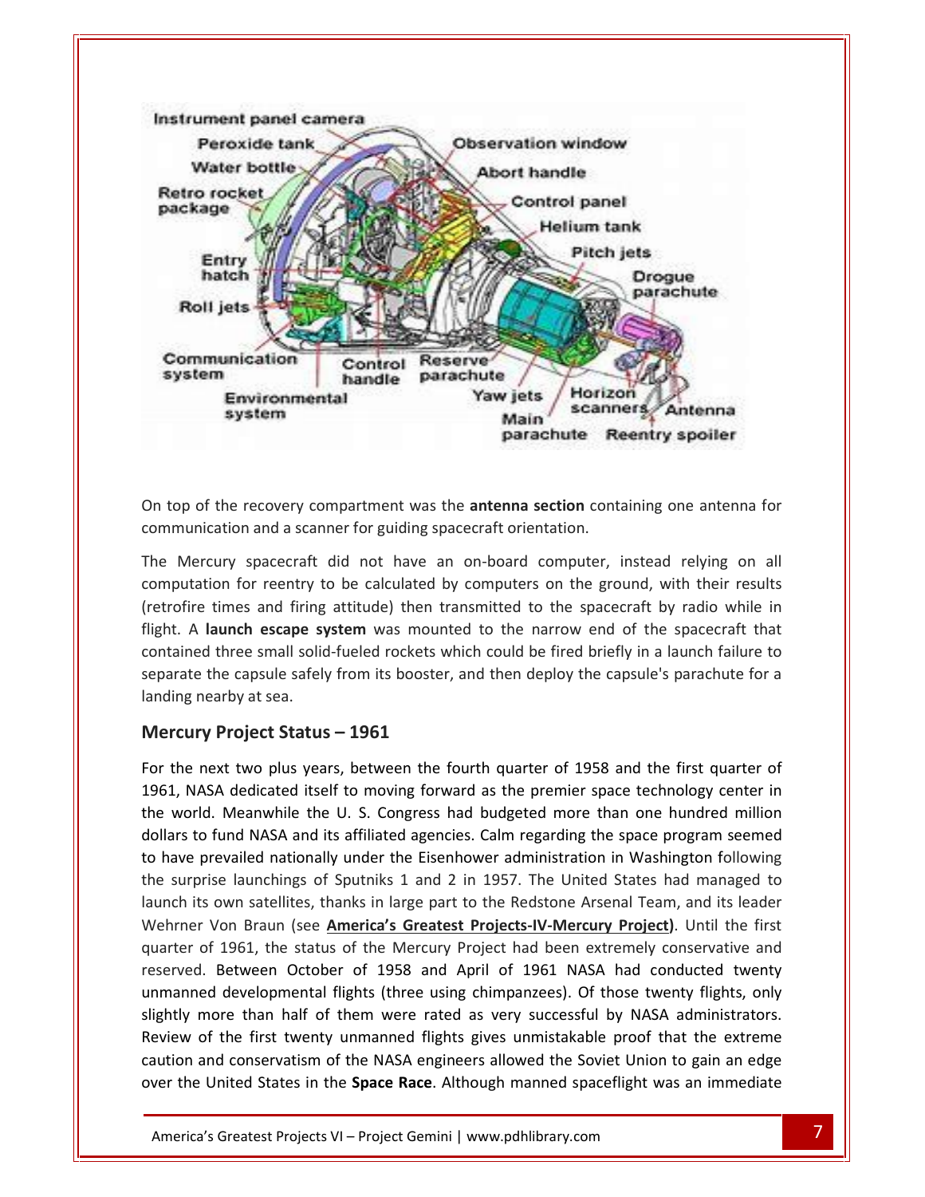On top of the recovery compartment was the **antenna section** containing one antenna for communication and a scanner for guiding spacecraft orientation.

The Mercury spacecraft did not have an on-board computer, instead relying on all computation for reentry to be calculated by computers on the ground, with their results (retrofire times and firing attitude) then transmitted to the spacecraft by radio while in flight. A **launch escape system** was mounted to the narrow end of the spacecraft that contained three small solid-fueled rockets which could be fired briefly in a launch failure to separate the capsule safely from its booster, and then deploy the capsule's parachute for a landing nearby at sea.

## Mercury Project Status – 1961

For the next two plus years, between the fourth quarter of 1958 and the first quarter of 1961, NASA dedicated itself to moving forward as the premier space technology center in the world. Meanwhile the U. S. Congress had budgeted more than one hundred million dollars to fund NASA and its affiliated agencies. Calm regarding the space program seemed to have prevailed nationally under the Eisenhower administration in Washington following the surprise launchings of Sputniks 1 and 2 in 1957. The United States had managed to launch its own satellites, thanks in large part to the Redstone Arsenal Team, and its leader Wehrner Von Braun (see **America's Greatest Projects-IV-Mercury Project)**. Until the first quarter of 1961, the status of the Mercury Project had been extremely conservative and reserved. Between October of 1958 and April of 1961 NASA had conducted twenty unmanned developmental flights (three using chimpanzees). Of those twenty flights, only slightly more than half of them were rated as very successful by NASA administrators. Review of the first twenty unmanned flights gives unmistakable proof that the extreme caution and conservatism of the NASA engineers allowed the Soviet Union to gain an edge over the United States in the **Space Race**. Although manned spaceflight was an immediate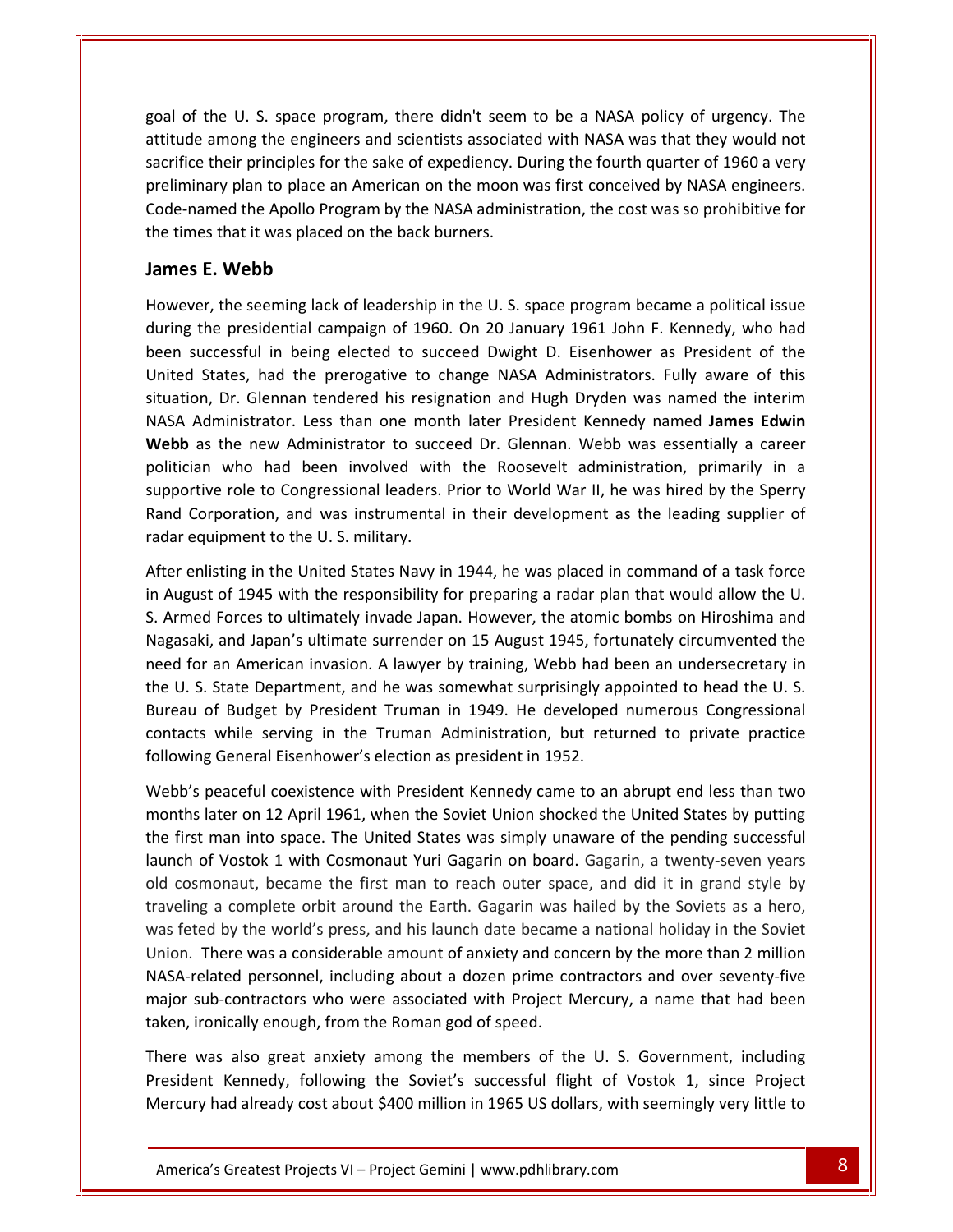goal of the U. S. space program, there didn't seem to be a NASA policy of urgency. The attitude among the engineers and scientists associated with NASA was that they would not sacrifice their principles for the sake of expediency. During the fourth quarter of 1960 a very preliminary plan to place an American on the moon was first conceived by NASA engineers. Code-named the Apollo Program by the NASA administration, the cost was so prohibitive for the times that it was placed on the back burners.

## James E. Webb

However, the seeming lack of leadership in the U. S. space program became a political issue during the presidential campaign of 1960. On 20 January 1961 John F. Kennedy, who had been successful in being elected to succeed Dwight D. Eisenhower as President of the United States, had the prerogative to change NASA Administrators. Fully aware of this situation, Dr. Glennan tendered his resignation and Hugh Dryden was named the interim NASA Administrator. Less than one month later President Kennedy named **James Edwin Webb** as the new Administrator to succeed Dr. Glennan. Webb was essentially a career politician who had been involved with the Roosevelt administration, primarily in a supportive role to Congressional leaders. Prior to World War II, he was hired by the Sperry Rand Corporation, and was instrumental in their development as the leading supplier of radar equipment to the U. S. military.

After enlisting in the United States Navy in 1944, he was placed in command of a task force in August of 1945 with the responsibility for preparing a radar plan that would allow the U. S. Armed Forces to ultimately invade Japan. However, the atomic bombs on Hiroshima and Nagasaki, and Japan's ultimate surrender on 15 August 1945, fortunately circumvented the need for an American invasion. A lawyer by training, Webb had been an undersecretary in the U. S. State Department, and he was somewhat surprisingly appointed to head the U. S. Bureau of Budget by President Truman in 1949. He developed numerous Congressional contacts while serving in the Truman Administration, but returned to private practice following General Eisenhower's election as president in 1952.

Webb's peaceful coexistence with President Kennedy came to an abrupt end less than two months later on 12 April 1961, when the Soviet Union shocked the United States by putting the first man into space. The United States was simply unaware of the pending successful launch of Vostok 1 with Cosmonaut Yuri Gagarin on board. Gagarin, a twenty-seven years old cosmonaut, became the first man to reach outer space, and did it in grand style by traveling a complete orbit around the Earth. Gagarin was hailed by the Soviets as a hero, was feted by the world's press, and his launch date became a national holiday in the Soviet Union. There was a considerable amount of anxiety and concern by the more than 2 million NASA-related personnel, including about a dozen prime contractors and over seventy-five major sub-contractors who were associated with Project Mercury, a name that had been taken, ironically enough, from the Roman god of speed.

There was also great anxiety among the members of the U. S. Government, including President Kennedy, following the Soviet's successful flight of Vostok 1, since Project Mercury had already cost about $400 million in 1965 US dollars, with seemingly very little to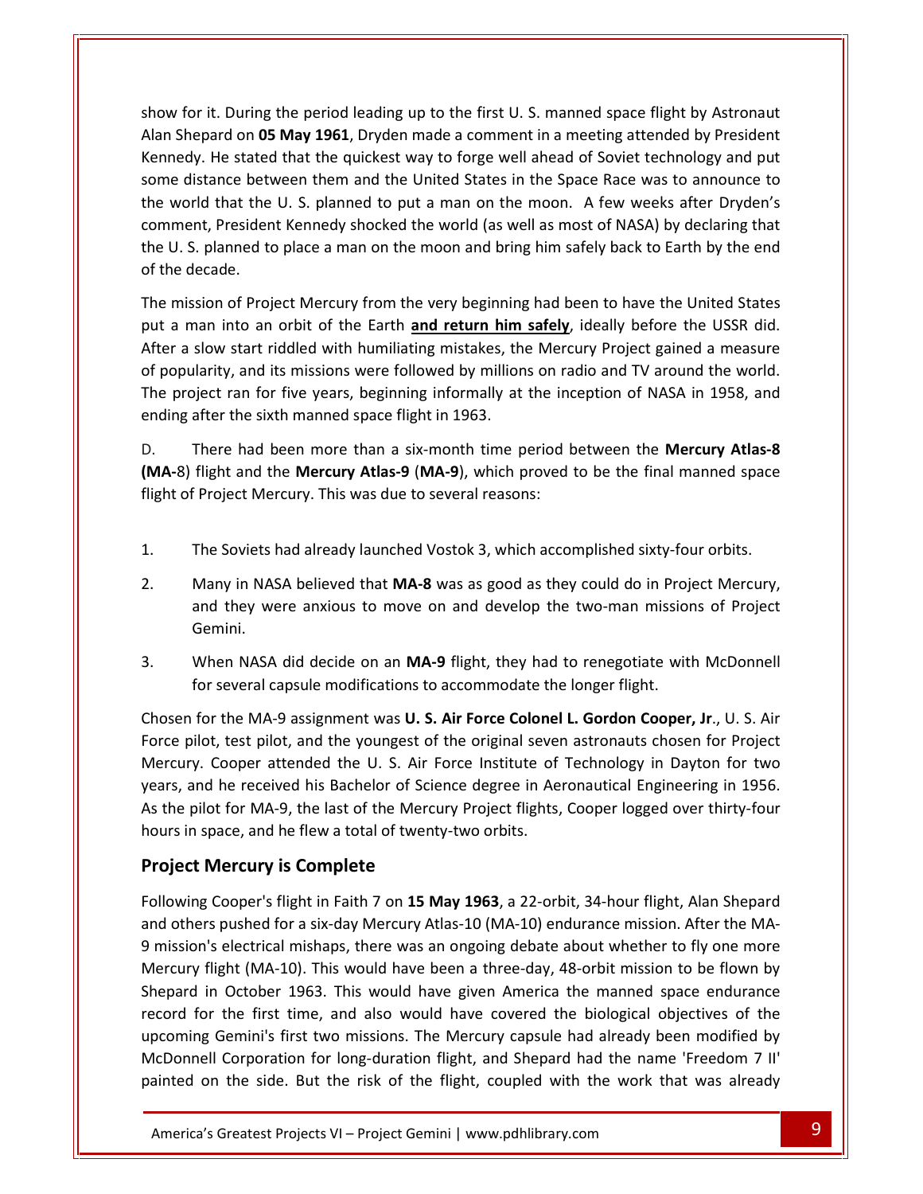show for it. During the period leading up to the first U. S. manned space flight by Astronaut Alan Shepard on **05 May 1961**, Dryden made a comment in a meeting attended by President Kennedy. He stated that the quickest way to forge well ahead of Soviet technology and put some distance between them and the United States in the Space Race was to announce to the world that the U. S. planned to put a man on the moon. A few weeks after Dryden's comment, President Kennedy shocked the world (as well as most of NASA) by declaring that the U. S. planned to place a man on the moon and bring him safely back to Earth by the end of the decade.

The mission of Project Mercury from the very beginning had been to have the United States put a man into an orbit of the Earth **<u>and return him safely</u>**, ideally before the USSR did. After a slow start riddled with humiliating mistakes, the Mercury Project gained a measure of popularity, and its missions were followed by millions on radio and TV around the world. The project ran for five years, beginning informally at the inception of NASA in 1958, and ending after the sixth manned space flight in 1963.

D. There had been more than a six-month time period between the **Mercury Atlas-8 (MA-**8) flight and the **Mercury Atlas-9** (**MA-9**), which proved to be the final manned space flight of Project Mercury. This was due to several reasons:

1. The Soviets had already launched Vostok 3, which accomplished sixty-four orbits.
2. Many in NASA believed that **MA-8** was as good as they could do in Project Mercury, and they were anxious to move on and develop the two-man missions of Project Gemini.
3. When NASA did decide on an **MA-9** flight, they had to renegotiate with McDonnell for several capsule modifications to accommodate the longer flight.

Chosen for the MA-9 assignment was **U. S. Air Force Colonel L. Gordon Cooper, Jr**., U. S. Air Force pilot, test pilot, and the youngest of the original seven astronauts chosen for Project Mercury. Cooper attended the U. S. Air Force Institute of Technology in Dayton for two years, and he received his Bachelor of Science degree in Aeronautical Engineering in 1956. As the pilot for MA-9, the last of the Mercury Project flights, Cooper logged over thirty-four hours in space, and he flew a total of twenty-two orbits.

## Project Mercury is Complete

Following Cooper's flight in Faith 7 on **15 May 1963**, a 22-orbit, 34-hour flight, Alan Shepard and others pushed for a six-day Mercury Atlas-10 (MA-10) endurance mission. After the MA-9 mission's electrical mishaps, there was an ongoing debate about whether to fly one more Mercury flight (MA-10). This would have been a three-day, 48-orbit mission to be flown by Shepard in October 1963. This would have given America the manned space endurance record for the first time, and also would have covered the biological objectives of the upcoming Gemini's first two missions. The Mercury capsule had already been modified by McDonnell Corporation for long-duration flight, and Shepard had the name 'Freedom 7 II' painted on the side. But the risk of the flight, coupled with the work that was already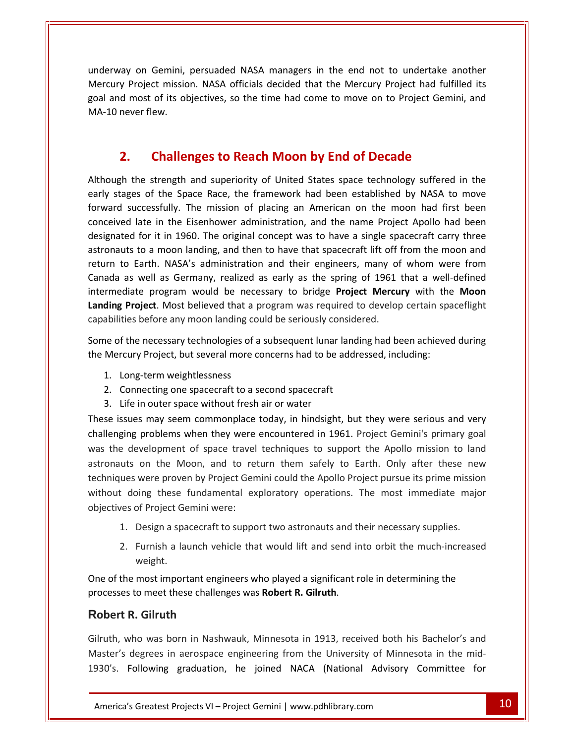underway on Gemini, persuaded NASA managers in the end not to undertake another Mercury Project mission. NASA officials decided that the Mercury Project had fulfilled its goal and most of its objectives, so the time had come to move on to Project Gemini, and MA-10 never flew.

## 2. Challenges to Reach Moon by End of Decade

Although the strength and superiority of United States space technology suffered in the early stages of the Space Race, the framework had been established by NASA to move forward successfully. The mission of placing an American on the moon had first been conceived late in the Eisenhower administration, and the name Project Apollo had been designated for it in 1960. The original concept was to have a single spacecraft carry three astronauts to a moon landing, and then to have that spacecraft lift off from the moon and return to Earth. NASA's administration and their engineers, many of whom were from Canada as well as Germany, realized as early as the spring of 1961 that a well-defined intermediate program would be necessary to bridge **Project Mercury** with the **Moon Landing Project**. Most believed that a program was required to develop certain spaceflight capabilities before any moon landing could be seriously considered.

Some of the necessary technologies of a subsequent lunar landing had been achieved during the Mercury Project, but several more concerns had to be addressed, including:

1. Long-term weightlessness
2. Connecting one spacecraft to a second spacecraft
3. Life in outer space without fresh air or water

These issues may seem commonplace today, in hindsight, but they were serious and very challenging problems when they were encountered in 1961. Project Gemini's primary goal was the development of space travel techniques to support the Apollo mission to land astronauts on the Moon, and to return them safely to Earth. Only after these new techniques were proven by Project Gemini could the Apollo Project pursue its prime mission without doing these fundamental exploratory operations. The most immediate major objectives of Project Gemini were:

1. Design a spacecraft to support two astronauts and their necessary supplies.
2. Furnish a launch vehicle that would lift and send into orbit the much-increased weight.

One of the most important engineers who played a significant role in determining the processes to meet these challenges was **Robert R. Gilruth**.

### Robert R. Gilruth

Gilruth, who was born in Nashwauk, Minnesota in 1913, received both his Bachelor's and Master's degrees in aerospace engineering from the University of Minnesota in the mid-1930's. Following graduation, he joined NACA (National Advisory Committee for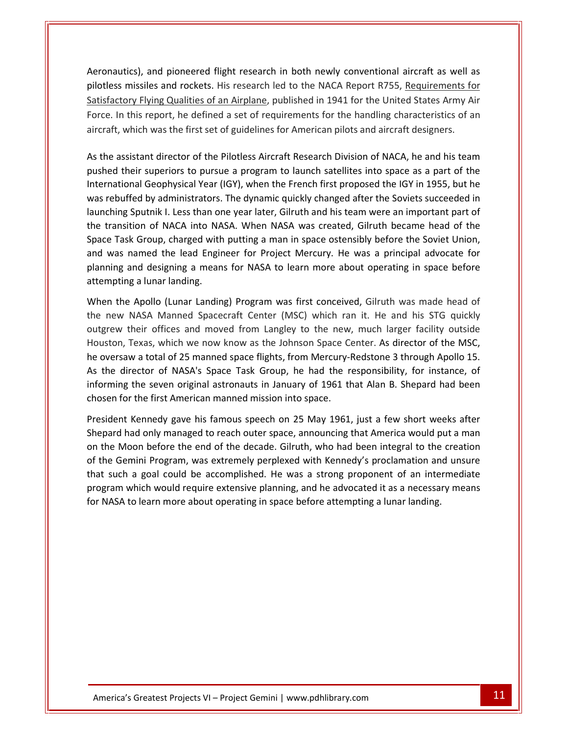Aeronautics), and pioneered flight research in both newly conventional aircraft as well as pilotless missiles and rockets. His research led to the NACA Report R755, Requirements for Satisfactory Flying Qualities of an Airplane, published in 1941 for the United States Army Air Force. In this report, he defined a set of requirements for the handling characteristics of an aircraft, which was the first set of guidelines for American pilots and aircraft designers.

As the assistant director of the Pilotless Aircraft Research Division of NACA, he and his team pushed their superiors to pursue a program to launch satellites into space as a part of the International Geophysical Year (IGY), when the French first proposed the IGY in 1955, but he was rebuffed by administrators. The dynamic quickly changed after the Soviets succeeded in launching Sputnik I. Less than one year later, Gilruth and his team were an important part of the transition of NACA into NASA. When NASA was created, Gilruth became head of the Space Task Group, charged with putting a man in space ostensibly before the Soviet Union, and was named the lead Engineer for Project Mercury. He was a principal advocate for planning and designing a means for NASA to learn more about operating in space before attempting a lunar landing.

When the Apollo (Lunar Landing) Program was first conceived, Gilruth was made head of the new NASA Manned Spacecraft Center (MSC) which ran it. He and his STG quickly outgrew their offices and moved from Langley to the new, much larger facility outside Houston, Texas, which we now know as the Johnson Space Center. As director of the MSC, he oversaw a total of 25 manned space flights, from Mercury-Redstone 3 through Apollo 15. As the director of NASA's Space Task Group, he had the responsibility, for instance, of informing the seven original astronauts in January of 1961 that Alan B. Shepard had been chosen for the first American manned mission into space.

President Kennedy gave his famous speech on 25 May 1961, just a few short weeks after Shepard had only managed to reach outer space, announcing that America would put a man on the Moon before the end of the decade. Gilruth, who had been integral to the creation of the Gemini Program, was extremely perplexed with Kennedy's proclamation and unsure that such a goal could be accomplished. He was a strong proponent of an intermediate program which would require extensive planning, and he advocated it as a necessary means for NASA to learn more about operating in space before attempting a lunar landing.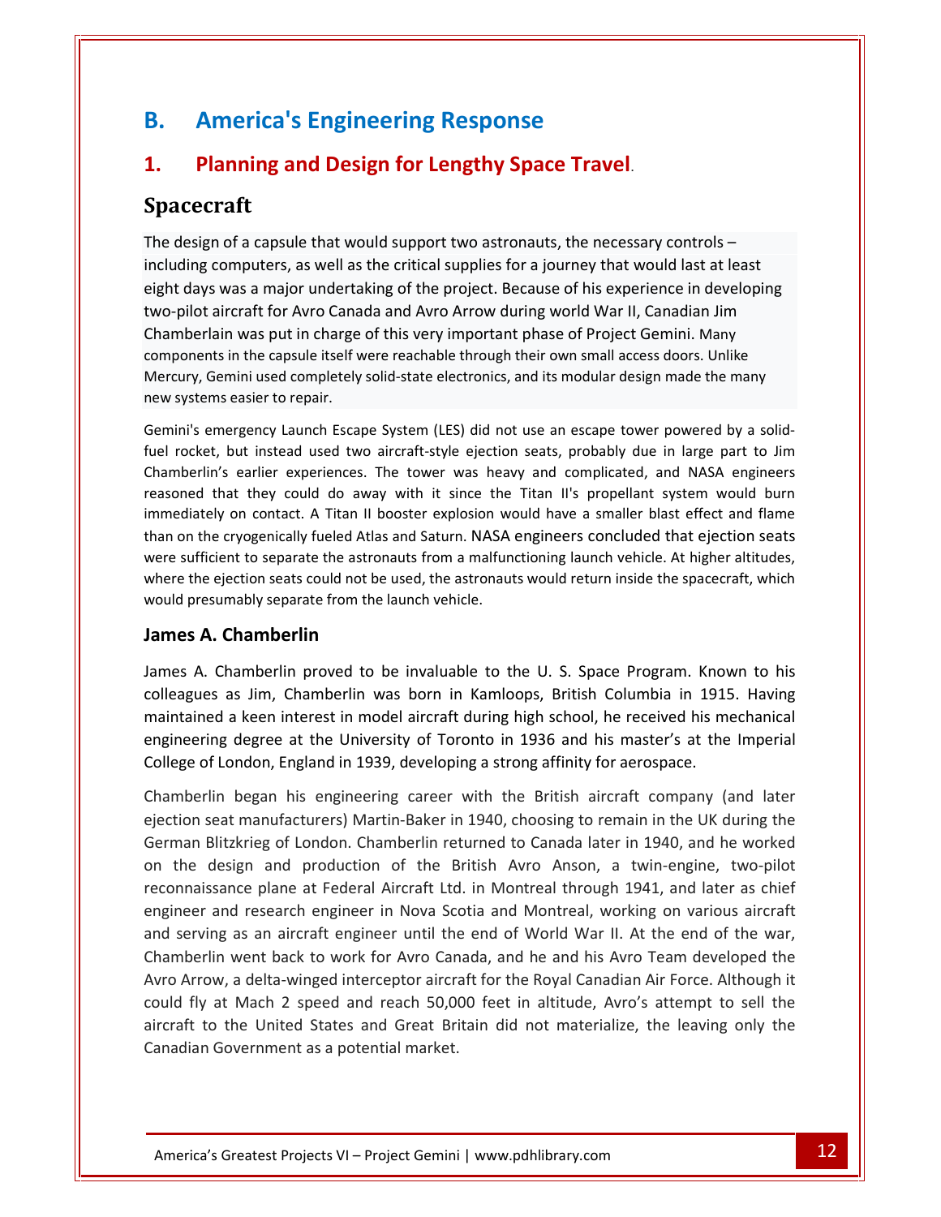# B. America's Engineering Response

## 1. Planning and Design for Lengthy Space Travel.

### Spacecraft

The design of a capsule that would support two astronauts, the necessary controls – including computers, as well as the critical supplies for a journey that would last at least eight days was a major undertaking of the project. Because of his experience in developing two-pilot aircraft for Avro Canada and Avro Arrow during world War II, Canadian Jim Chamberlain was put in charge of this very important phase of Project Gemini. Many components in the capsule itself were reachable through their own small access doors. Unlike Mercury, Gemini used completely solid-state electronics, and its modular design made the many new systems easier to repair.

Gemini's emergency Launch Escape System (LES) did not use an escape tower powered by a solid-fuel rocket, but instead used two aircraft-style ejection seats, probably due in large part to Jim Chamberlin's earlier experiences. The tower was heavy and complicated, and NASA engineers reasoned that they could do away with it since the Titan II's propellant system would burn immediately on contact. A Titan II booster explosion would have a smaller blast effect and flame than on the cryogenically fueled Atlas and Saturn. NASA engineers concluded that ejection seats were sufficient to separate the astronauts from a malfunctioning launch vehicle. At higher altitudes, where the ejection seats could not be used, the astronauts would return inside the spacecraft, which would presumably separate from the launch vehicle.

### James A. Chamberlin

James A. Chamberlin proved to be invaluable to the U. S. Space Program. Known to his colleagues as Jim, Chamberlin was born in Kamloops, British Columbia in 1915. Having maintained a keen interest in model aircraft during high school, he received his mechanical engineering degree at the University of Toronto in 1936 and his master's at the Imperial College of London, England in 1939, developing a strong affinity for aerospace.

Chamberlin began his engineering career with the British aircraft company (and later ejection seat manufacturers) Martin-Baker in 1940, choosing to remain in the UK during the German Blitzkrieg of London. Chamberlin returned to Canada later in 1940, and he worked on the design and production of the British Avro Anson, a twin-engine, two-pilot reconnaissance plane at Federal Aircraft Ltd. in Montreal through 1941, and later as chief engineer and research engineer in Nova Scotia and Montreal, working on various aircraft and serving as an aircraft engineer until the end of World War II. At the end of the war, Chamberlin went back to work for Avro Canada, and he and his Avro Team developed the Avro Arrow, a delta-winged interceptor aircraft for the Royal Canadian Air Force. Although it could fly at Mach 2 speed and reach 50,000 feet in altitude, Avro's attempt to sell the aircraft to the United States and Great Britain did not materialize, the leaving only the Canadian Government as a potential market.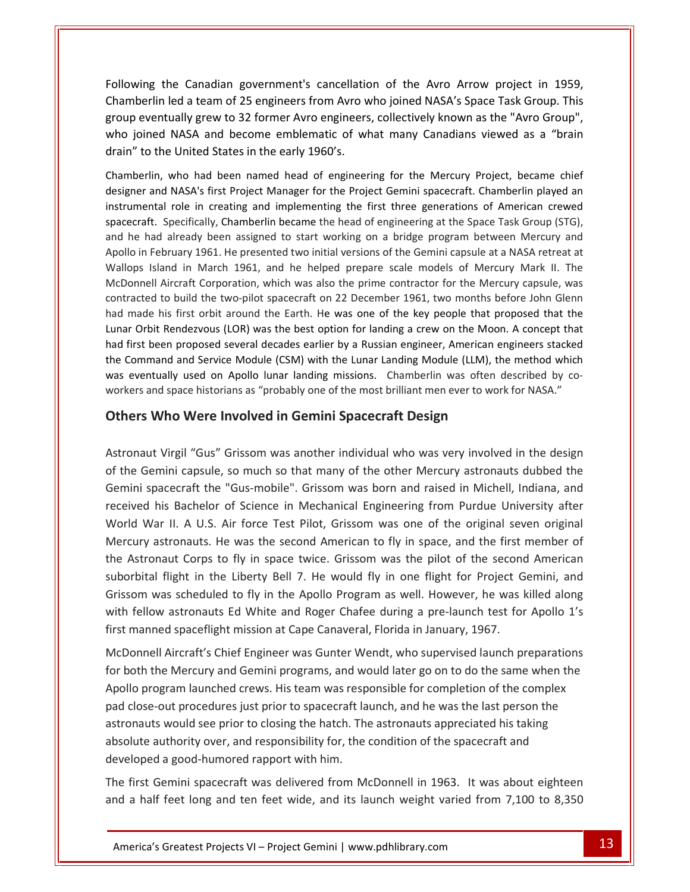Following the Canadian government's cancellation of the Avro Arrow project in 1959, Chamberlin led a team of 25 engineers from Avro who joined NASA's Space Task Group. This group eventually grew to 32 former Avro engineers, collectively known as the "Avro Group", who joined NASA and become emblematic of what many Canadians viewed as a "brain drain" to the United States in the early 1960's.

Chamberlin, who had been named head of engineering for the Mercury Project, became chief designer and NASA's first Project Manager for the Project Gemini spacecraft. Chamberlin played an instrumental role in creating and implementing the first three generations of American crewed spacecraft. Specifically, Chamberlin became the head of engineering at the Space Task Group (STG), and he had already been assigned to start working on a bridge program between Mercury and Apollo in February 1961. He presented two initial versions of the Gemini capsule at a NASA retreat at Wallops Island in March 1961, and he helped prepare scale models of Mercury Mark II. The McDonnell Aircraft Corporation, which was also the prime contractor for the Mercury capsule, was contracted to build the two-pilot spacecraft on 22 December 1961, two months before John Glenn had made his first orbit around the Earth. He was one of the key people that proposed that the Lunar Orbit Rendezvous (LOR) was the best option for landing a crew on the Moon. A concept that had first been proposed several decades earlier by a Russian engineer, American engineers stacked the Command and Service Module (CSM) with the Lunar Landing Module (LLM), the method which was eventually used on Apollo lunar landing missions. Chamberlin was often described by co-workers and space historians as "probably one of the most brilliant men ever to work for NASA."

## Others Who Were Involved in Gemini Spacecraft Design

Astronaut Virgil "Gus" Grissom was another individual who was very involved in the design of the Gemini capsule, so much so that many of the other Mercury astronauts dubbed the Gemini spacecraft the "Gus-mobile". Grissom was born and raised in Michell, Indiana, and received his Bachelor of Science in Mechanical Engineering from Purdue University after World War II. A U.S. Air force Test Pilot, Grissom was one of the original seven original Mercury astronauts. He was the second American to fly in space, and the first member of the Astronaut Corps to fly in space twice. Grissom was the pilot of the second American suborbital flight in the Liberty Bell 7. He would fly in one flight for Project Gemini, and Grissom was scheduled to fly in the Apollo Program as well. However, he was killed along with fellow astronauts Ed White and Roger Chafee during a pre-launch test for Apollo 1's first manned spaceflight mission at Cape Canaveral, Florida in January, 1967.

McDonnell Aircraft's Chief Engineer was Gunter Wendt, who supervised launch preparations for both the Mercury and Gemini programs, and would later go on to do the same when the Apollo program launched crews. His team was responsible for completion of the complex pad close-out procedures just prior to spacecraft launch, and he was the last person the astronauts would see prior to closing the hatch. The astronauts appreciated his taking absolute authority over, and responsibility for, the condition of the spacecraft and developed a good-humored rapport with him.

The first Gemini spacecraft was delivered from McDonnell in 1963. It was about eighteen and a half feet long and ten feet wide, and its launch weight varied from 7,100 to 8,350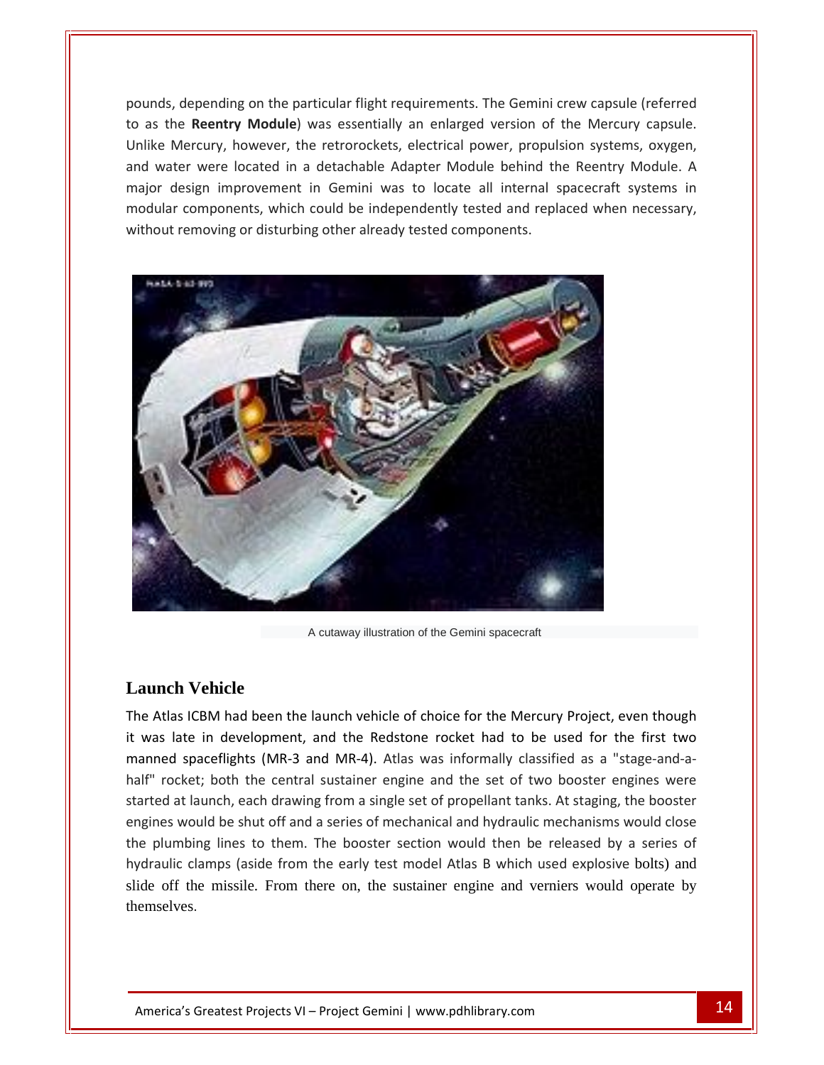pounds, depending on the particular flight requirements. The Gemini crew capsule (referred to as the **Reentry Module**) was essentially an enlarged version of the Mercury capsule. Unlike Mercury, however, the retrorockets, electrical power, propulsion systems, oxygen, and water were located in a detachable Adapter Module behind the Reentry Module. A major design improvement in Gemini was to locate all internal spacecraft systems in modular components, which could be independently tested and replaced when necessary, without removing or disturbing other already tested components.

A cutaway illustration of the Gemini spacecraft

## Launch Vehicle

The Atlas ICBM had been the launch vehicle of choice for the Mercury Project, even though it was late in development, and the Redstone rocket had to be used for the first two manned spaceflights (MR-3 and MR-4). Atlas was informally classified as a "stage-and-a-half" rocket; both the central sustainer engine and the set of two booster engines were started at launch, each drawing from a single set of propellant tanks. At staging, the booster engines would be shut off and a series of mechanical and hydraulic mechanisms would close the plumbing lines to them. The booster section would then be released by a series of hydraulic clamps (aside from the early test model Atlas B which used explosive bolts) and slide off the missile. From there on, the sustainer engine and verniers would operate by themselves.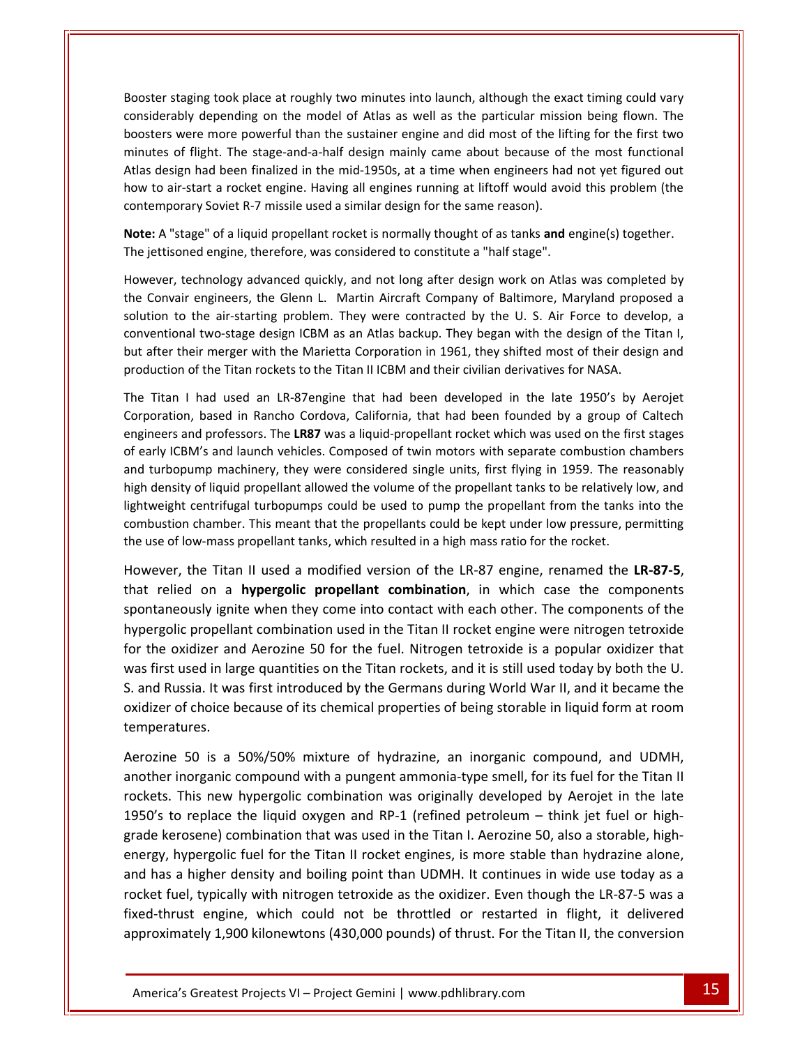Booster staging took place at roughly two minutes into launch, although the exact timing could vary considerably depending on the model of Atlas as well as the particular mission being flown. The boosters were more powerful than the sustainer engine and did most of the lifting for the first two minutes of flight. The stage-and-a-half design mainly came about because of the most functional Atlas design had been finalized in the mid-1950s, at a time when engineers had not yet figured out how to air-start a rocket engine. Having all engines running at liftoff would avoid this problem (the contemporary Soviet R-7 missile used a similar design for the same reason).

**Note:** A "stage" of a liquid propellant rocket is normally thought of as tanks **and** engine(s) together. The jettisoned engine, therefore, was considered to constitute a "half stage".

However, technology advanced quickly, and not long after design work on Atlas was completed by the Convair engineers, the Glenn L. Martin Aircraft Company of Baltimore, Maryland proposed a solution to the air-starting problem. They were contracted by the U. S. Air Force to develop, a conventional two-stage design ICBM as an Atlas backup. They began with the design of the Titan I, but after their merger with the Marietta Corporation in 1961, they shifted most of their design and production of the Titan rockets to the Titan II ICBM and their civilian derivatives for NASA.

The Titan I had used an LR-87engine that had been developed in the late 1950's by Aerojet Corporation, based in Rancho Cordova, California, that had been founded by a group of Caltech engineers and professors. The **LR87** was a liquid-propellant rocket which was used on the first stages of early ICBM's and launch vehicles. Composed of twin motors with separate combustion chambers and turbopump machinery, they were considered single units, first flying in 1959. The reasonably high density of liquid propellant allowed the volume of the propellant tanks to be relatively low, and lightweight centrifugal turbopumps could be used to pump the propellant from the tanks into the combustion chamber. This meant that the propellants could be kept under low pressure, permitting the use of low-mass propellant tanks, which resulted in a high mass ratio for the rocket.

However, the Titan II used a modified version of the LR-87 engine, renamed the **LR-87-5**, that relied on a **hypergolic propellant combination**, in which case the components spontaneously ignite when they come into contact with each other. The components of the hypergolic propellant combination used in the Titan II rocket engine were nitrogen tetroxide for the oxidizer and Aerozine 50 for the fuel. Nitrogen tetroxide is a popular oxidizer that was first used in large quantities on the Titan rockets, and it is still used today by both the U. S. and Russia. It was first introduced by the Germans during World War II, and it became the oxidizer of choice because of its chemical properties of being storable in liquid form at room temperatures.

Aerozine 50 is a 50%/50% mixture of hydrazine, an inorganic compound, and UDMH, another inorganic compound with a pungent ammonia-type smell, for its fuel for the Titan II rockets. This new hypergolic combination was originally developed by Aerojet in the late 1950's to replace the liquid oxygen and RP-1 (refined petroleum – think jet fuel or high-grade kerosene) combination that was used in the Titan I. Aerozine 50, also a storable, high-energy, hypergolic fuel for the Titan II rocket engines, is more stable than hydrazine alone, and has a higher density and boiling point than UDMH. It continues in wide use today as a rocket fuel, typically with nitrogen tetroxide as the oxidizer. Even though the LR-87-5 was a fixed-thrust engine, which could not be throttled or restarted in flight, it delivered approximately 1,900 kilonewtons (430,000 pounds) of thrust. For the Titan II, the conversion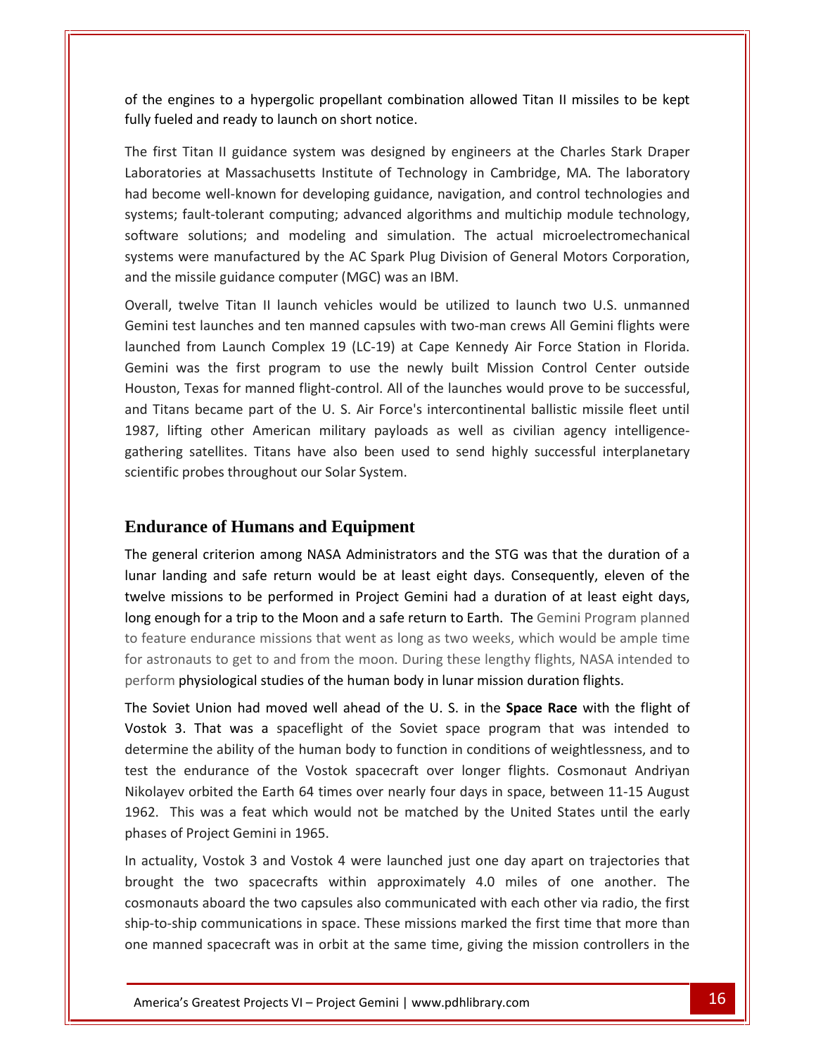of the engines to a hypergolic propellant combination allowed Titan II missiles to be kept fully fueled and ready to launch on short notice.

The first Titan II guidance system was designed by engineers at the Charles Stark Draper Laboratories at Massachusetts Institute of Technology in Cambridge, MA. The laboratory had become well-known for developing guidance, navigation, and control technologies and systems; fault-tolerant computing; advanced algorithms and multichip module technology, software solutions; and modeling and simulation. The actual microelectromechanical systems were manufactured by the AC Spark Plug Division of General Motors Corporation, and the missile guidance computer (MGC) was an IBM.

Overall, twelve Titan II launch vehicles would be utilized to launch two U.S. unmanned Gemini test launches and ten manned capsules with two-man crews All Gemini flights were launched from Launch Complex 19 (LC-19) at Cape Kennedy Air Force Station in Florida. Gemini was the first program to use the newly built Mission Control Center outside Houston, Texas for manned flight-control. All of the launches would prove to be successful, and Titans became part of the U. S. Air Force's intercontinental ballistic missile fleet until 1987, lifting other American military payloads as well as civilian agency intelligence-gathering satellites. Titans have also been used to send highly successful interplanetary scientific probes throughout our Solar System.

## Endurance of Humans and Equipment

The general criterion among NASA Administrators and the STG was that the duration of a lunar landing and safe return would be at least eight days. Consequently, eleven of the twelve missions to be performed in Project Gemini had a duration of at least eight days, long enough for a trip to the Moon and a safe return to Earth. The Gemini Program planned to feature endurance missions that went as long as two weeks, which would be ample time for astronauts to get to and from the moon. During these lengthy flights, NASA intended to perform physiological studies of the human body in lunar mission duration flights.

The Soviet Union had moved well ahead of the U. S. in the **Space Race** with the flight of Vostok 3. That was a spaceflight of the Soviet space program that was intended to determine the ability of the human body to function in conditions of weightlessness, and to test the endurance of the Vostok spacecraft over longer flights. Cosmonaut Andriyan Nikolayev orbited the Earth 64 times over nearly four days in space, between 11-15 August 1962. This was a feat which would not be matched by the United States until the early phases of Project Gemini in 1965.

In actuality, Vostok 3 and Vostok 4 were launched just one day apart on trajectories that brought the two spacecrafts within approximately 4.0 miles of one another. The cosmonauts aboard the two capsules also communicated with each other via radio, the first ship-to-ship communications in space. These missions marked the first time that more than one manned spacecraft was in orbit at the same time, giving the mission controllers in the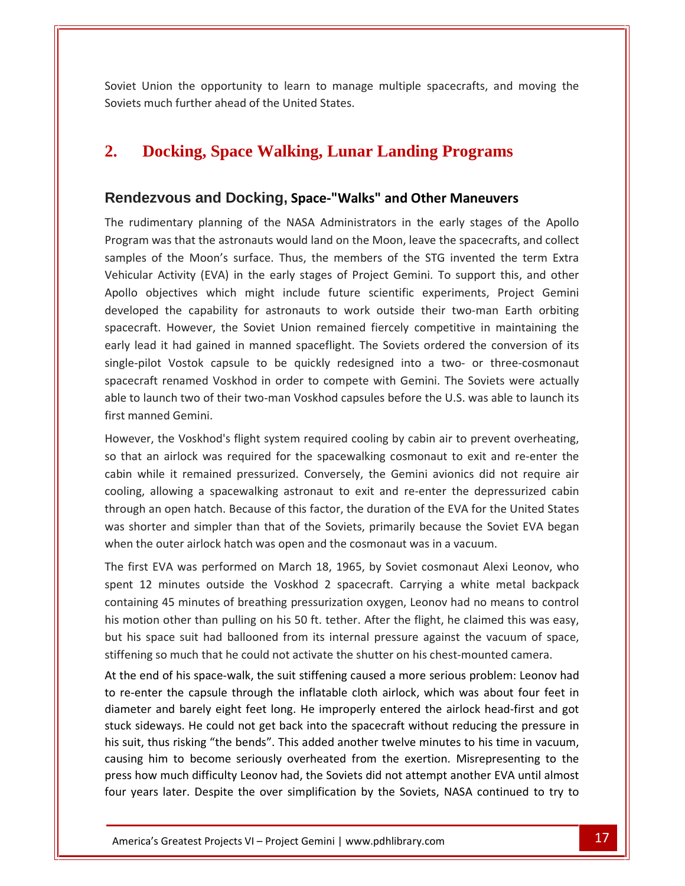Soviet Union the opportunity to learn to manage multiple spacecrafts, and moving the Soviets much further ahead of the United States.

# 2. Docking, Space Walking, Lunar Landing Programs

## Rendezvous and Docking, Space-"Walks" and Other Maneuvers

The rudimentary planning of the NASA Administrators in the early stages of the Apollo Program was that the astronauts would land on the Moon, leave the spacecrafts, and collect samples of the Moon's surface. Thus, the members of the STG invented the term Extra Vehicular Activity (EVA) in the early stages of Project Gemini. To support this, and other Apollo objectives which might include future scientific experiments, Project Gemini developed the capability for astronauts to work outside their two-man Earth orbiting spacecraft. However, the Soviet Union remained fiercely competitive in maintaining the early lead it had gained in manned spaceflight. The Soviets ordered the conversion of its single-pilot Vostok capsule to be quickly redesigned into a two- or three-cosmonaut spacecraft renamed Voskhod in order to compete with Gemini. The Soviets were actually able to launch two of their two-man Voskhod capsules before the U.S. was able to launch its first manned Gemini.

However, the Voskhod's flight system required cooling by cabin air to prevent overheating, so that an airlock was required for the spacewalking cosmonaut to exit and re-enter the cabin while it remained pressurized. Conversely, the Gemini avionics did not require air cooling, allowing a spacewalking astronaut to exit and re-enter the depressurized cabin through an open hatch. Because of this factor, the duration of the EVA for the United States was shorter and simpler than that of the Soviets, primarily because the Soviet EVA began when the outer airlock hatch was open and the cosmonaut was in a vacuum.

The first EVA was performed on March 18, 1965, by Soviet cosmonaut Alexi Leonov, who spent 12 minutes outside the Voskhod 2 spacecraft. Carrying a white metal backpack containing 45 minutes of breathing pressurization oxygen, Leonov had no means to control his motion other than pulling on his 50 ft. tether. After the flight, he claimed this was easy, but his space suit had ballooned from its internal pressure against the vacuum of space, stiffening so much that he could not activate the shutter on his chest-mounted camera.

At the end of his space-walk, the suit stiffening caused a more serious problem: Leonov had to re-enter the capsule through the inflatable cloth airlock, which was about four feet in diameter and barely eight feet long. He improperly entered the airlock head-first and got stuck sideways. He could not get back into the spacecraft without reducing the pressure in his suit, thus risking "the bends". This added another twelve minutes to his time in vacuum, causing him to become seriously overheated from the exertion. Misrepresenting to the press how much difficulty Leonov had, the Soviets did not attempt another EVA until almost four years later. Despite the over simplification by the Soviets, NASA continued to try to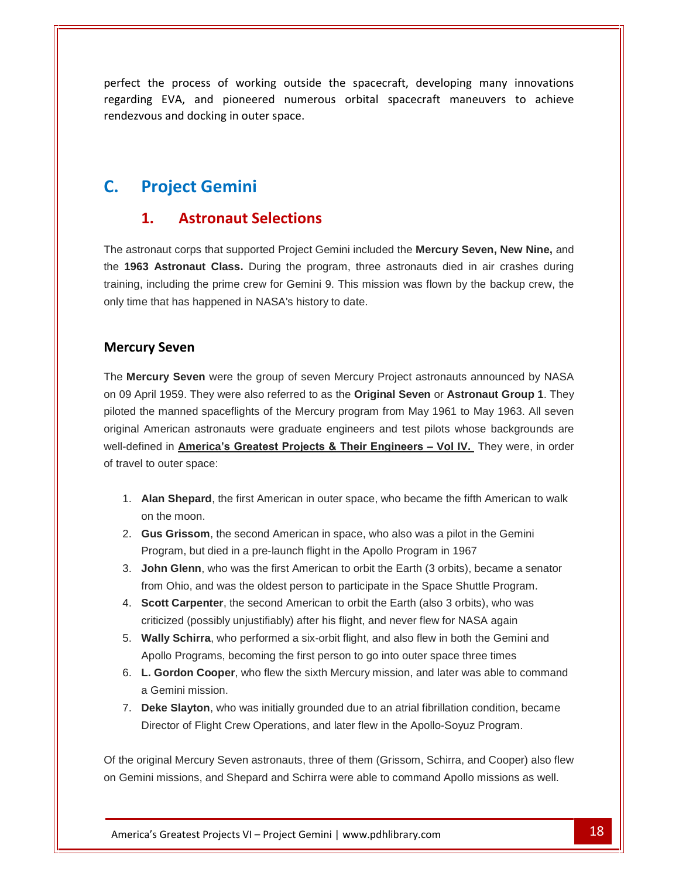perfect the process of working outside the spacecraft, developing many innovations regarding EVA, and pioneered numerous orbital spacecraft maneuvers to achieve rendezvous and docking in outer space.

## C. Project Gemini

### 1. Astronaut Selections

The astronaut corps that supported Project Gemini included the **Mercury Seven, New Nine,** and the **1963 Astronaut Class.** During the program, three astronauts died in air crashes during training, including the prime crew for Gemini 9. This mission was flown by the backup crew, the only time that has happened in NASA's history to date.

#### Mercury Seven

The **Mercury Seven** were the group of seven Mercury Project astronauts announced by NASA on 09 April 1959. They were also referred to as the **Original Seven** or **Astronaut Group 1**. They piloted the manned spaceflights of the Mercury program from May 1961 to May 1963. All seven original American astronauts were graduate engineers and test pilots whose backgrounds are well-defined in **America's Greatest Projects & Their Engineers – Vol IV.** They were, in order of travel to outer space:

1. **Alan Shepard**, the first American in outer space, who became the fifth American to walk on the moon.
2. **Gus Grissom**, the second American in space, who also was a pilot in the Gemini Program, but died in a pre-launch flight in the Apollo Program in 1967
3. **John Glenn**, who was the first American to orbit the Earth (3 orbits), became a senator from Ohio, and was the oldest person to participate in the Space Shuttle Program.
4. **Scott Carpenter**, the second American to orbit the Earth (also 3 orbits), who was criticized (possibly unjustifiably) after his flight, and never flew for NASA again
5. **Wally Schirra**, who performed a six-orbit flight, and also flew in both the Gemini and Apollo Programs, becoming the first person to go into outer space three times
6. **L. Gordon Cooper**, who flew the sixth Mercury mission, and later was able to command a Gemini mission.
7. **Deke Slayton**, who was initially grounded due to an atrial fibrillation condition, became Director of Flight Crew Operations, and later flew in the Apollo-Soyuz Program.

Of the original Mercury Seven astronauts, three of them (Grissom, Schirra, and Cooper) also flew on Gemini missions, and Shepard and Schirra were able to command Apollo missions as well.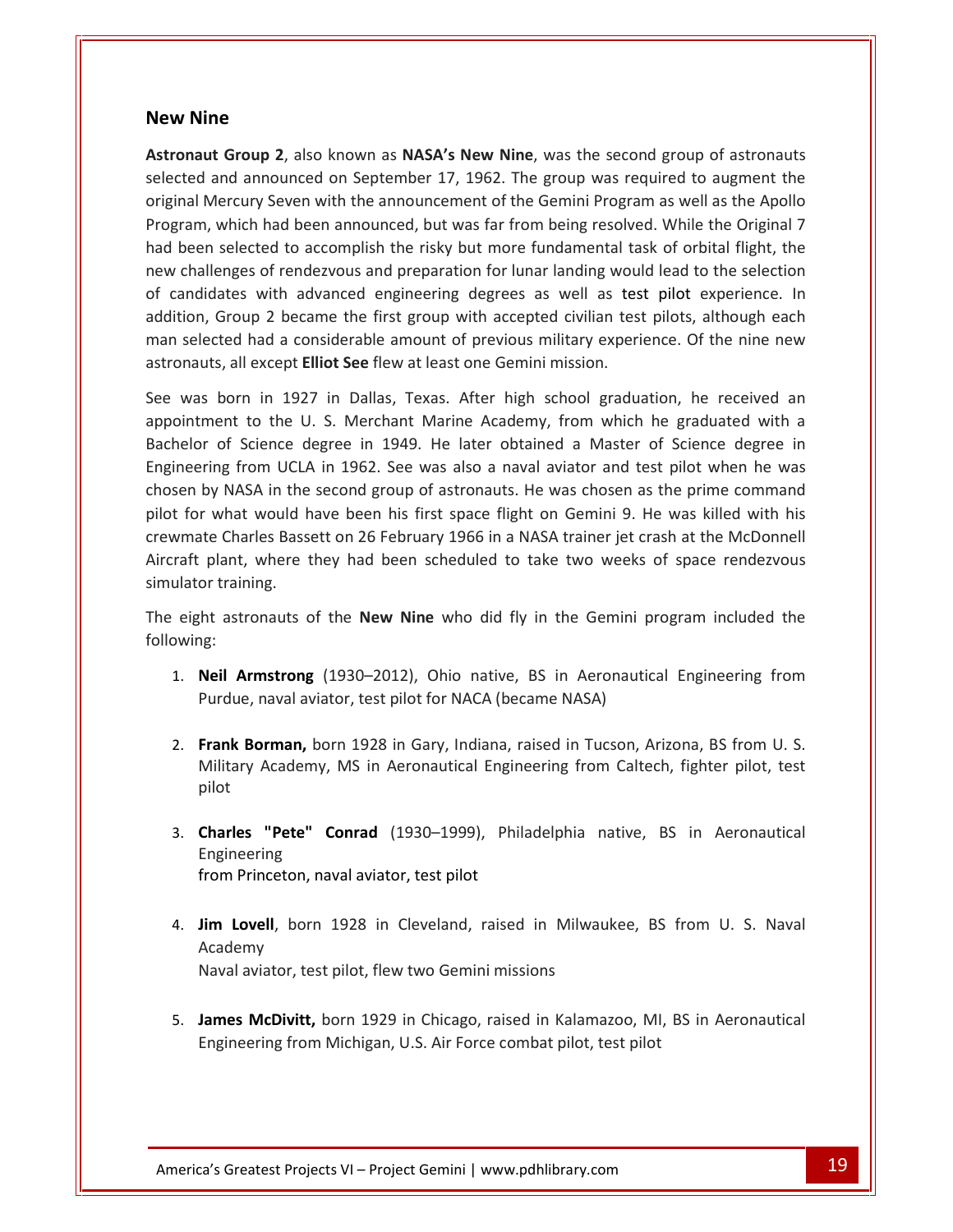## New Nine

**Astronaut Group 2**, also known as **NASA's New Nine**, was the second group of astronauts selected and announced on September 17, 1962. The group was required to augment the original Mercury Seven with the announcement of the Gemini Program as well as the Apollo Program, which had been announced, but was far from being resolved. While the Original 7 had been selected to accomplish the risky but more fundamental task of orbital flight, the new challenges of rendezvous and preparation for lunar landing would lead to the selection of candidates with advanced engineering degrees as well as test pilot experience. In addition, Group 2 became the first group with accepted civilian test pilots, although each man selected had a considerable amount of previous military experience. Of the nine new astronauts, all except **Elliot See** flew at least one Gemini mission.

See was born in 1927 in Dallas, Texas. After high school graduation, he received an appointment to the U. S. Merchant Marine Academy, from which he graduated with a Bachelor of Science degree in 1949. He later obtained a Master of Science degree in Engineering from UCLA in 1962. See was also a naval aviator and test pilot when he was chosen by NASA in the second group of astronauts. He was chosen as the prime command pilot for what would have been his first space flight on Gemini 9. He was killed with his crewmate Charles Bassett on 26 February 1966 in a NASA trainer jet crash at the McDonnell Aircraft plant, where they had been scheduled to take two weeks of space rendezvous simulator training.

The eight astronauts of the **New Nine** who did fly in the Gemini program included the following:

1. **Neil Armstrong** (1930–2012), Ohio native, BS in Aeronautical Engineering from Purdue, naval aviator, test pilot for NACA (became NASA)

2. **Frank Borman,** born 1928 in Gary, Indiana, raised in Tucson, Arizona, BS from U. S. Military Academy, MS in Aeronautical Engineering from Caltech, fighter pilot, test pilot

3. **Charles "Pete" Conrad** (1930–1999), Philadelphia native, BS in Aeronautical Engineering from Princeton, naval aviator, test pilot

4. **Jim Lovell**, born 1928 in Cleveland, raised in Milwaukee, BS from U. S. Naval Academy Naval aviator, test pilot, flew two Gemini missions

5. **James McDivitt,** born 1929 in Chicago, raised in Kalamazoo, MI, BS in Aeronautical Engineering from Michigan, U.S. Air Force combat pilot, test pilot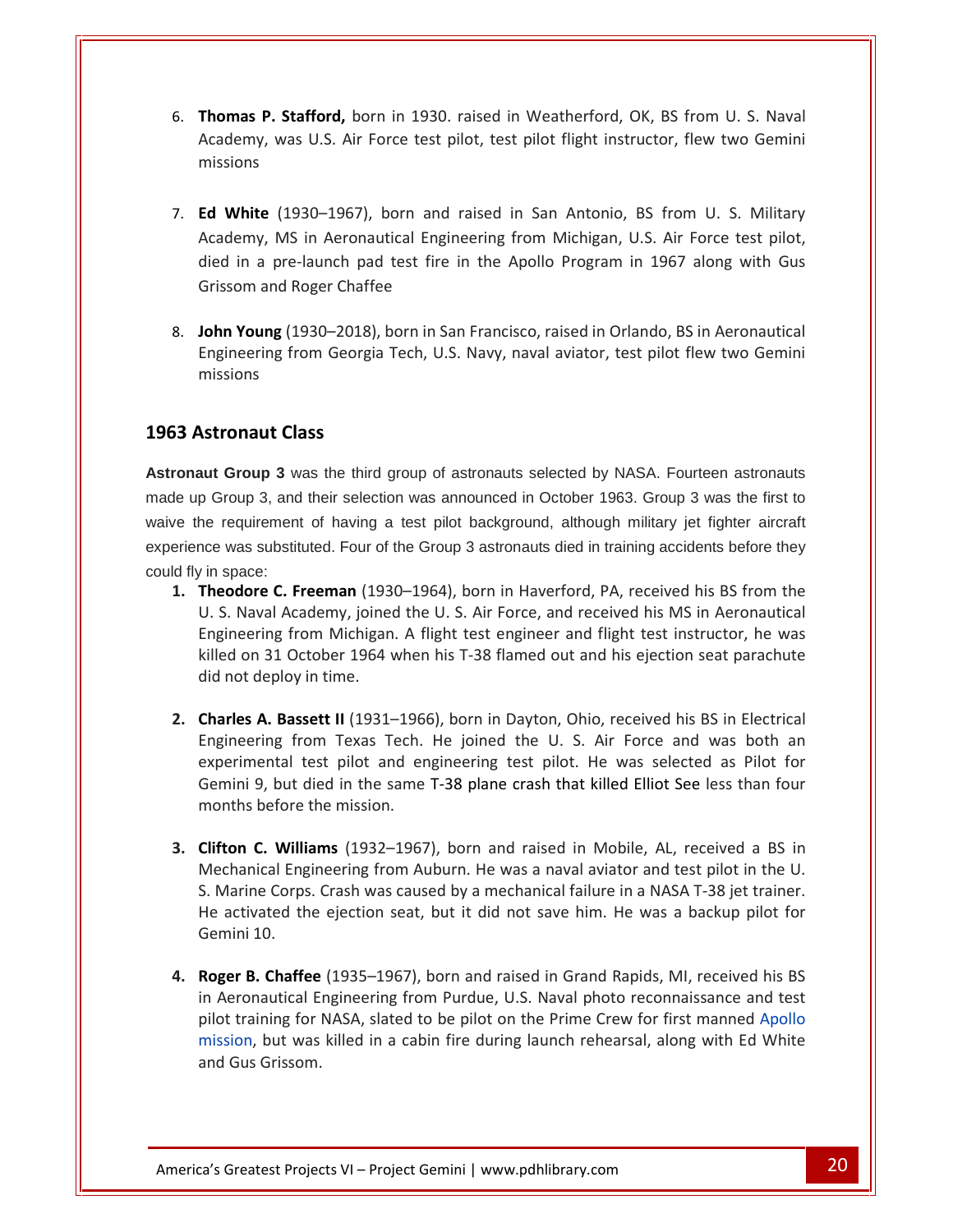6. **Thomas P. Stafford,** born in 1930. raised in Weatherford, OK, BS from U. S. Naval Academy, was U.S. Air Force test pilot, test pilot flight instructor, flew two Gemini missions

7. **Ed White** (1930–1967), born and raised in San Antonio, BS from U. S. Military Academy, MS in Aeronautical Engineering from Michigan, U.S. Air Force test pilot, died in a pre-launch pad test fire in the Apollo Program in 1967 along with Gus Grissom and Roger Chaffee

8. **John Young** (1930–2018), born in San Francisco, raised in Orlando, BS in Aeronautical Engineering from Georgia Tech, U.S. Navy, naval aviator, test pilot flew two Gemini missions

## 1963 Astronaut Class

**Astronaut Group 3** was the third group of astronauts selected by NASA. Fourteen astronauts made up Group 3, and their selection was announced in October 1963. Group 3 was the first to waive the requirement of having a test pilot background, although military jet fighter aircraft experience was substituted. Four of the Group 3 astronauts died in training accidents before they could fly in space:

1. **Theodore C. Freeman** (1930–1964), born in Haverford, PA, received his BS from the U. S. Naval Academy, joined the U. S. Air Force, and received his MS in Aeronautical Engineering from Michigan. A flight test engineer and flight test instructor, he was killed on 31 October 1964 when his T-38 flamed out and his ejection seat parachute did not deploy in time.

2. **Charles A. Bassett II** (1931–1966), born in Dayton, Ohio, received his BS in Electrical Engineering from Texas Tech. He joined the U. S. Air Force and was both an experimental test pilot and engineering test pilot. He was selected as Pilot for Gemini 9, but died in the same T-38 plane crash that killed Elliot See less than four months before the mission.

3. **Clifton C. Williams** (1932–1967), born and raised in Mobile, AL, received a BS in Mechanical Engineering from Auburn. He was a naval aviator and test pilot in the U. S. Marine Corps. Crash was caused by a mechanical failure in a NASA T-38 jet trainer. He activated the ejection seat, but it did not save him. He was a backup pilot for Gemini 10.

4. **Roger B. Chaffee** (1935–1967), born and raised in Grand Rapids, MI, received his BS in Aeronautical Engineering from Purdue, U.S. Naval photo reconnaissance and test pilot training for NASA, slated to be pilot on the Prime Crew for first manned Apollo mission, but was killed in a cabin fire during launch rehearsal, along with Ed White and Gus Grissom.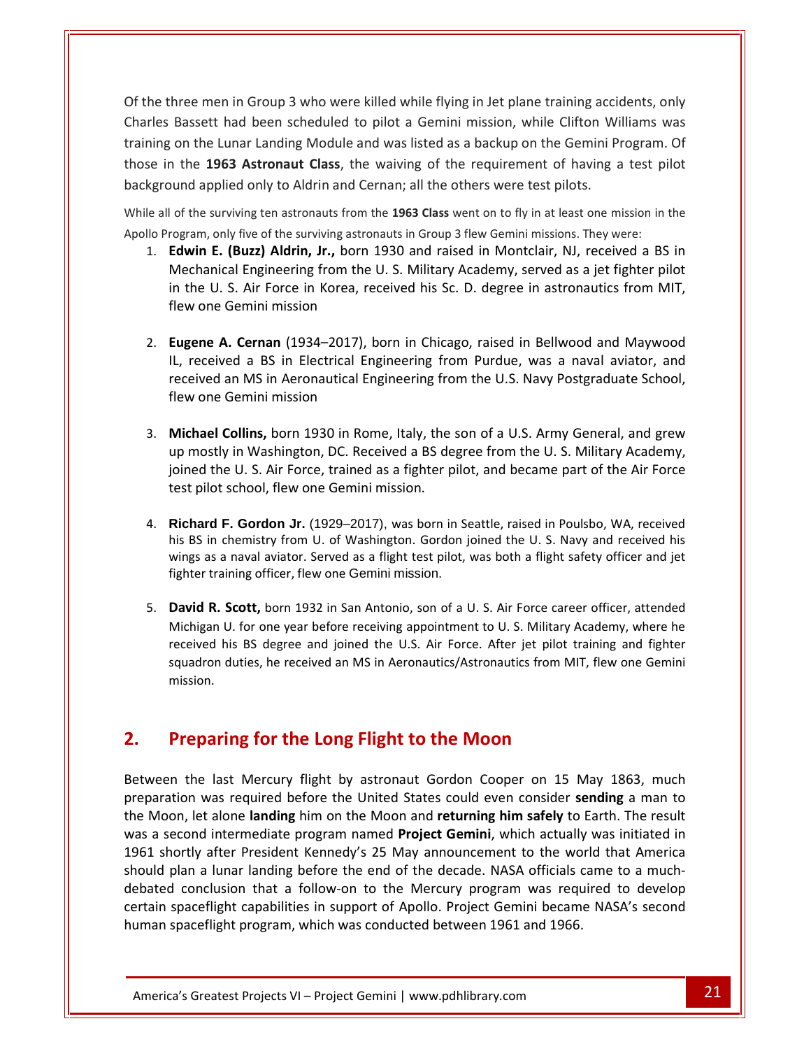Of the three men in Group 3 who were killed while flying in Jet plane training accidents, only Charles Bassett had been scheduled to pilot a Gemini mission, while Clifton Williams was training on the Lunar Landing Module and was listed as a backup on the Gemini Program. Of those in the **1963 Astronaut Class**, the waiving of the requirement of having a test pilot background applied only to Aldrin and Cernan; all the others were test pilots.

While all of the surviving ten astronauts from the **1963 Class** went on to fly in at least one mission in the Apollo Program, only five of the surviving astronauts in Group 3 flew Gemini missions. They were:

1. **Edwin E. (Buzz) Aldrin, Jr.,** born 1930 and raised in Montclair, NJ, received a BS in Mechanical Engineering from the U. S. Military Academy, served as a jet fighter pilot in the U. S. Air Force in Korea, received his Sc. D. degree in astronautics from MIT, flew one Gemini mission

2. **Eugene A. Cernan** (1934–2017), born in Chicago, raised in Bellwood and Maywood IL, received a BS in Electrical Engineering from Purdue, was a naval aviator, and received an MS in Aeronautical Engineering from the U.S. Navy Postgraduate School, flew one Gemini mission

3. **Michael Collins,** born 1930 in Rome, Italy, the son of a U.S. Army General, and grew up mostly in Washington, DC. Received a BS degree from the U. S. Military Academy, joined the U. S. Air Force, trained as a fighter pilot, and became part of the Air Force test pilot school, flew one Gemini mission.

4. **Richard F. Gordon Jr.** (1929–2017), was born in Seattle, raised in Poulsbo, WA, received his BS in chemistry from U. of Washington. Gordon joined the U. S. Navy and received his wings as a naval aviator. Served as a flight test pilot, was both a flight safety officer and jet fighter training officer, flew one Gemini mission.

5. **David R. Scott,** born 1932 in San Antonio, son of a U. S. Air Force career officer, attended Michigan U. for one year before receiving appointment to U. S. Military Academy, where he received his BS degree and joined the U.S. Air Force. After jet pilot training and fighter squadron duties, he received an MS in Aeronautics/Astronautics from MIT, flew one Gemini mission.

## 2. Preparing for the Long Flight to the Moon

Between the last Mercury flight by astronaut Gordon Cooper on 15 May 1863, much preparation was required before the United States could even consider **sending** a man to the Moon, let alone **landing** him on the Moon and **returning him safely** to Earth. The result was a second intermediate program named **Project Gemini**, which actually was initiated in 1961 shortly after President Kennedy's 25 May announcement to the world that America should plan a lunar landing before the end of the decade. NASA officials came to a much-debated conclusion that a follow-on to the Mercury program was required to develop certain spaceflight capabilities in support of Apollo. Project Gemini became NASA's second human spaceflight program, which was conducted between 1961 and 1966.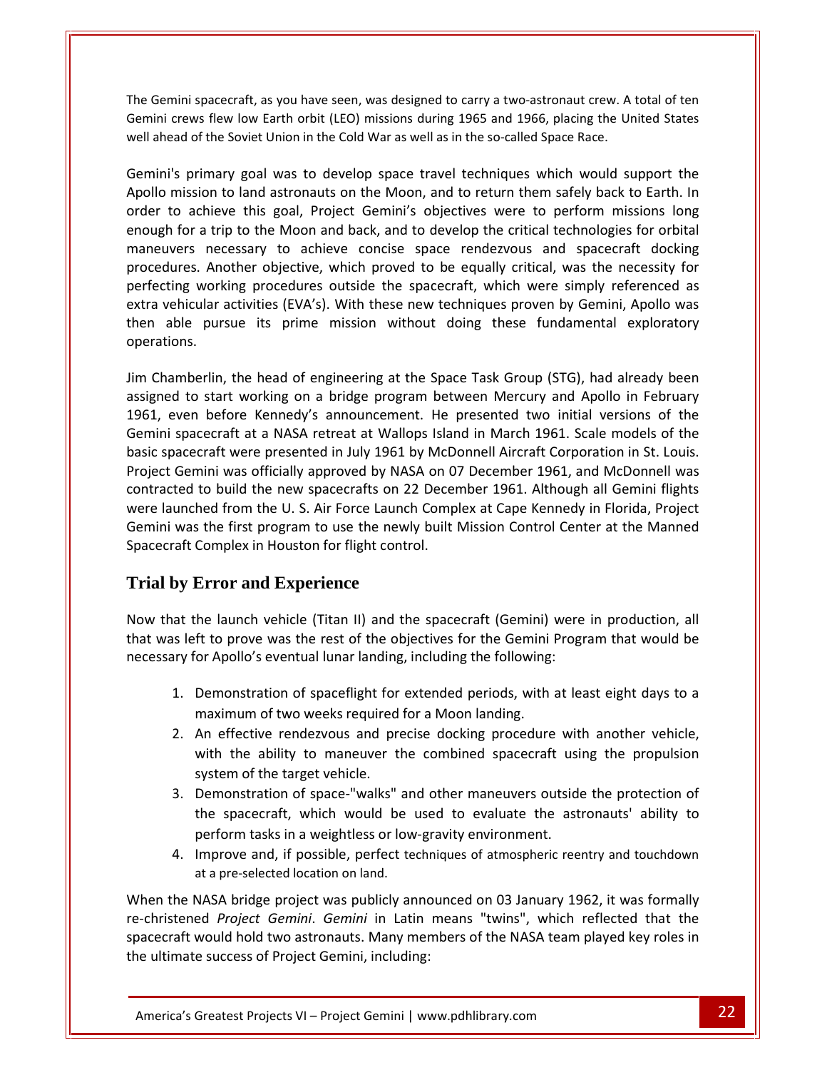The Gemini spacecraft, as you have seen, was designed to carry a two-astronaut crew. A total of ten Gemini crews flew low Earth orbit (LEO) missions during 1965 and 1966, placing the United States well ahead of the Soviet Union in the Cold War as well as in the so-called Space Race.

Gemini's primary goal was to develop space travel techniques which would support the Apollo mission to land astronauts on the Moon, and to return them safely back to Earth. In order to achieve this goal, Project Gemini's objectives were to perform missions long enough for a trip to the Moon and back, and to develop the critical technologies for orbital maneuvers necessary to achieve concise space rendezvous and spacecraft docking procedures. Another objective, which proved to be equally critical, was the necessity for perfecting working procedures outside the spacecraft, which were simply referenced as extra vehicular activities (EVA's). With these new techniques proven by Gemini, Apollo was then able pursue its prime mission without doing these fundamental exploratory operations.

Jim Chamberlin, the head of engineering at the Space Task Group (STG), had already been assigned to start working on a bridge program between Mercury and Apollo in February 1961, even before Kennedy's announcement. He presented two initial versions of the Gemini spacecraft at a NASA retreat at Wallops Island in March 1961. Scale models of the basic spacecraft were presented in July 1961 by McDonnell Aircraft Corporation in St. Louis. Project Gemini was officially approved by NASA on 07 December 1961, and McDonnell was contracted to build the new spacecrafts on 22 December 1961. Although all Gemini flights were launched from the U. S. Air Force Launch Complex at Cape Kennedy in Florida, Project Gemini was the first program to use the newly built Mission Control Center at the Manned Spacecraft Complex in Houston for flight control.

## Trial by Error and Experience

Now that the launch vehicle (Titan II) and the spacecraft (Gemini) were in production, all that was left to prove was the rest of the objectives for the Gemini Program that would be necessary for Apollo's eventual lunar landing, including the following:

1. Demonstration of spaceflight for extended periods, with at least eight days to a maximum of two weeks required for a Moon landing.
2. An effective rendezvous and precise docking procedure with another vehicle, with the ability to maneuver the combined spacecraft using the propulsion system of the target vehicle.
3. Demonstration of space-"walks" and other maneuvers outside the protection of the spacecraft, which would be used to evaluate the astronauts' ability to perform tasks in a weightless or low-gravity environment.
4. Improve and, if possible, perfect techniques of atmospheric reentry and touchdown at a pre-selected location on land.

When the NASA bridge project was publicly announced on 03 January 1962, it was formally re-christened *Project Gemini*. *Gemini* in Latin means "twins", which reflected that the spacecraft would hold two astronauts. Many members of the NASA team played key roles in the ultimate success of Project Gemini, including: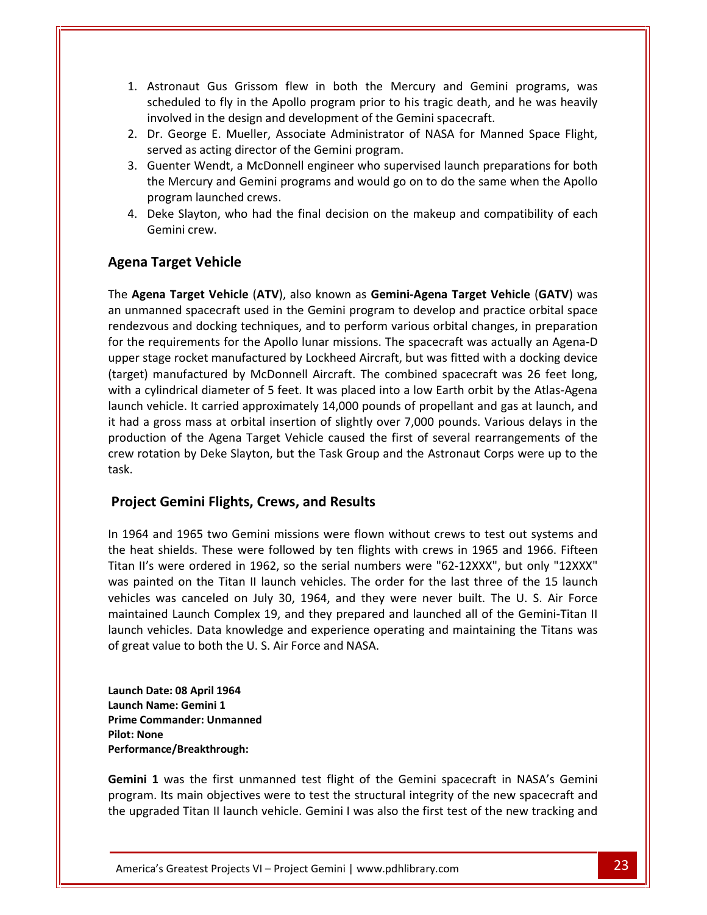1. Astronaut Gus Grissom flew in both the Mercury and Gemini programs, was scheduled to fly in the Apollo program prior to his tragic death, and he was heavily involved in the design and development of the Gemini spacecraft.
2. Dr. George E. Mueller, Associate Administrator of NASA for Manned Space Flight, served as acting director of the Gemini program.
3. Guenter Wendt, a McDonnell engineer who supervised launch preparations for both the Mercury and Gemini programs and would go on to do the same when the Apollo program launched crews.
4. Deke Slayton, who had the final decision on the makeup and compatibility of each Gemini crew.

## Agena Target Vehicle

The **Agena Target Vehicle** (**ATV**), also known as **Gemini-Agena Target Vehicle** (**GATV**) was an unmanned spacecraft used in the Gemini program to develop and practice orbital space rendezvous and docking techniques, and to perform various orbital changes, in preparation for the requirements for the Apollo lunar missions. The spacecraft was actually an Agena-D upper stage rocket manufactured by Lockheed Aircraft, but was fitted with a docking device (target) manufactured by McDonnell Aircraft. The combined spacecraft was 26 feet long, with a cylindrical diameter of 5 feet. It was placed into a low Earth orbit by the Atlas-Agena launch vehicle. It carried approximately 14,000 pounds of propellant and gas at launch, and it had a gross mass at orbital insertion of slightly over 7,000 pounds. Various delays in the production of the Agena Target Vehicle caused the first of several rearrangements of the crew rotation by Deke Slayton, but the Task Group and the Astronaut Corps were up to the task.

## Project Gemini Flights, Crews, and Results

In 1964 and 1965 two Gemini missions were flown without crews to test out systems and the heat shields. These were followed by ten flights with crews in 1965 and 1966. Fifteen Titan II's were ordered in 1962, so the serial numbers were "62-12XXX", but only "12XXX" was painted on the Titan II launch vehicles. The order for the last three of the 15 launch vehicles was canceled on July 30, 1964, and they were never built. The U. S. Air Force maintained Launch Complex 19, and they prepared and launched all of the Gemini-Titan II launch vehicles. Data knowledge and experience operating and maintaining the Titans was of great value to both the U. S. Air Force and NASA.

**Launch Date: 08 April 1964**
**Launch Name: Gemini 1**
**Prime Commander: Unmanned**
**Pilot: None**
**Performance/Breakthrough:**

**Gemini 1** was the first unmanned test flight of the Gemini spacecraft in NASA's Gemini program. Its main objectives were to test the structural integrity of the new spacecraft and the upgraded Titan II launch vehicle. Gemini I was also the first test of the new tracking and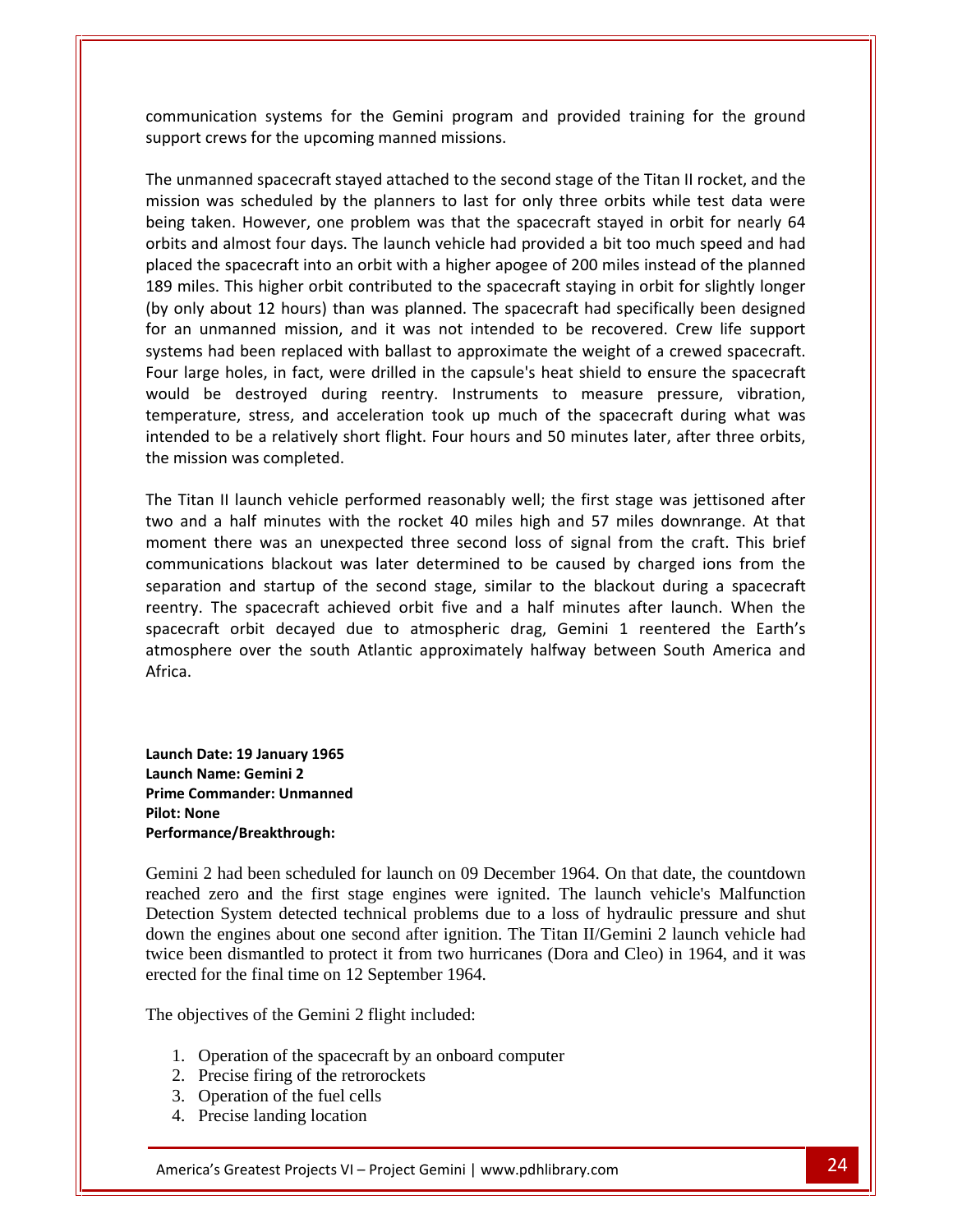communication systems for the Gemini program and provided training for the ground support crews for the upcoming manned missions.

The unmanned spacecraft stayed attached to the second stage of the Titan II rocket, and the mission was scheduled by the planners to last for only three orbits while test data were being taken. However, one problem was that the spacecraft stayed in orbit for nearly 64 orbits and almost four days. The launch vehicle had provided a bit too much speed and had placed the spacecraft into an orbit with a higher apogee of 200 miles instead of the planned 189 miles. This higher orbit contributed to the spacecraft staying in orbit for slightly longer (by only about 12 hours) than was planned. The spacecraft had specifically been designed for an unmanned mission, and it was not intended to be recovered. Crew life support systems had been replaced with ballast to approximate the weight of a crewed spacecraft. Four large holes, in fact, were drilled in the capsule's heat shield to ensure the spacecraft would be destroyed during reentry. Instruments to measure pressure, vibration, temperature, stress, and acceleration took up much of the spacecraft during what was intended to be a relatively short flight. Four hours and 50 minutes later, after three orbits, the mission was completed.

The Titan II launch vehicle performed reasonably well; the first stage was jettisoned after two and a half minutes with the rocket 40 miles high and 57 miles downrange. At that moment there was an unexpected three second loss of signal from the craft. This brief communications blackout was later determined to be caused by charged ions from the separation and startup of the second stage, similar to the blackout during a spacecraft reentry. The spacecraft achieved orbit five and a half minutes after launch. When the spacecraft orbit decayed due to atmospheric drag, Gemini 1 reentered the Earth's atmosphere over the south Atlantic approximately halfway between South America and Africa.

**Launch Date: 19 January 1965**
**Launch Name: Gemini 2**
**Prime Commander: Unmanned**
**Pilot: None**
**Performance/Breakthrough:**

Gemini 2 had been scheduled for launch on 09 December 1964. On that date, the countdown reached zero and the first stage engines were ignited. The launch vehicle's Malfunction Detection System detected technical problems due to a loss of hydraulic pressure and shut down the engines about one second after ignition. The Titan II/Gemini 2 launch vehicle had twice been dismantled to protect it from two hurricanes (Dora and Cleo) in 1964, and it was erected for the final time on 12 September 1964.

The objectives of the Gemini 2 flight included:

1. Operation of the spacecraft by an onboard computer
2. Precise firing of the retrorockets
3. Operation of the fuel cells
4. Precise landing location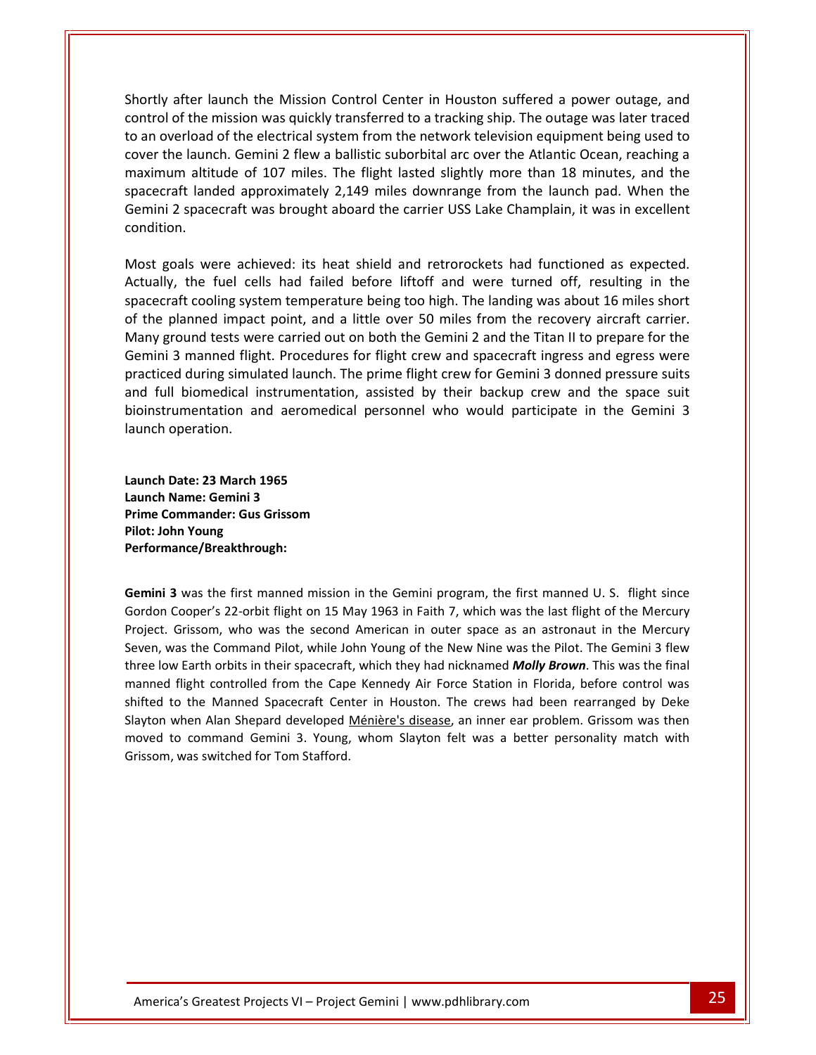Shortly after launch the Mission Control Center in Houston suffered a power outage, and control of the mission was quickly transferred to a tracking ship. The outage was later traced to an overload of the electrical system from the network television equipment being used to cover the launch. Gemini 2 flew a ballistic suborbital arc over the Atlantic Ocean, reaching a maximum altitude of 107 miles. The flight lasted slightly more than 18 minutes, and the spacecraft landed approximately 2,149 miles downrange from the launch pad. When the Gemini 2 spacecraft was brought aboard the carrier USS Lake Champlain, it was in excellent condition.

Most goals were achieved: its heat shield and retrorockets had functioned as expected. Actually, the fuel cells had failed before liftoff and were turned off, resulting in the spacecraft cooling system temperature being too high. The landing was about 16 miles short of the planned impact point, and a little over 50 miles from the recovery aircraft carrier. Many ground tests were carried out on both the Gemini 2 and the Titan II to prepare for the Gemini 3 manned flight. Procedures for flight crew and spacecraft ingress and egress were practiced during simulated launch. The prime flight crew for Gemini 3 donned pressure suits and full biomedical instrumentation, assisted by their backup crew and the space suit bioinstrumentation and aeromedical personnel who would participate in the Gemini 3 launch operation.

**Launch Date: 23 March 1965**
**Launch Name: Gemini 3**
**Prime Commander: Gus Grissom**
**Pilot: John Young**
**Performance/Breakthrough:**

**Gemini 3** was the first manned mission in the Gemini program, the first manned U. S. flight since Gordon Cooper's 22-orbit flight on 15 May 1963 in Faith 7, which was the last flight of the Mercury Project. Grissom, who was the second American in outer space as an astronaut in the Mercury Seven, was the Command Pilot, while John Young of the New Nine was the Pilot. The Gemini 3 flew three low Earth orbits in their spacecraft, which they had nicknamed ***Molly Brown***. This was the final manned flight controlled from the Cape Kennedy Air Force Station in Florida, before control was shifted to the Manned Spacecraft Center in Houston. The crews had been rearranged by Deke Slayton when Alan Shepard developed Ménière's disease, an inner ear problem. Grissom was then moved to command Gemini 3. Young, whom Slayton felt was a better personality match with Grissom, was switched for Tom Stafford.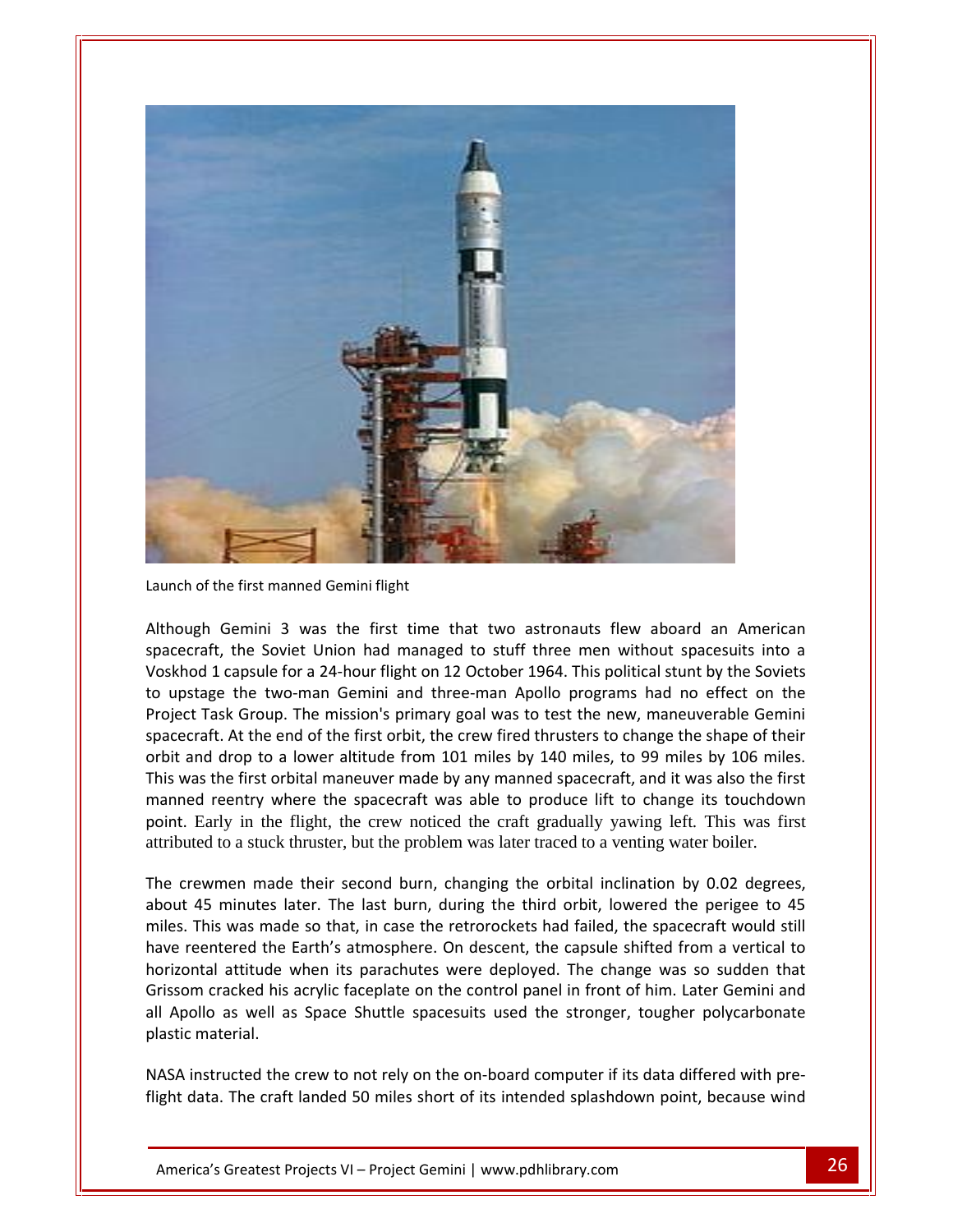Launch of the first manned Gemini flight

Although Gemini 3 was the first time that two astronauts flew aboard an American spacecraft, the Soviet Union had managed to stuff three men without spacesuits into a Voskhod 1 capsule for a 24-hour flight on 12 October 1964. This political stunt by the Soviets to upstage the two-man Gemini and three-man Apollo programs had no effect on the Project Task Group. The mission's primary goal was to test the new, maneuverable Gemini spacecraft. At the end of the first orbit, the crew fired thrusters to change the shape of their orbit and drop to a lower altitude from 101 miles by 140 miles, to 99 miles by 106 miles. This was the first orbital maneuver made by any manned spacecraft, and it was also the first manned reentry where the spacecraft was able to produce lift to change its touchdown point. Early in the flight, the crew noticed the craft gradually yawing left. This was first attributed to a stuck thruster, but the problem was later traced to a venting water boiler.

The crewmen made their second burn, changing the orbital inclination by 0.02 degrees, about 45 minutes later. The last burn, during the third orbit, lowered the perigee to 45 miles. This was made so that, in case the retrorockets had failed, the spacecraft would still have reentered the Earth's atmosphere. On descent, the capsule shifted from a vertical to horizontal attitude when its parachutes were deployed. The change was so sudden that Grissom cracked his acrylic faceplate on the control panel in front of him. Later Gemini and all Apollo as well as Space Shuttle spacesuits used the stronger, tougher polycarbonate plastic material.

NASA instructed the crew to not rely on the on-board computer if its data differed with pre-flight data. The craft landed 50 miles short of its intended splashdown point, because wind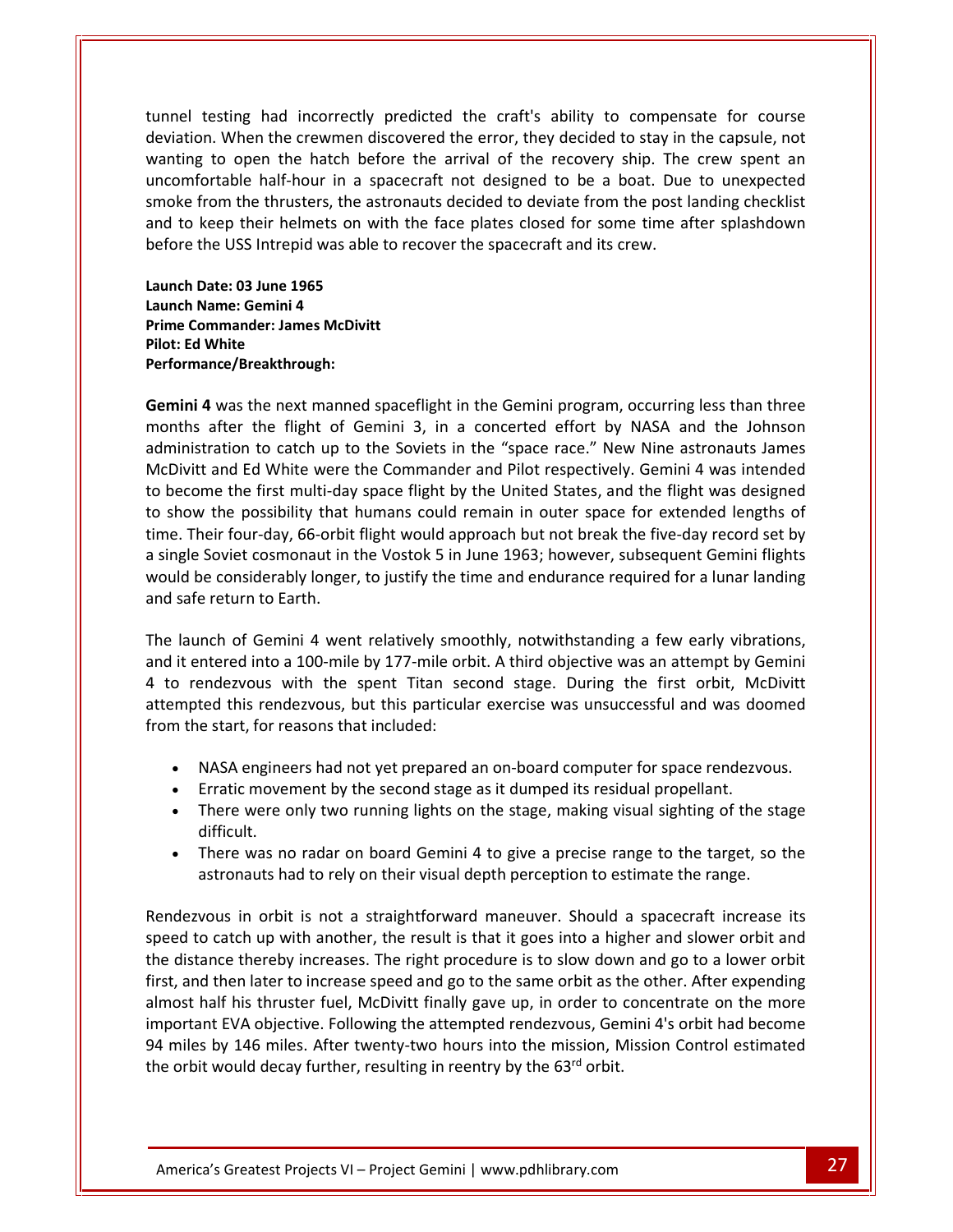tunnel testing had incorrectly predicted the craft's ability to compensate for course deviation. When the crewmen discovered the error, they decided to stay in the capsule, not wanting to open the hatch before the arrival of the recovery ship. The crew spent an uncomfortable half-hour in a spacecraft not designed to be a boat. Due to unexpected smoke from the thrusters, the astronauts decided to deviate from the post landing checklist and to keep their helmets on with the face plates closed for some time after splashdown before the USS Intrepid was able to recover the spacecraft and its crew.

**Launch Date: 03 June 1965**
**Launch Name: Gemini 4**
**Prime Commander: James McDivitt**
**Pilot: Ed White**
**Performance/Breakthrough:**

**Gemini 4** was the next manned spaceflight in the Gemini program, occurring less than three months after the flight of Gemini 3, in a concerted effort by NASA and the Johnson administration to catch up to the Soviets in the "space race." New Nine astronauts James McDivitt and Ed White were the Commander and Pilot respectively. Gemini 4 was intended to become the first multi-day space flight by the United States, and the flight was designed to show the possibility that humans could remain in outer space for extended lengths of time. Their four-day, 66-orbit flight would approach but not break the five-day record set by a single Soviet cosmonaut in the Vostok 5 in June 1963; however, subsequent Gemini flights would be considerably longer, to justify the time and endurance required for a lunar landing and safe return to Earth.

The launch of Gemini 4 went relatively smoothly, notwithstanding a few early vibrations, and it entered into a 100-mile by 177-mile orbit. A third objective was an attempt by Gemini 4 to rendezvous with the spent Titan second stage. During the first orbit, McDivitt attempted this rendezvous, but this particular exercise was unsuccessful and was doomed from the start, for reasons that included:

- NASA engineers had not yet prepared an on-board computer for space rendezvous.
- Erratic movement by the second stage as it dumped its residual propellant.
- There were only two running lights on the stage, making visual sighting of the stage difficult.
- There was no radar on board Gemini 4 to give a precise range to the target, so the astronauts had to rely on their visual depth perception to estimate the range.

Rendezvous in orbit is not a straightforward maneuver. Should a spacecraft increase its speed to catch up with another, the result is that it goes into a higher and slower orbit and the distance thereby increases. The right procedure is to slow down and go to a lower orbit first, and then later to increase speed and go to the same orbit as the other. After expending almost half his thruster fuel, McDivitt finally gave up, in order to concentrate on the more important EVA objective. Following the attempted rendezvous, Gemini 4's orbit had become 94 miles by 146 miles. After twenty-two hours into the mission, Mission Control estimated the orbit would decay further, resulting in reentry by the 63rd orbit.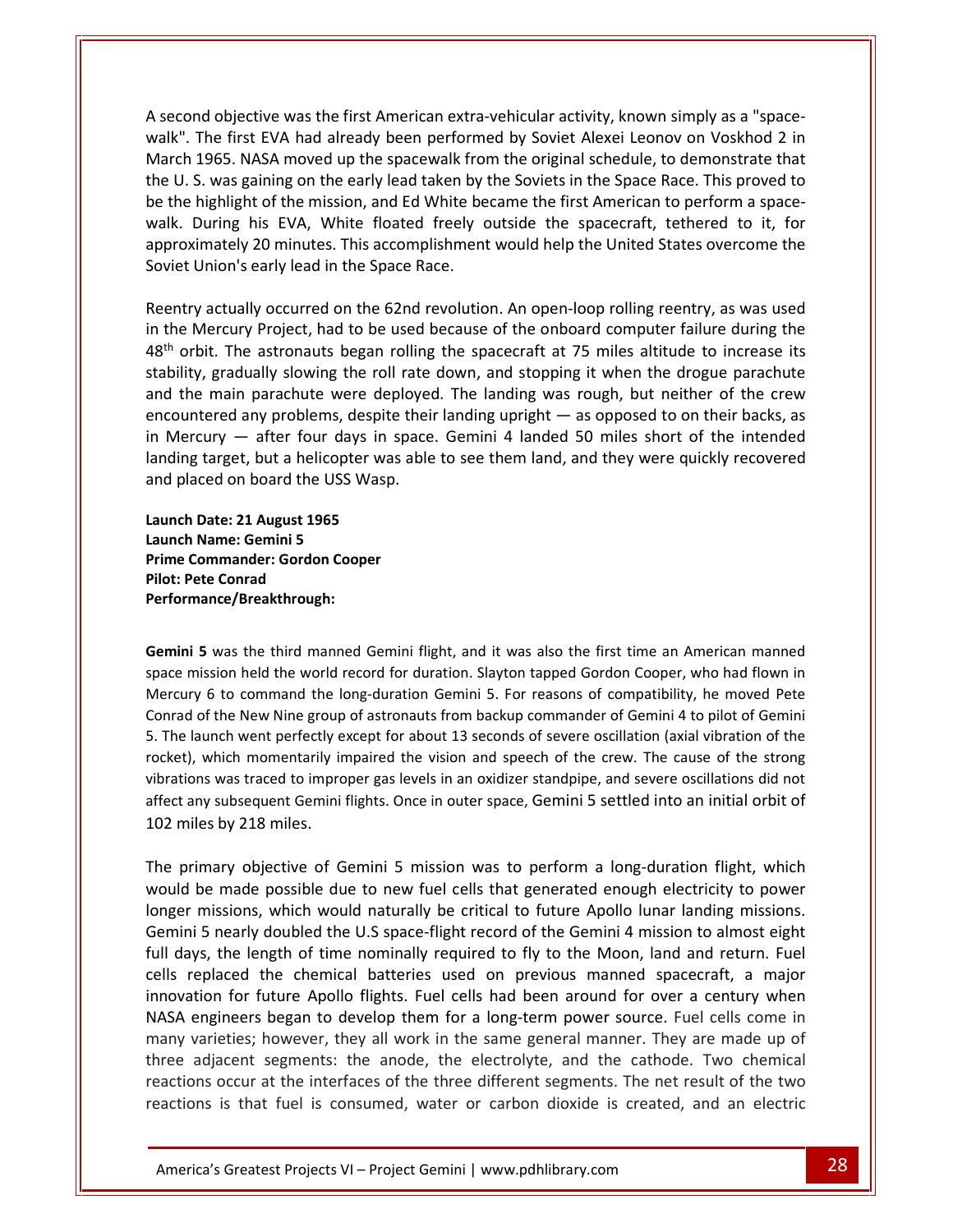A second objective was the first American extra-vehicular activity, known simply as a "space-walk". The first EVA had already been performed by Soviet Alexei Leonov on Voskhod 2 in March 1965. NASA moved up the spacewalk from the original schedule, to demonstrate that the U. S. was gaining on the early lead taken by the Soviets in the Space Race. This proved to be the highlight of the mission, and Ed White became the first American to perform a space-walk. During his EVA, White floated freely outside the spacecraft, tethered to it, for approximately 20 minutes. This accomplishment would help the United States overcome the Soviet Union's early lead in the Space Race.

Reentry actually occurred on the 62nd revolution. An open-loop rolling reentry, as was used in the Mercury Project, had to be used because of the onboard computer failure during the 48$^{th}$ orbit. The astronauts began rolling the spacecraft at 75 miles altitude to increase its stability, gradually slowing the roll rate down, and stopping it when the drogue parachute and the main parachute were deployed. The landing was rough, but neither of the crew encountered any problems, despite their landing upright — as opposed to on their backs, as in Mercury — after four days in space. Gemini 4 landed 50 miles short of the intended landing target, but a helicopter was able to see them land, and they were quickly recovered and placed on board the USS Wasp.

**Launch Date: 21 August 1965**
**Launch Name: Gemini 5**
**Prime Commander: Gordon Cooper**
**Pilot: Pete Conrad**
**Performance/Breakthrough:**

**Gemini 5** was the third manned Gemini flight, and it was also the first time an American manned space mission held the world record for duration. Slayton tapped Gordon Cooper, who had flown in Mercury 6 to command the long-duration Gemini 5. For reasons of compatibility, he moved Pete Conrad of the New Nine group of astronauts from backup commander of Gemini 4 to pilot of Gemini 5. The launch went perfectly except for about 13 seconds of severe oscillation (axial vibration of the rocket), which momentarily impaired the vision and speech of the crew. The cause of the strong vibrations was traced to improper gas levels in an oxidizer standpipe, and severe oscillations did not affect any subsequent Gemini flights. Once in outer space, Gemini 5 settled into an initial orbit of 102 miles by 218 miles.

The primary objective of Gemini 5 mission was to perform a long-duration flight, which would be made possible due to new fuel cells that generated enough electricity to power longer missions, which would naturally be critical to future Apollo lunar landing missions. Gemini 5 nearly doubled the U.S space-flight record of the Gemini 4 mission to almost eight full days, the length of time nominally required to fly to the Moon, land and return. Fuel cells replaced the chemical batteries used on previous manned spacecraft, a major innovation for future Apollo flights. Fuel cells had been around for over a century when NASA engineers began to develop them for a long-term power source. Fuel cells come in many varieties; however, they all work in the same general manner. They are made up of three adjacent segments: the anode, the electrolyte, and the cathode. Two chemical reactions occur at the interfaces of the three different segments. The net result of the two reactions is that fuel is consumed, water or carbon dioxide is created, and an electric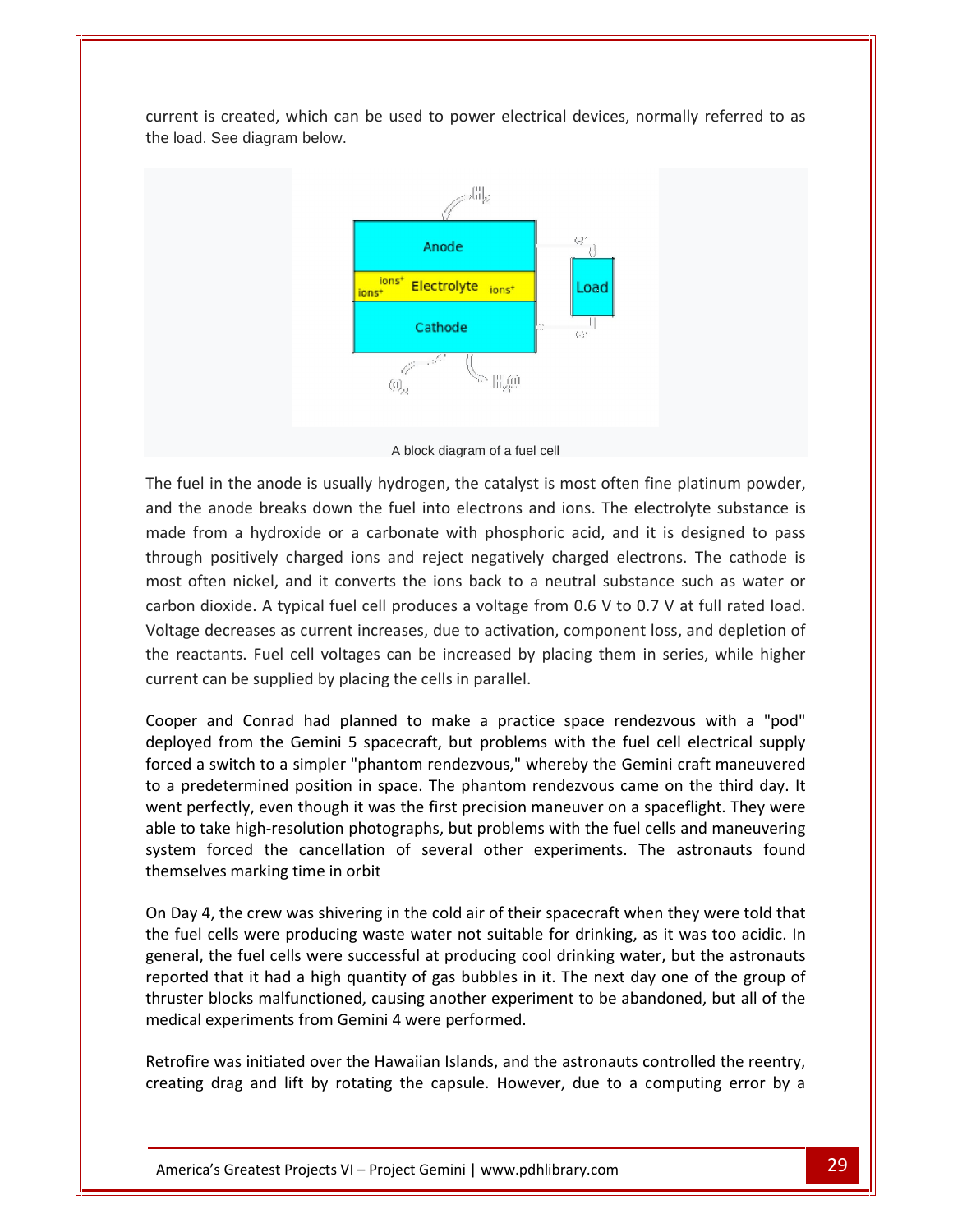current is created, which can be used to power electrical devices, normally referred to as the load. See diagram below.

A block diagram of a fuel cell

The fuel in the anode is usually hydrogen, the catalyst is most often fine platinum powder, and the anode breaks down the fuel into electrons and ions. The electrolyte substance is made from a hydroxide or a carbonate with phosphoric acid, and it is designed to pass through positively charged ions and reject negatively charged electrons. The cathode is most often nickel, and it converts the ions back to a neutral substance such as water or carbon dioxide. A typical fuel cell produces a voltage from 0.6 V to 0.7 V at full rated load. Voltage decreases as current increases, due to activation, component loss, and depletion of the reactants. Fuel cell voltages can be increased by placing them in series, while higher current can be supplied by placing the cells in parallel.

Cooper and Conrad had planned to make a practice space rendezvous with a "pod" deployed from the Gemini 5 spacecraft, but problems with the fuel cell electrical supply forced a switch to a simpler "phantom rendezvous," whereby the Gemini craft maneuvered to a predetermined position in space. The phantom rendezvous came on the third day. It went perfectly, even though it was the first precision maneuver on a spaceflight. They were able to take high-resolution photographs, but problems with the fuel cells and maneuvering system forced the cancellation of several other experiments. The astronauts found themselves marking time in orbit

On Day 4, the crew was shivering in the cold air of their spacecraft when they were told that the fuel cells were producing waste water not suitable for drinking, as it was too acidic. In general, the fuel cells were successful at producing cool drinking water, but the astronauts reported that it had a high quantity of gas bubbles in it. The next day one of the group of thruster blocks malfunctioned, causing another experiment to be abandoned, but all of the medical experiments from Gemini 4 were performed.

Retrofire was initiated over the Hawaiian Islands, and the astronauts controlled the reentry, creating drag and lift by rotating the capsule. However, due to a computing error by a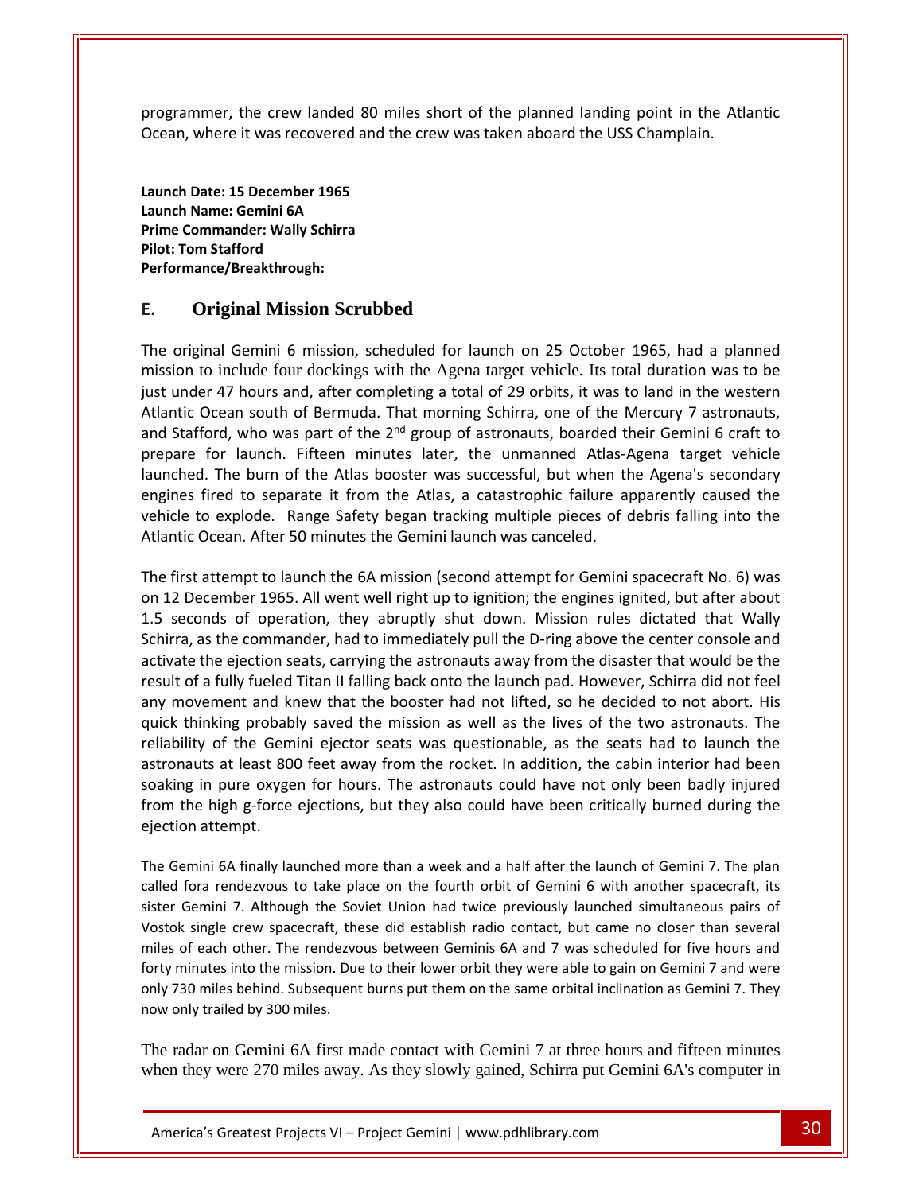programmer, the crew landed 80 miles short of the planned landing point in the Atlantic Ocean, where it was recovered and the crew was taken aboard the USS Champlain.

**Launch Date: 15 December 1965**
**Launch Name: Gemini 6A**
**Prime Commander: Wally Schirra**
**Pilot: Tom Stafford**
**Performance/Breakthrough:**

## E. Original Mission Scrubbed

The original Gemini 6 mission, scheduled for launch on 25 October 1965, had a planned mission to include four dockings with the Agena target vehicle. Its total duration was to be just under 47 hours and, after completing a total of 29 orbits, it was to land in the western Atlantic Ocean south of Bermuda. That morning Schirra, one of the Mercury 7 astronauts, and Stafford, who was part of the 2nd group of astronauts, boarded their Gemini 6 craft to prepare for launch. Fifteen minutes later, the unmanned Atlas-Agena target vehicle launched. The burn of the Atlas booster was successful, but when the Agena's secondary engines fired to separate it from the Atlas, a catastrophic failure apparently caused the vehicle to explode. Range Safety began tracking multiple pieces of debris falling into the Atlantic Ocean. After 50 minutes the Gemini launch was canceled.

The first attempt to launch the 6A mission (second attempt for Gemini spacecraft No. 6) was on 12 December 1965. All went well right up to ignition; the engines ignited, but after about 1.5 seconds of operation, they abruptly shut down. Mission rules dictated that Wally Schirra, as the commander, had to immediately pull the D-ring above the center console and activate the ejection seats, carrying the astronauts away from the disaster that would be the result of a fully fueled Titan II falling back onto the launch pad. However, Schirra did not feel any movement and knew that the booster had not lifted, so he decided to not abort. His quick thinking probably saved the mission as well as the lives of the two astronauts. The reliability of the Gemini ejector seats was questionable, as the seats had to launch the astronauts at least 800 feet away from the rocket. In addition, the cabin interior had been soaking in pure oxygen for hours. The astronauts could have not only been badly injured from the high g-force ejections, but they also could have been critically burned during the ejection attempt.

The Gemini 6A finally launched more than a week and a half after the launch of Gemini 7. The plan called fora rendezvous to take place on the fourth orbit of Gemini 6 with another spacecraft, its sister Gemini 7. Although the Soviet Union had twice previously launched simultaneous pairs of Vostok single crew spacecraft, these did establish radio contact, but came no closer than several miles of each other. The rendezvous between Geminis 6A and 7 was scheduled for five hours and forty minutes into the mission. Due to their lower orbit they were able to gain on Gemini 7 and were only 730 miles behind. Subsequent burns put them on the same orbital inclination as Gemini 7. They now only trailed by 300 miles.

The radar on Gemini 6A first made contact with Gemini 7 at three hours and fifteen minutes when they were 270 miles away. As they slowly gained, Schirra put Gemini 6A's computer in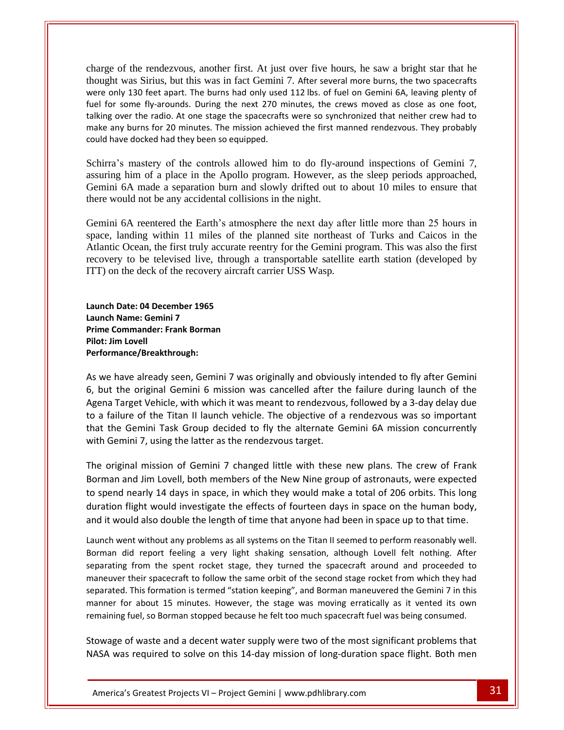charge of the rendezvous, another first. At just over five hours, he saw a bright star that he thought was Sirius, but this was in fact Gemini 7. After several more burns, the two spacecrafts were only 130 feet apart. The burns had only used 112 lbs. of fuel on Gemini 6A, leaving plenty of fuel for some fly-arounds. During the next 270 minutes, the crews moved as close as one foot, talking over the radio. At one stage the spacecrafts were so synchronized that neither crew had to make any burns for 20 minutes. The mission achieved the first manned rendezvous. They probably could have docked had they been so equipped.

Schirra's mastery of the controls allowed him to do fly-around inspections of Gemini 7, assuring him of a place in the Apollo program. However, as the sleep periods approached, Gemini 6A made a separation burn and slowly drifted out to about 10 miles to ensure that there would not be any accidental collisions in the night.

Gemini 6A reentered the Earth's atmosphere the next day after little more than 25 hours in space, landing within 11 miles of the planned site northeast of Turks and Caicos in the Atlantic Ocean, the first truly accurate reentry for the Gemini program. This was also the first recovery to be televised live, through a transportable satellite earth station (developed by ITT) on the deck of the recovery aircraft carrier USS Wasp.

**Launch Date: 04 December 1965**
**Launch Name: Gemini 7**
**Prime Commander: Frank Borman**
**Pilot: Jim Lovell**
**Performance/Breakthrough:**

As we have already seen, Gemini 7 was originally and obviously intended to fly after Gemini 6, but the original Gemini 6 mission was cancelled after the failure during launch of the Agena Target Vehicle, with which it was meant to rendezvous, followed by a 3-day delay due to a failure of the Titan II launch vehicle. The objective of a rendezvous was so important that the Gemini Task Group decided to fly the alternate Gemini 6A mission concurrently with Gemini 7, using the latter as the rendezvous target.

The original mission of Gemini 7 changed little with these new plans. The crew of Frank Borman and Jim Lovell, both members of the New Nine group of astronauts, were expected to spend nearly 14 days in space, in which they would make a total of 206 orbits. This long duration flight would investigate the effects of fourteen days in space on the human body, and it would also double the length of time that anyone had been in space up to that time.

Launch went without any problems as all systems on the Titan II seemed to perform reasonably well. Borman did report feeling a very light shaking sensation, although Lovell felt nothing. After separating from the spent rocket stage, they turned the spacecraft around and proceeded to maneuver their spacecraft to follow the same orbit of the second stage rocket from which they had separated. This formation is termed "station keeping", and Borman maneuvered the Gemini 7 in this manner for about 15 minutes. However, the stage was moving erratically as it vented its own remaining fuel, so Borman stopped because he felt too much spacecraft fuel was being consumed.

Stowage of waste and a decent water supply were two of the most significant problems that NASA was required to solve on this 14-day mission of long-duration space flight. Both men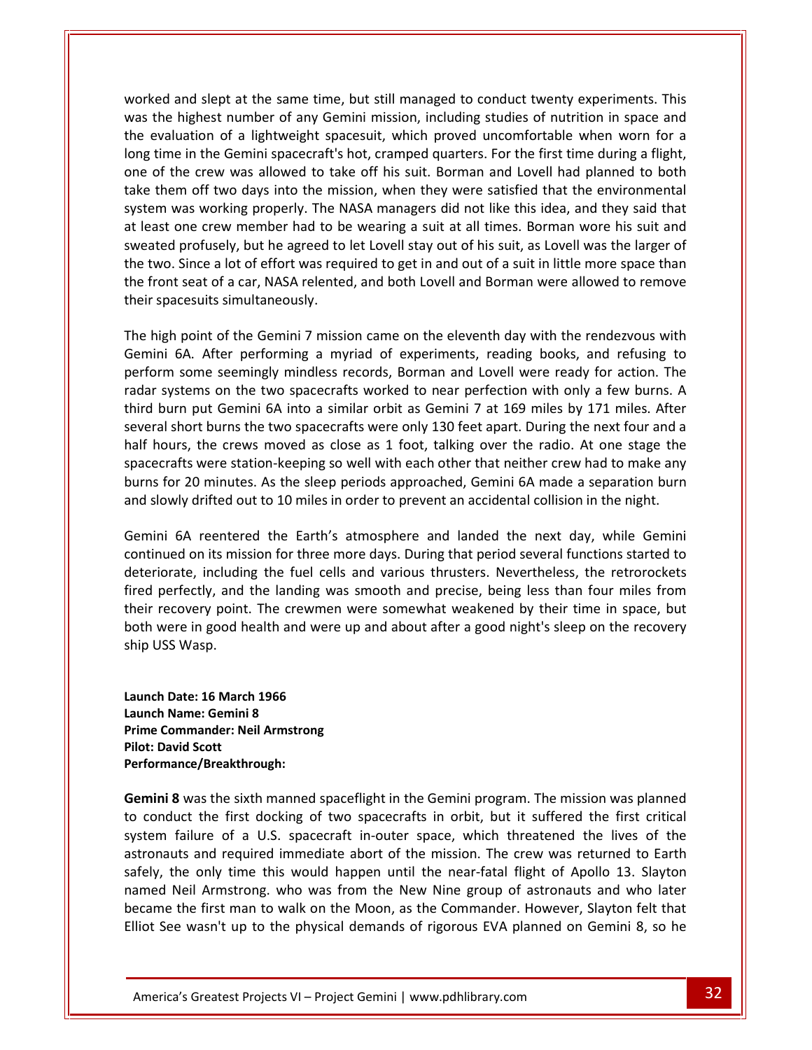worked and slept at the same time, but still managed to conduct twenty experiments. This was the highest number of any Gemini mission, including studies of nutrition in space and the evaluation of a lightweight spacesuit, which proved uncomfortable when worn for a long time in the Gemini spacecraft's hot, cramped quarters. For the first time during a flight, one of the crew was allowed to take off his suit. Borman and Lovell had planned to both take them off two days into the mission, when they were satisfied that the environmental system was working properly. The NASA managers did not like this idea, and they said that at least one crew member had to be wearing a suit at all times. Borman wore his suit and sweated profusely, but he agreed to let Lovell stay out of his suit, as Lovell was the larger of the two. Since a lot of effort was required to get in and out of a suit in little more space than the front seat of a car, NASA relented, and both Lovell and Borman were allowed to remove their spacesuits simultaneously.

The high point of the Gemini 7 mission came on the eleventh day with the rendezvous with Gemini 6A. After performing a myriad of experiments, reading books, and refusing to perform some seemingly mindless records, Borman and Lovell were ready for action. The radar systems on the two spacecrafts worked to near perfection with only a few burns. A third burn put Gemini 6A into a similar orbit as Gemini 7 at 169 miles by 171 miles. After several short burns the two spacecrafts were only 130 feet apart. During the next four and a half hours, the crews moved as close as 1 foot, talking over the radio. At one stage the spacecrafts were station-keeping so well with each other that neither crew had to make any burns for 20 minutes. As the sleep periods approached, Gemini 6A made a separation burn and slowly drifted out to 10 miles in order to prevent an accidental collision in the night.

Gemini 6A reentered the Earth's atmosphere and landed the next day, while Gemini continued on its mission for three more days. During that period several functions started to deteriorate, including the fuel cells and various thrusters. Nevertheless, the retrorockets fired perfectly, and the landing was smooth and precise, being less than four miles from their recovery point. The crewmen were somewhat weakened by their time in space, but both were in good health and were up and about after a good night's sleep on the recovery ship USS Wasp.

**Launch Date: 16 March 1966**
**Launch Name: Gemini 8**
**Prime Commander: Neil Armstrong**
**Pilot: David Scott**
**Performance/Breakthrough:**

**Gemini 8** was the sixth manned spaceflight in the Gemini program. The mission was planned to conduct the first docking of two spacecrafts in orbit, but it suffered the first critical system failure of a U.S. spacecraft in-outer space, which threatened the lives of the astronauts and required immediate abort of the mission. The crew was returned to Earth safely, the only time this would happen until the near-fatal flight of Apollo 13. Slayton named Neil Armstrong. who was from the New Nine group of astronauts and who later became the first man to walk on the Moon, as the Commander. However, Slayton felt that Elliot See wasn't up to the physical demands of rigorous EVA planned on Gemini 8, so he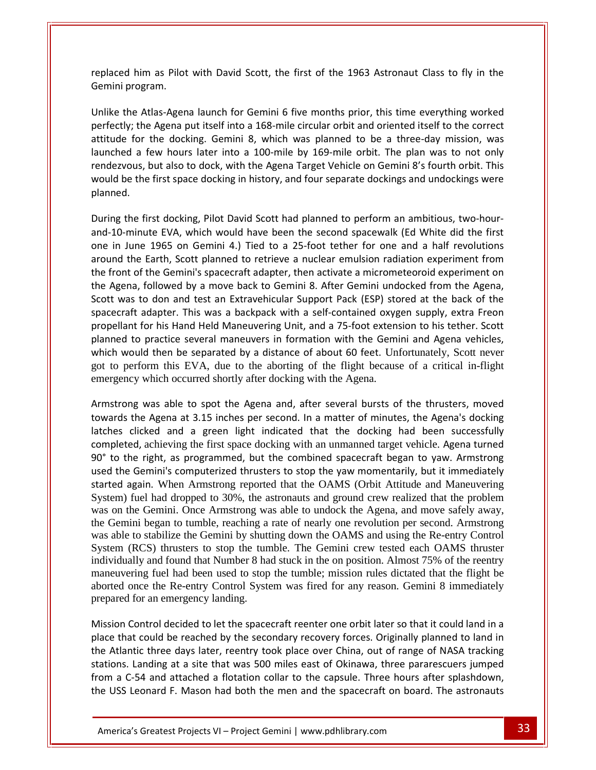replaced him as Pilot with David Scott, the first of the 1963 Astronaut Class to fly in the Gemini program.

Unlike the Atlas-Agena launch for Gemini 6 five months prior, this time everything worked perfectly; the Agena put itself into a 168-mile circular orbit and oriented itself to the correct attitude for the docking. Gemini 8, which was planned to be a three-day mission, was launched a few hours later into a 100-mile by 169-mile orbit. The plan was to not only rendezvous, but also to dock, with the Agena Target Vehicle on Gemini 8's fourth orbit. This would be the first space docking in history, and four separate dockings and undockings were planned.

During the first docking, Pilot David Scott had planned to perform an ambitious, two-hour-and-10-minute EVA, which would have been the second spacewalk (Ed White did the first one in June 1965 on Gemini 4.) Tied to a 25-foot tether for one and a half revolutions around the Earth, Scott planned to retrieve a nuclear emulsion radiation experiment from the front of the Gemini's spacecraft adapter, then activate a micrometeoroid experiment on the Agena, followed by a move back to Gemini 8. After Gemini undocked from the Agena, Scott was to don and test an Extravehicular Support Pack (ESP) stored at the back of the spacecraft adapter. This was a backpack with a self-contained oxygen supply, extra Freon propellant for his Hand Held Maneuvering Unit, and a 75-foot extension to his tether. Scott planned to practice several maneuvers in formation with the Gemini and Agena vehicles, which would then be separated by a distance of about 60 feet. Unfortunately, Scott never got to perform this EVA, due to the aborting of the flight because of a critical in-flight emergency which occurred shortly after docking with the Agena.

Armstrong was able to spot the Agena and, after several bursts of the thrusters, moved towards the Agena at 3.15 inches per second. In a matter of minutes, the Agena's docking latches clicked and a green light indicated that the docking had been successfully completed, achieving the first space docking with an unmanned target vehicle. Agena turned 90° to the right, as programmed, but the combined spacecraft began to yaw. Armstrong used the Gemini's computerized thrusters to stop the yaw momentarily, but it immediately started again. When Armstrong reported that the OAMS (Orbit Attitude and Maneuvering System) fuel had dropped to 30%, the astronauts and ground crew realized that the problem was on the Gemini. Once Armstrong was able to undock the Agena, and move safely away, the Gemini began to tumble, reaching a rate of nearly one revolution per second. Armstrong was able to stabilize the Gemini by shutting down the OAMS and using the Re-entry Control System (RCS) thrusters to stop the tumble. The Gemini crew tested each OAMS thruster individually and found that Number 8 had stuck in the on position. Almost 75% of the reentry maneuvering fuel had been used to stop the tumble; mission rules dictated that the flight be aborted once the Re-entry Control System was fired for any reason. Gemini 8 immediately prepared for an emergency landing.

Mission Control decided to let the spacecraft reenter one orbit later so that it could land in a place that could be reached by the secondary recovery forces. Originally planned to land in the Atlantic three days later, reentry took place over China, out of range of NASA tracking stations. Landing at a site that was 500 miles east of Okinawa, three pararescuers jumped from a C-54 and attached a flotation collar to the capsule. Three hours after splashdown, the USS Leonard F. Mason had both the men and the spacecraft on board. The astronauts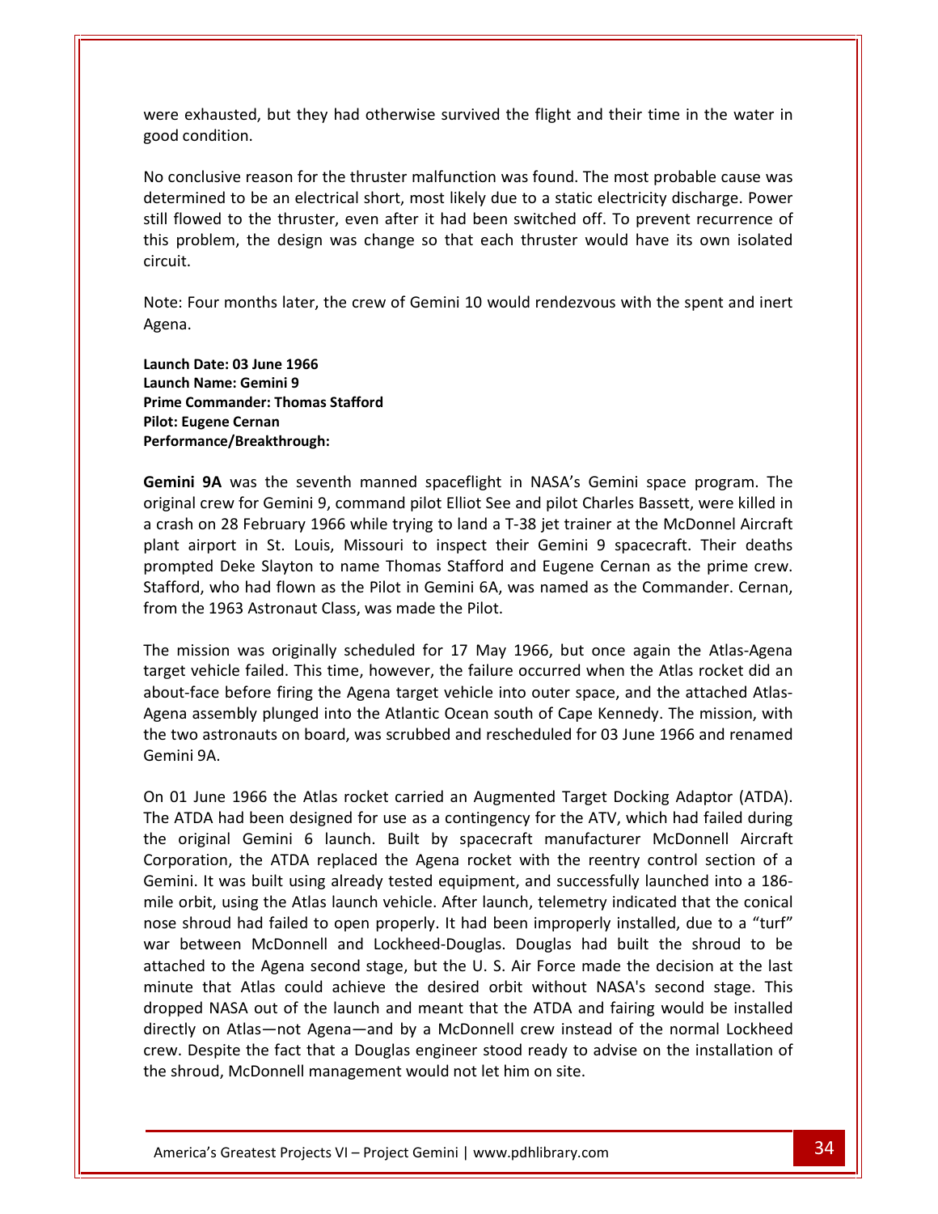were exhausted, but they had otherwise survived the flight and their time in the water in good condition.

No conclusive reason for the thruster malfunction was found. The most probable cause was determined to be an electrical short, most likely due to a static electricity discharge. Power still flowed to the thruster, even after it had been switched off. To prevent recurrence of this problem, the design was change so that each thruster would have its own isolated circuit.

Note: Four months later, the crew of Gemini 10 would rendezvous with the spent and inert Agena.

**Launch Date: 03 June 1966**
**Launch Name: Gemini 9**
**Prime Commander: Thomas Stafford**
**Pilot: Eugene Cernan**
**Performance/Breakthrough:**

**Gemini 9A** was the seventh manned spaceflight in NASA's Gemini space program. The original crew for Gemini 9, command pilot Elliot See and pilot Charles Bassett, were killed in a crash on 28 February 1966 while trying to land a T-38 jet trainer at the McDonnel Aircraft plant airport in St. Louis, Missouri to inspect their Gemini 9 spacecraft. Their deaths prompted Deke Slayton to name Thomas Stafford and Eugene Cernan as the prime crew. Stafford, who had flown as the Pilot in Gemini 6A, was named as the Commander. Cernan, from the 1963 Astronaut Class, was made the Pilot.

The mission was originally scheduled for 17 May 1966, but once again the Atlas-Agena target vehicle failed. This time, however, the failure occurred when the Atlas rocket did an about-face before firing the Agena target vehicle into outer space, and the attached Atlas-Agena assembly plunged into the Atlantic Ocean south of Cape Kennedy. The mission, with the two astronauts on board, was scrubbed and rescheduled for 03 June 1966 and renamed Gemini 9A.

On 01 June 1966 the Atlas rocket carried an Augmented Target Docking Adaptor (ATDA). The ATDA had been designed for use as a contingency for the ATV, which had failed during the original Gemini 6 launch. Built by spacecraft manufacturer McDonnell Aircraft Corporation, the ATDA replaced the Agena rocket with the reentry control section of a Gemini. It was built using already tested equipment, and successfully launched into a 186-mile orbit, using the Atlas launch vehicle. After launch, telemetry indicated that the conical nose shroud had failed to open properly. It had been improperly installed, due to a "turf" war between McDonnell and Lockheed-Douglas. Douglas had built the shroud to be attached to the Agena second stage, but the U. S. Air Force made the decision at the last minute that Atlas could achieve the desired orbit without NASA's second stage. This dropped NASA out of the launch and meant that the ATDA and fairing would be installed directly on Atlas—not Agena—and by a McDonnell crew instead of the normal Lockheed crew. Despite the fact that a Douglas engineer stood ready to advise on the installation of the shroud, McDonnell management would not let him on site.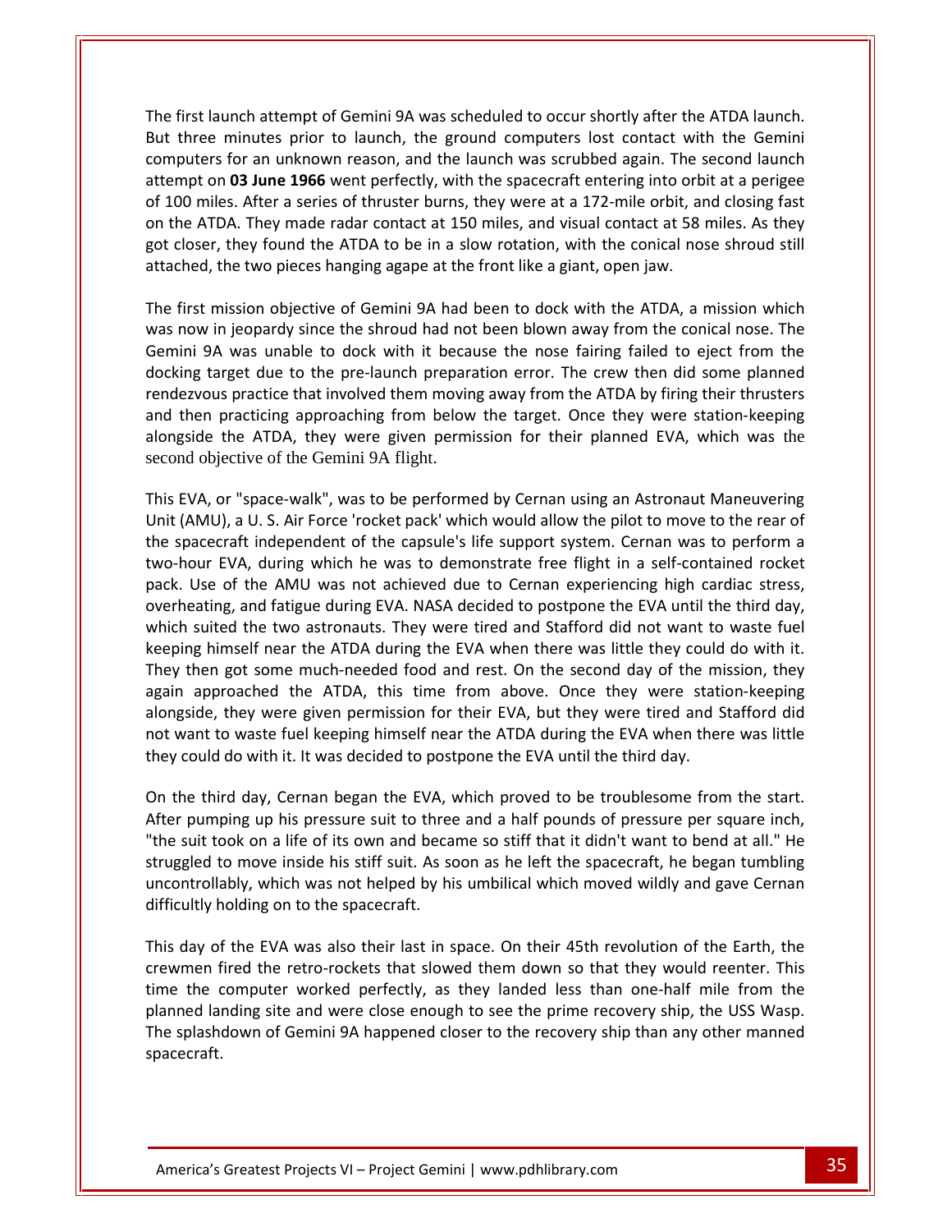The first launch attempt of Gemini 9A was scheduled to occur shortly after the ATDA launch. But three minutes prior to launch, the ground computers lost contact with the Gemini computers for an unknown reason, and the launch was scrubbed again. The second launch attempt on **03 June 1966** went perfectly, with the spacecraft entering into orbit at a perigee of 100 miles. After a series of thruster burns, they were at a 172-mile orbit, and closing fast on the ATDA. They made radar contact at 150 miles, and visual contact at 58 miles. As they got closer, they found the ATDA to be in a slow rotation, with the conical nose shroud still attached, the two pieces hanging agape at the front like a giant, open jaw.

The first mission objective of Gemini 9A had been to dock with the ATDA, a mission which was now in jeopardy since the shroud had not been blown away from the conical nose. The Gemini 9A was unable to dock with it because the nose fairing failed to eject from the docking target due to the pre-launch preparation error. The crew then did some planned rendezvous practice that involved them moving away from the ATDA by firing their thrusters and then practicing approaching from below the target. Once they were station-keeping alongside the ATDA, they were given permission for their planned EVA, which was the second objective of the Gemini 9A flight.

This EVA, or "space-walk", was to be performed by Cernan using an Astronaut Maneuvering Unit (AMU), a U. S. Air Force 'rocket pack' which would allow the pilot to move to the rear of the spacecraft independent of the capsule's life support system. Cernan was to perform a two-hour EVA, during which he was to demonstrate free flight in a self-contained rocket pack. Use of the AMU was not achieved due to Cernan experiencing high cardiac stress, overheating, and fatigue during EVA. NASA decided to postpone the EVA until the third day, which suited the two astronauts. They were tired and Stafford did not want to waste fuel keeping himself near the ATDA during the EVA when there was little they could do with it. They then got some much-needed food and rest. On the second day of the mission, they again approached the ATDA, this time from above. Once they were station-keeping alongside, they were given permission for their EVA, but they were tired and Stafford did not want to waste fuel keeping himself near the ATDA during the EVA when there was little they could do with it. It was decided to postpone the EVA until the third day.

On the third day, Cernan began the EVA, which proved to be troublesome from the start. After pumping up his pressure suit to three and a half pounds of pressure per square inch, "the suit took on a life of its own and became so stiff that it didn't want to bend at all." He struggled to move inside his stiff suit. As soon as he left the spacecraft, he began tumbling uncontrollably, which was not helped by his umbilical which moved wildly and gave Cernan difficultly holding on to the spacecraft.

This day of the EVA was also their last in space. On their 45th revolution of the Earth, the crewmen fired the retro-rockets that slowed them down so that they would reenter. This time the computer worked perfectly, as they landed less than one-half mile from the planned landing site and were close enough to see the prime recovery ship, the USS Wasp. The splashdown of Gemini 9A happened closer to the recovery ship than any other manned spacecraft.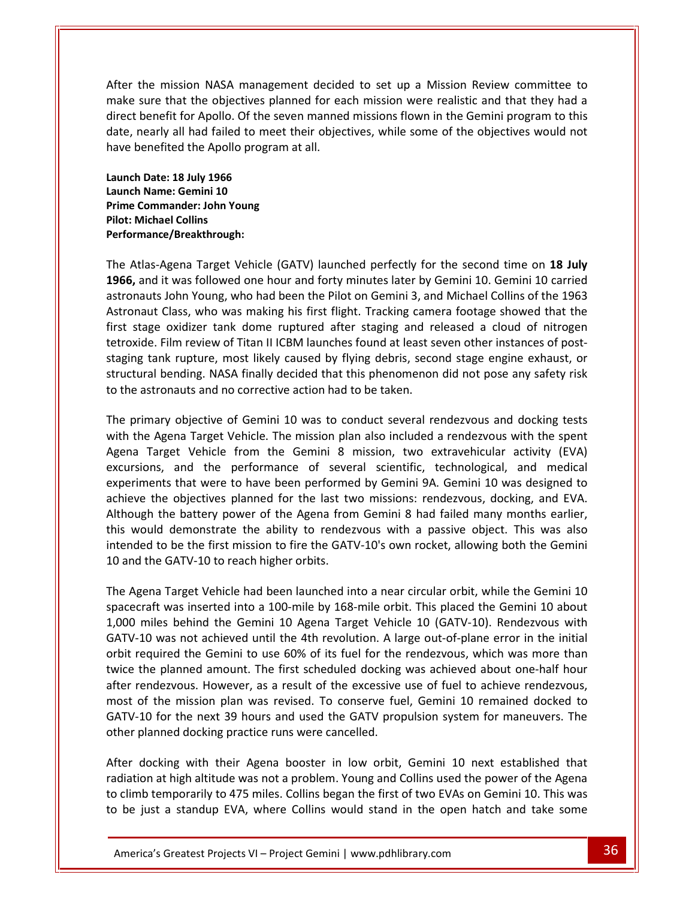After the mission NASA management decided to set up a Mission Review committee to make sure that the objectives planned for each mission were realistic and that they had a direct benefit for Apollo. Of the seven manned missions flown in the Gemini program to this date, nearly all had failed to meet their objectives, while some of the objectives would not have benefited the Apollo program at all.

**Launch Date: 18 July 1966**
**Launch Name: Gemini 10**
**Prime Commander: John Young**
**Pilot: Michael Collins**
**Performance/Breakthrough:**

The Atlas-Agena Target Vehicle (GATV) launched perfectly for the second time on **18 July 1966,** and it was followed one hour and forty minutes later by Gemini 10. Gemini 10 carried astronauts John Young, who had been the Pilot on Gemini 3, and Michael Collins of the 1963 Astronaut Class, who was making his first flight. Tracking camera footage showed that the first stage oxidizer tank dome ruptured after staging and released a cloud of nitrogen tetroxide. Film review of Titan II ICBM launches found at least seven other instances of post-staging tank rupture, most likely caused by flying debris, second stage engine exhaust, or structural bending. NASA finally decided that this phenomenon did not pose any safety risk to the astronauts and no corrective action had to be taken.

The primary objective of Gemini 10 was to conduct several rendezvous and docking tests with the Agena Target Vehicle. The mission plan also included a rendezvous with the spent Agena Target Vehicle from the Gemini 8 mission, two extravehicular activity (EVA) excursions, and the performance of several scientific, technological, and medical experiments that were to have been performed by Gemini 9A. Gemini 10 was designed to achieve the objectives planned for the last two missions: rendezvous, docking, and EVA. Although the battery power of the Agena from Gemini 8 had failed many months earlier, this would demonstrate the ability to rendezvous with a passive object. This was also intended to be the first mission to fire the GATV-10's own rocket, allowing both the Gemini 10 and the GATV-10 to reach higher orbits.

The Agena Target Vehicle had been launched into a near circular orbit, while the Gemini 10 spacecraft was inserted into a 100-mile by 168-mile orbit. This placed the Gemini 10 about 1,000 miles behind the Gemini 10 Agena Target Vehicle 10 (GATV-10). Rendezvous with GATV-10 was not achieved until the 4th revolution. A large out-of-plane error in the initial orbit required the Gemini to use 60% of its fuel for the rendezvous, which was more than twice the planned amount. The first scheduled docking was achieved about one-half hour after rendezvous. However, as a result of the excessive use of fuel to achieve rendezvous, most of the mission plan was revised. To conserve fuel, Gemini 10 remained docked to GATV-10 for the next 39 hours and used the GATV propulsion system for maneuvers. The other planned docking practice runs were cancelled.

After docking with their Agena booster in low orbit, Gemini 10 next established that radiation at high altitude was not a problem. Young and Collins used the power of the Agena to climb temporarily to 475 miles. Collins began the first of two EVAs on Gemini 10. This was to be just a standup EVA, where Collins would stand in the open hatch and take some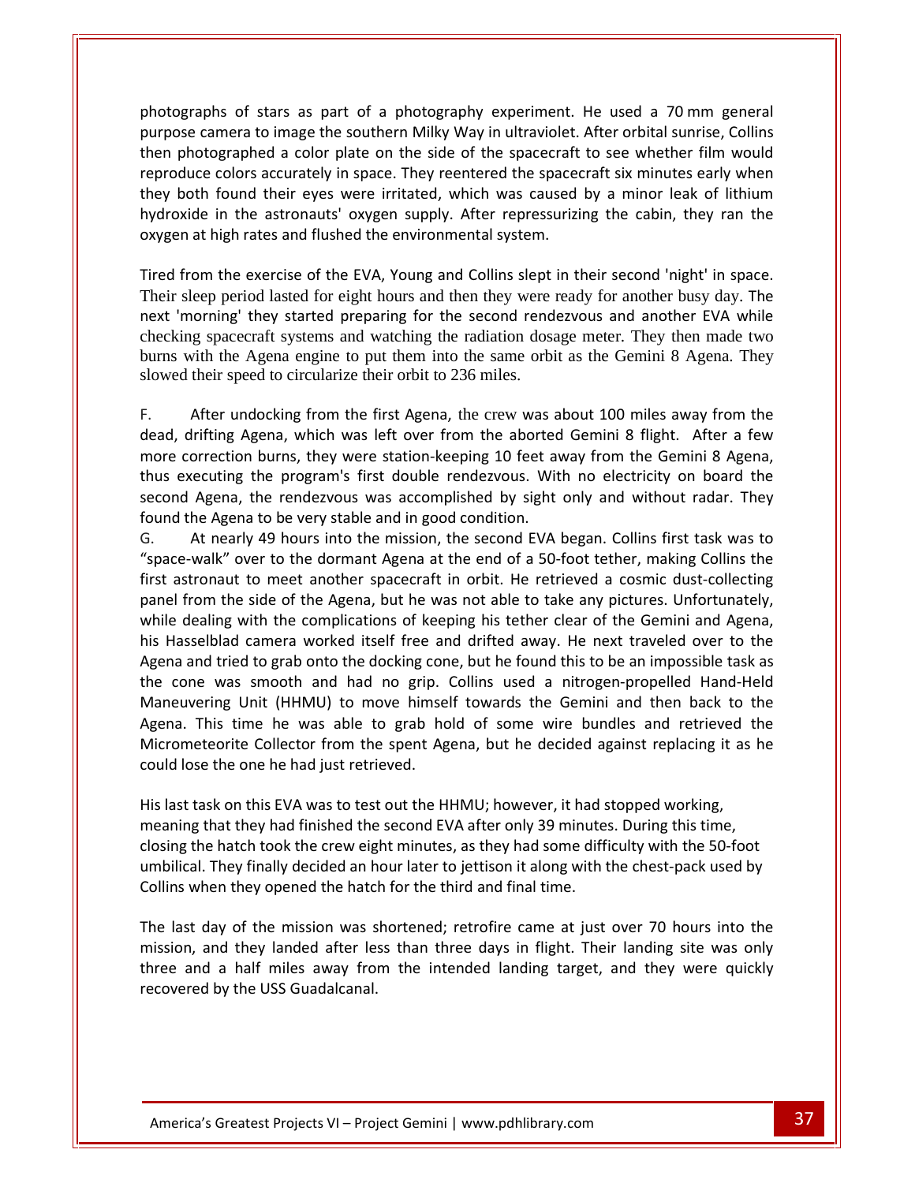photographs of stars as part of a photography experiment. He used a 70 mm general purpose camera to image the southern Milky Way in ultraviolet. After orbital sunrise, Collins then photographed a color plate on the side of the spacecraft to see whether film would reproduce colors accurately in space. They reentered the spacecraft six minutes early when they both found their eyes were irritated, which was caused by a minor leak of lithium hydroxide in the astronauts' oxygen supply. After repressurizing the cabin, they ran the oxygen at high rates and flushed the environmental system.

Tired from the exercise of the EVA, Young and Collins slept in their second 'night' in space. Their sleep period lasted for eight hours and then they were ready for another busy day. The next 'morning' they started preparing for the second rendezvous and another EVA while checking spacecraft systems and watching the radiation dosage meter. They then made two burns with the Agena engine to put them into the same orbit as the Gemini 8 Agena. They slowed their speed to circularize their orbit to 236 miles.

F. After undocking from the first Agena, the crew was about 100 miles away from the dead, drifting Agena, which was left over from the aborted Gemini 8 flight. After a few more correction burns, they were station-keeping 10 feet away from the Gemini 8 Agena, thus executing the program's first double rendezvous. With no electricity on board the second Agena, the rendezvous was accomplished by sight only and without radar. They found the Agena to be very stable and in good condition.

G. At nearly 49 hours into the mission, the second EVA began. Collins first task was to "space-walk" over to the dormant Agena at the end of a 50-foot tether, making Collins the first astronaut to meet another spacecraft in orbit. He retrieved a cosmic dust-collecting panel from the side of the Agena, but he was not able to take any pictures. Unfortunately, while dealing with the complications of keeping his tether clear of the Gemini and Agena, his Hasselblad camera worked itself free and drifted away. He next traveled over to the Agena and tried to grab onto the docking cone, but he found this to be an impossible task as the cone was smooth and had no grip. Collins used a nitrogen-propelled Hand-Held Maneuvering Unit (HHMU) to move himself towards the Gemini and then back to the Agena. This time he was able to grab hold of some wire bundles and retrieved the Micrometeorite Collector from the spent Agena, but he decided against replacing it as he could lose the one he had just retrieved.

His last task on this EVA was to test out the HHMU; however, it had stopped working, meaning that they had finished the second EVA after only 39 minutes. During this time, closing the hatch took the crew eight minutes, as they had some difficulty with the 50-foot umbilical. They finally decided an hour later to jettison it along with the chest-pack used by Collins when they opened the hatch for the third and final time.

The last day of the mission was shortened; retrofire came at just over 70 hours into the mission, and they landed after less than three days in flight. Their landing site was only three and a half miles away from the intended landing target, and they were quickly recovered by the USS Guadalcanal.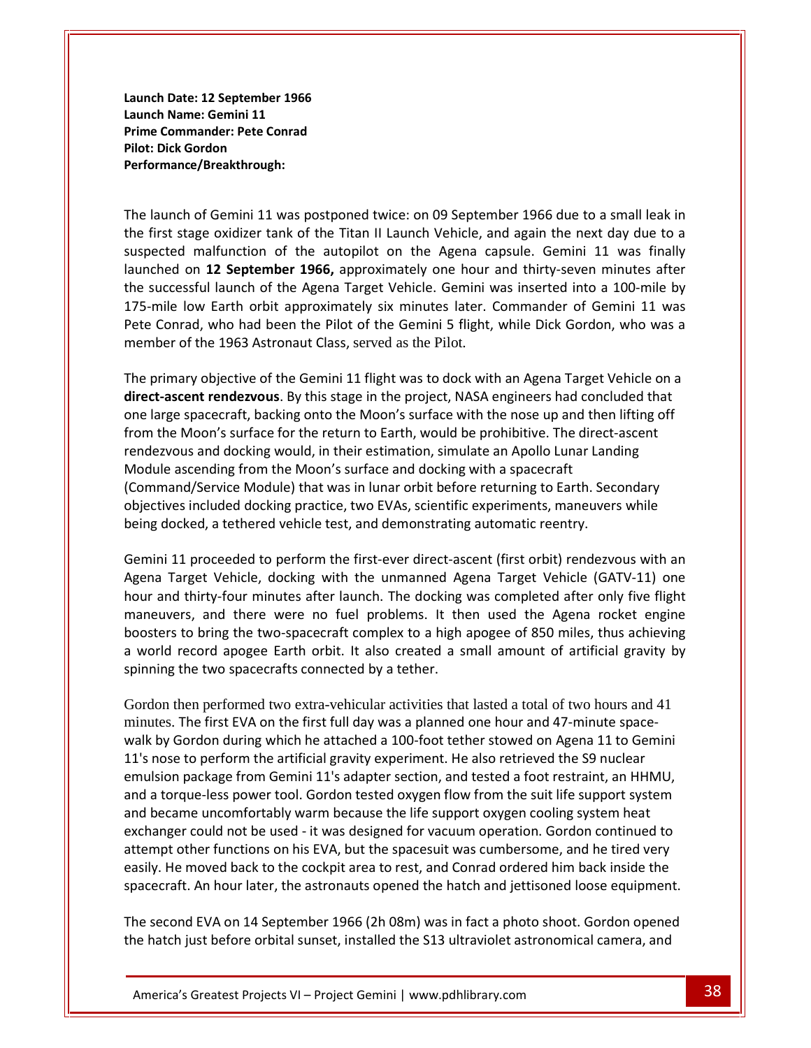**Launch Date: 12 September 1966**
**Launch Name: Gemini 11**
**Prime Commander: Pete Conrad**
**Pilot: Dick Gordon**
**Performance/Breakthrough:**

The launch of Gemini 11 was postponed twice: on 09 September 1966 due to a small leak in the first stage oxidizer tank of the Titan II Launch Vehicle, and again the next day due to a suspected malfunction of the autopilot on the Agena capsule. Gemini 11 was finally launched on **12 September 1966,** approximately one hour and thirty-seven minutes after the successful launch of the Agena Target Vehicle. Gemini was inserted into a 100-mile by 175-mile low Earth orbit approximately six minutes later. Commander of Gemini 11 was Pete Conrad, who had been the Pilot of the Gemini 5 flight, while Dick Gordon, who was a member of the 1963 Astronaut Class, served as the Pilot.

The primary objective of the Gemini 11 flight was to dock with an Agena Target Vehicle on a **direct-ascent rendezvous**. By this stage in the project, NASA engineers had concluded that one large spacecraft, backing onto the Moon's surface with the nose up and then lifting off from the Moon's surface for the return to Earth, would be prohibitive. The direct-ascent rendezvous and docking would, in their estimation, simulate an Apollo Lunar Landing Module ascending from the Moon's surface and docking with a spacecraft (Command/Service Module) that was in lunar orbit before returning to Earth. Secondary objectives included docking practice, two EVAs, scientific experiments, maneuvers while being docked, a tethered vehicle test, and demonstrating automatic reentry.

Gemini 11 proceeded to perform the first-ever direct-ascent (first orbit) rendezvous with an Agena Target Vehicle, docking with the unmanned Agena Target Vehicle (GATV-11) one hour and thirty-four minutes after launch. The docking was completed after only five flight maneuvers, and there were no fuel problems. It then used the Agena rocket engine boosters to bring the two-spacecraft complex to a high apogee of 850 miles, thus achieving a world record apogee Earth orbit. It also created a small amount of artificial gravity by spinning the two spacecrafts connected by a tether.

Gordon then performed two extra-vehicular activities that lasted a total of two hours and 41 minutes. The first EVA on the first full day was a planned one hour and 47-minute space-walk by Gordon during which he attached a 100-foot tether stowed on Agena 11 to Gemini 11's nose to perform the artificial gravity experiment. He also retrieved the S9 nuclear emulsion package from Gemini 11's adapter section, and tested a foot restraint, an HHMU, and a torque-less power tool. Gordon tested oxygen flow from the suit life support system and became uncomfortably warm because the life support oxygen cooling system heat exchanger could not be used - it was designed for vacuum operation. Gordon continued to attempt other functions on his EVA, but the spacesuit was cumbersome, and he tired very easily. He moved back to the cockpit area to rest, and Conrad ordered him back inside the spacecraft. An hour later, the astronauts opened the hatch and jettisoned loose equipment.

The second EVA on 14 September 1966 (2h 08m) was in fact a photo shoot. Gordon opened the hatch just before orbital sunset, installed the S13 ultraviolet astronomical camera, and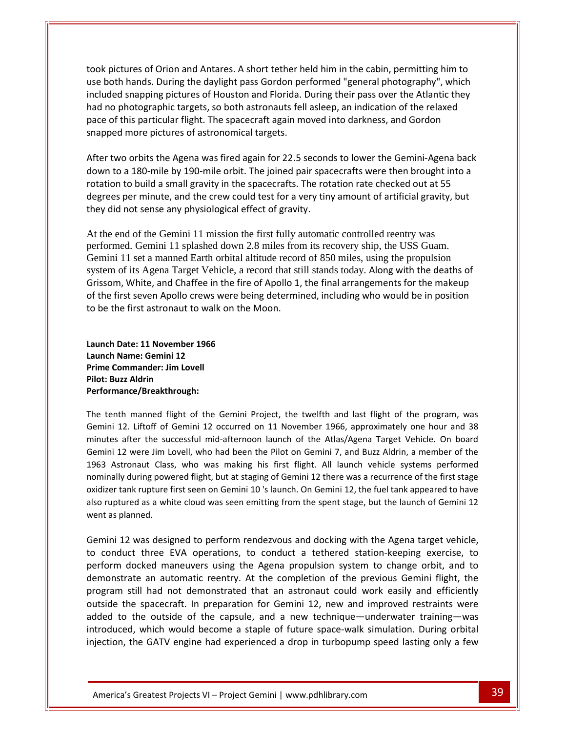took pictures of Orion and Antares. A short tether held him in the cabin, permitting him to use both hands. During the daylight pass Gordon performed "general photography", which included snapping pictures of Houston and Florida. During their pass over the Atlantic they had no photographic targets, so both astronauts fell asleep, an indication of the relaxed pace of this particular flight. The spacecraft again moved into darkness, and Gordon snapped more pictures of astronomical targets.

After two orbits the Agena was fired again for 22.5 seconds to lower the Gemini-Agena back down to a 180-mile by 190-mile orbit. The joined pair spacecrafts were then brought into a rotation to build a small gravity in the spacecrafts. The rotation rate checked out at 55 degrees per minute, and the crew could test for a very tiny amount of artificial gravity, but they did not sense any physiological effect of gravity.

At the end of the Gemini 11 mission the first fully automatic controlled reentry was performed. Gemini 11 splashed down 2.8 miles from its recovery ship, the USS Guam. Gemini 11 set a manned Earth orbital altitude record of 850 miles, using the propulsion system of its Agena Target Vehicle, a record that still stands today. Along with the deaths of Grissom, White, and Chaffee in the fire of Apollo 1, the final arrangements for the makeup of the first seven Apollo crews were being determined, including who would be in position to be the first astronaut to walk on the Moon.

**Launch Date: 11 November 1966**
**Launch Name: Gemini 12**
**Prime Commander: Jim Lovell**
**Pilot: Buzz Aldrin**
**Performance/Breakthrough:**

The tenth manned flight of the Gemini Project, the twelfth and last flight of the program, was Gemini 12. Liftoff of Gemini 12 occurred on 11 November 1966, approximately one hour and 38 minutes after the successful mid-afternoon launch of the Atlas/Agena Target Vehicle. On board Gemini 12 were Jim Lovell, who had been the Pilot on Gemini 7, and Buzz Aldrin, a member of the 1963 Astronaut Class, who was making his first flight. All launch vehicle systems performed nominally during powered flight, but at staging of Gemini 12 there was a recurrence of the first stage oxidizer tank rupture first seen on Gemini 10 's launch. On Gemini 12, the fuel tank appeared to have also ruptured as a white cloud was seen emitting from the spent stage, but the launch of Gemini 12 went as planned.

Gemini 12 was designed to perform rendezvous and docking with the Agena target vehicle, to conduct three EVA operations, to conduct a tethered station-keeping exercise, to perform docked maneuvers using the Agena propulsion system to change orbit, and to demonstrate an automatic reentry. At the completion of the previous Gemini flight, the program still had not demonstrated that an astronaut could work easily and efficiently outside the spacecraft. In preparation for Gemini 12, new and improved restraints were added to the outside of the capsule, and a new technique—underwater training—was introduced, which would become a staple of future space-walk simulation. During orbital injection, the GATV engine had experienced a drop in turbopump speed lasting only a few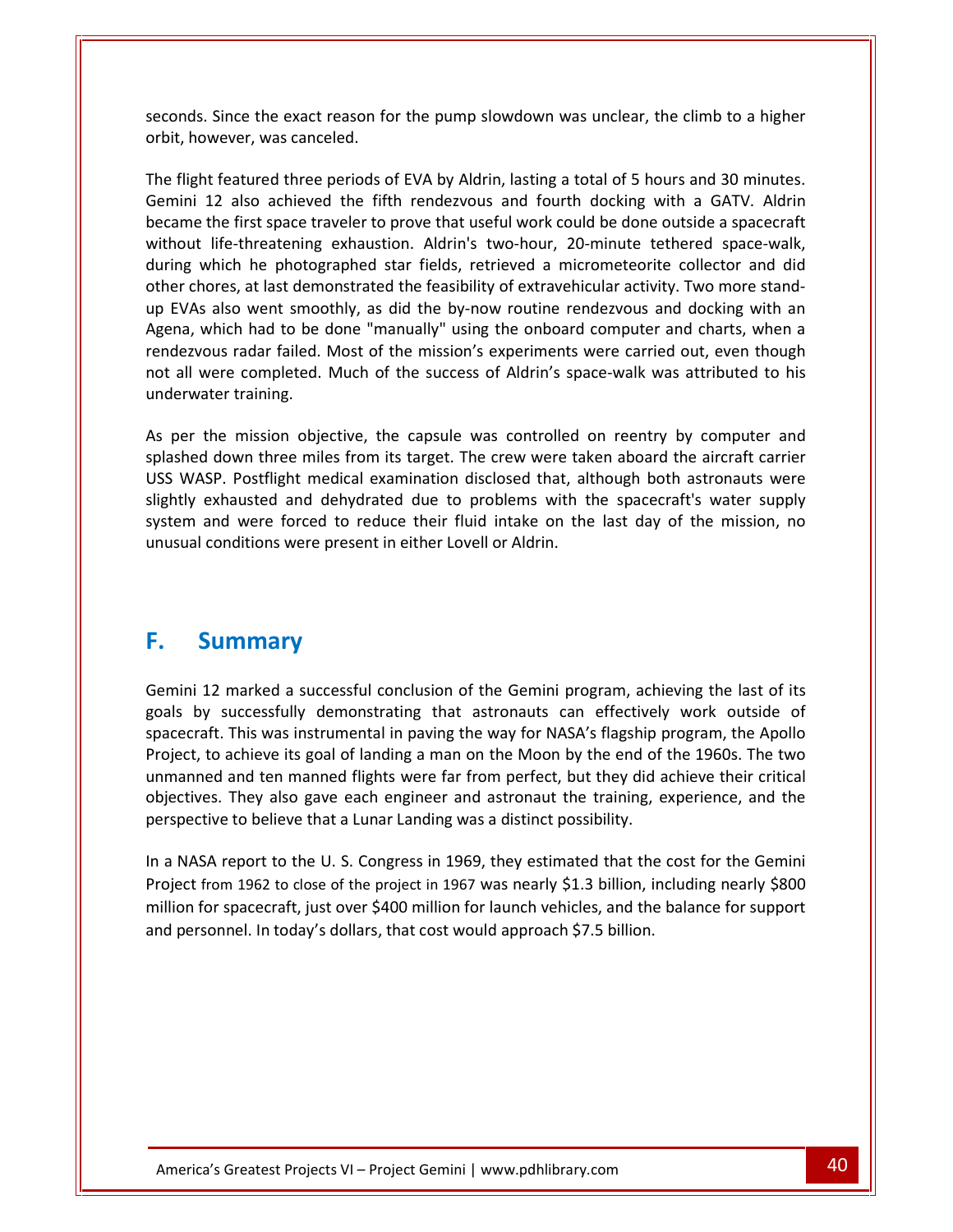seconds. Since the exact reason for the pump slowdown was unclear, the climb to a higher orbit, however, was canceled.

The flight featured three periods of EVA by Aldrin, lasting a total of 5 hours and 30 minutes. Gemini 12 also achieved the fifth rendezvous and fourth docking with a GATV. Aldrin became the first space traveler to prove that useful work could be done outside a spacecraft without life-threatening exhaustion. Aldrin's two-hour, 20-minute tethered space-walk, during which he photographed star fields, retrieved a micrometeorite collector and did other chores, at last demonstrated the feasibility of extravehicular activity. Two more stand-up EVAs also went smoothly, as did the by-now routine rendezvous and docking with an Agena, which had to be done "manually" using the onboard computer and charts, when a rendezvous radar failed. Most of the mission's experiments were carried out, even though not all were completed. Much of the success of Aldrin's space-walk was attributed to his underwater training.

As per the mission objective, the capsule was controlled on reentry by computer and splashed down three miles from its target. The crew were taken aboard the aircraft carrier USS WASP. Postflight medical examination disclosed that, although both astronauts were slightly exhausted and dehydrated due to problems with the spacecraft's water supply system and were forced to reduce their fluid intake on the last day of the mission, no unusual conditions were present in either Lovell or Aldrin.

## F. Summary

Gemini 12 marked a successful conclusion of the Gemini program, achieving the last of its goals by successfully demonstrating that astronauts can effectively work outside of spacecraft. This was instrumental in paving the way for NASA's flagship program, the Apollo Project, to achieve its goal of landing a man on the Moon by the end of the 1960s. The two unmanned and ten manned flights were far from perfect, but they did achieve their critical objectives. They also gave each engineer and astronaut the training, experience, and the perspective to believe that a Lunar Landing was a distinct possibility.

In a NASA report to the U. S. Congress in 1969, they estimated that the cost for the Gemini Project from 1962 to close of the project in 1967 was nearly $1.3 billion, including nearly $800 million for spacecraft, just over $400 million for launch vehicles, and the balance for support and personnel. In today's dollars, that cost would approach $7.5 billion.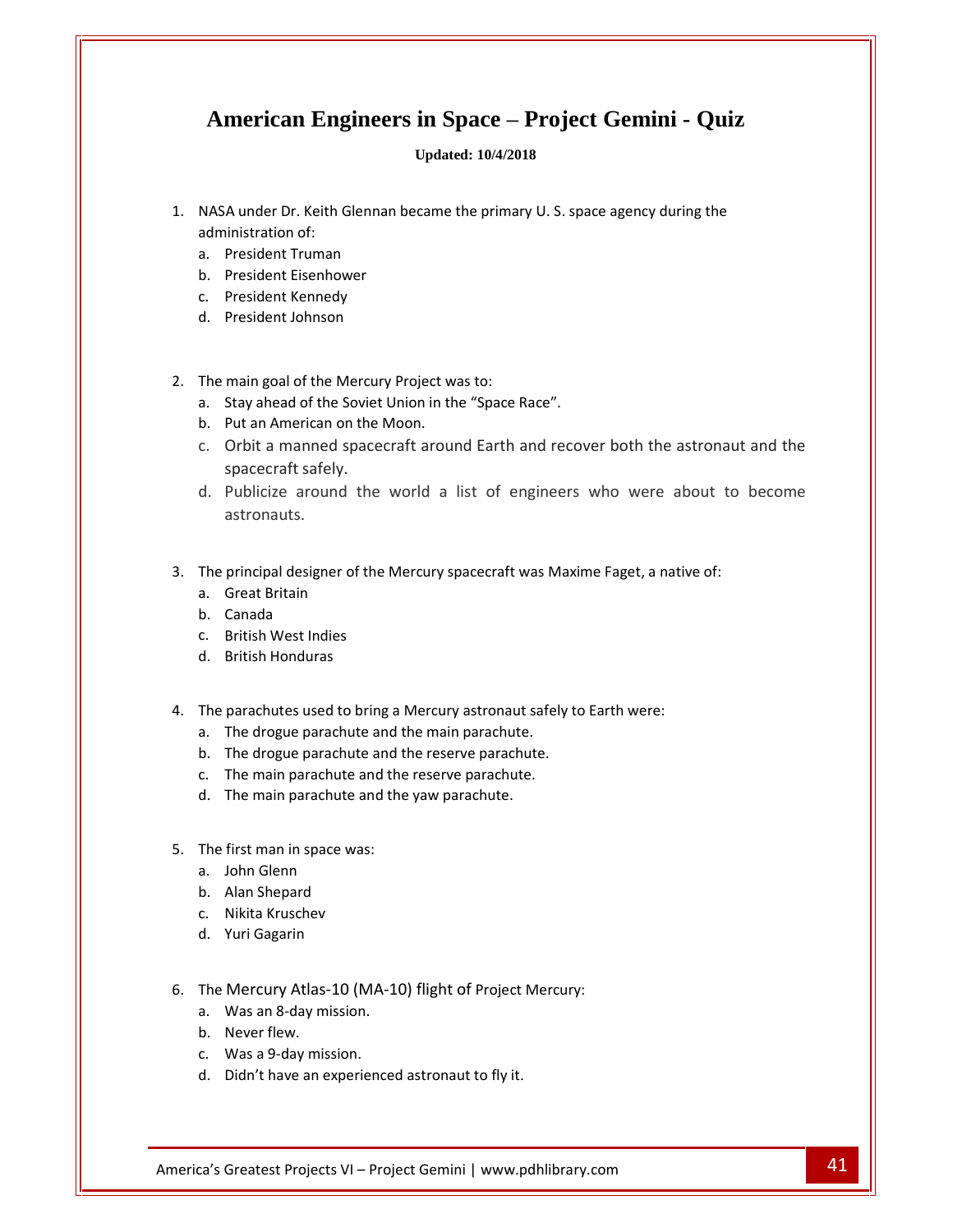# American Engineers in Space – Project Gemini - Quiz

**Updated: 10/4/2018**

1. NASA under Dr. Keith Glennan became the primary U. S. space agency during the administration of:
   a. President Truman
   b. President Eisenhower
   c. President Kennedy
   d. President Johnson

2. The main goal of the Mercury Project was to:
   a. Stay ahead of the Soviet Union in the "Space Race".
   b. Put an American on the Moon.
   c. Orbit a manned spacecraft around Earth and recover both the astronaut and the spacecraft safely.
   d. Publicize around the world a list of engineers who were about to become astronauts.

3. The principal designer of the Mercury spacecraft was Maxime Faget, a native of:
   a. Great Britain
   b. Canada
   c. British West Indies
   d. British Honduras

4. The parachutes used to bring a Mercury astronaut safely to Earth were:
   a. The drogue parachute and the main parachute.
   b. The drogue parachute and the reserve parachute.
   c. The main parachute and the reserve parachute.
   d. The main parachute and the yaw parachute.

5. The first man in space was:
   a. John Glenn
   b. Alan Shepard
   c. Nikita Kruschev
   d. Yuri Gagarin

6. The Mercury Atlas-10 (MA-10) flight of Project Mercury:
   a. Was an 8-day mission.
   b. Never flew.
   c. Was a 9-day mission.
   d. Didn't have an experienced astronaut to fly it.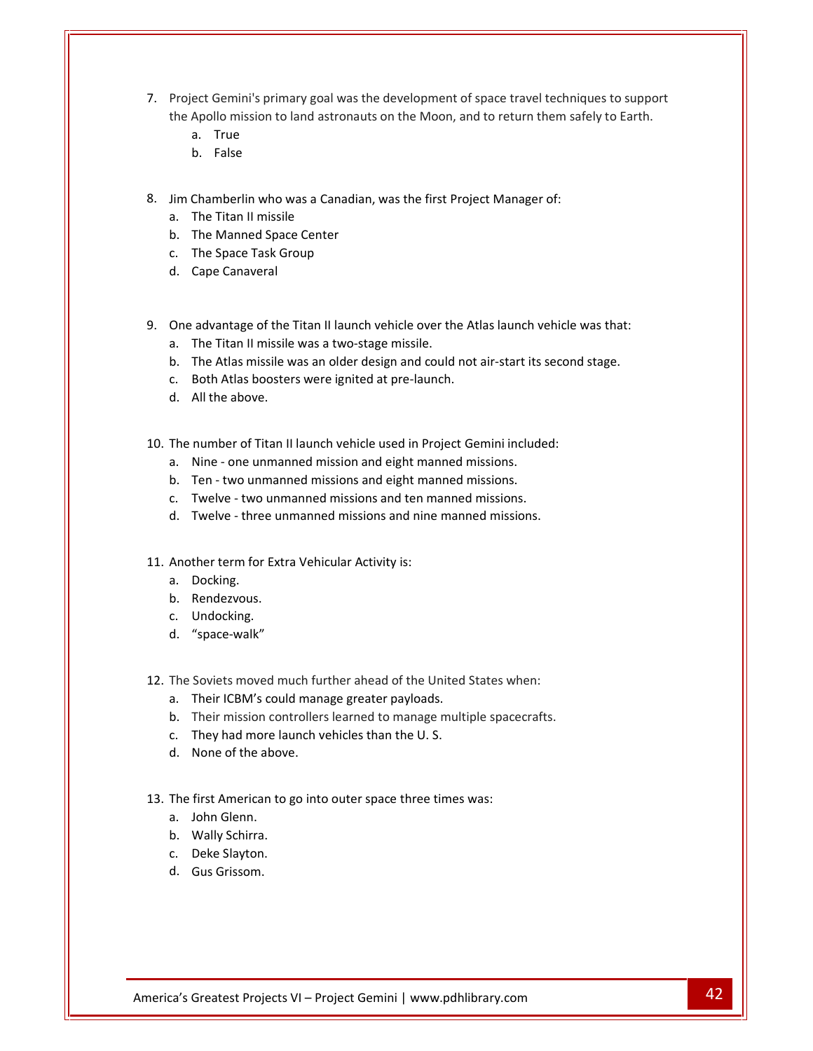7. Project Gemini's primary goal was the development of space travel techniques to support the Apollo mission to land astronauts on the Moon, and to return them safely to Earth.
    a. True
    b. False

8. Jim Chamberlin who was a Canadian, was the first Project Manager of:
    a. The Titan II missile
    b. The Manned Space Center
    c. The Space Task Group
    d. Cape Canaveral

9. One advantage of the Titan II launch vehicle over the Atlas launch vehicle was that:
    a. The Titan II missile was a two-stage missile.
    b. The Atlas missile was an older design and could not air-start its second stage.
    c. Both Atlas boosters were ignited at pre-launch.
    d. All the above.

10. The number of Titan II launch vehicle used in Project Gemini included:
    a. Nine - one unmanned mission and eight manned missions.
    b. Ten - two unmanned missions and eight manned missions.
    c. Twelve - two unmanned missions and ten manned missions.
    d. Twelve - three unmanned missions and nine manned missions.

11. Another term for Extra Vehicular Activity is:
    a. Docking.
    b. Rendezvous.
    c. Undocking.
    d. "space-walk"

12. The Soviets moved much further ahead of the United States when:
    a. Their ICBM's could manage greater payloads.
    b. Their mission controllers learned to manage multiple spacecrafts.
    c. They had more launch vehicles than the U. S.
    d. None of the above.

13. The first American to go into outer space three times was:
    a. John Glenn.
    b. Wally Schirra.
    c. Deke Slayton.
    d. Gus Grissom.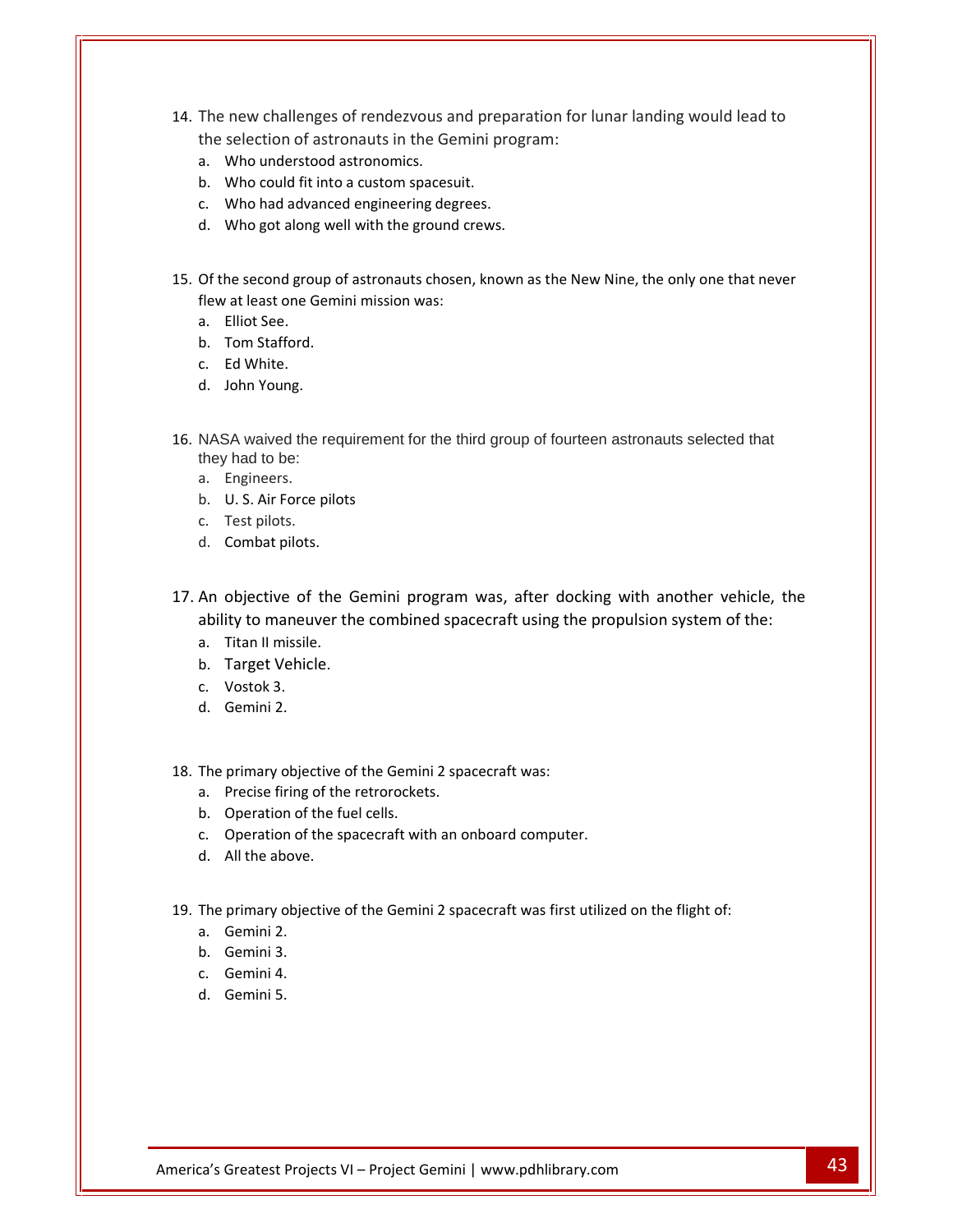14. The new challenges of rendezvous and preparation for lunar landing would lead to the selection of astronauts in the Gemini program:
    a. Who understood astronomics.
    b. Who could fit into a custom spacesuit.
    c. Who had advanced engineering degrees.
    d. Who got along well with the ground crews.

15. Of the second group of astronauts chosen, known as the New Nine, the only one that never flew at least one Gemini mission was:
    a. Elliot See.
    b. Tom Stafford.
    c. Ed White.
    d. John Young.

16. NASA waived the requirement for the third group of fourteen astronauts selected that they had to be:
    a. Engineers.
    b. U. S. Air Force pilots
    c. Test pilots.
    d. Combat pilots.

17. An objective of the Gemini program was, after docking with another vehicle, the ability to maneuver the combined spacecraft using the propulsion system of the:
    a. Titan II missile.
    b. Target Vehicle.
    c. Vostok 3.
    d. Gemini 2.

18. The primary objective of the Gemini 2 spacecraft was:
    a. Precise firing of the retrorockets.
    b. Operation of the fuel cells.
    c. Operation of the spacecraft with an onboard computer.
    d. All the above.

19. The primary objective of the Gemini 2 spacecraft was first utilized on the flight of:
    a. Gemini 2.
    b. Gemini 3.
    c. Gemini 4.
    d. Gemini 5.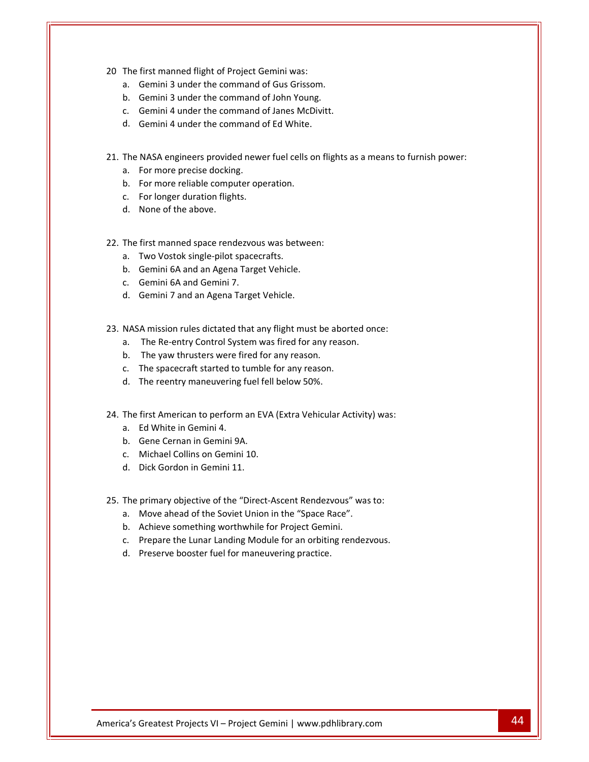20 The first manned flight of Project Gemini was:

a. Gemini 3 under the command of Gus Grissom.
b. Gemini 3 under the command of John Young.
c. Gemini 4 under the command of Janes McDivitt.
d. Gemini 4 under the command of Ed White.

21. The NASA engineers provided newer fuel cells on flights as a means to furnish power:

a. For more precise docking.
b. For more reliable computer operation.
c. For longer duration flights.
d. None of the above.

22. The first manned space rendezvous was between:

a. Two Vostok single-pilot spacecrafts.
b. Gemini 6A and an Agena Target Vehicle.
c. Gemini 6A and Gemini 7.
d. Gemini 7 and an Agena Target Vehicle.

23. NASA mission rules dictated that any flight must be aborted once:

a. The Re-entry Control System was fired for any reason.
b. The yaw thrusters were fired for any reason.
c. The spacecraft started to tumble for any reason.
d. The reentry maneuvering fuel fell below 50%.

24. The first American to perform an EVA (Extra Vehicular Activity) was:

a. Ed White in Gemini 4.
b. Gene Cernan in Gemini 9A.
c. Michael Collins on Gemini 10.
d. Dick Gordon in Gemini 11.

25. The primary objective of the "Direct-Ascent Rendezvous" was to:

a. Move ahead of the Soviet Union in the "Space Race".
b. Achieve something worthwhile for Project Gemini.
c. Prepare the Lunar Landing Module for an orbiting rendezvous.
d. Preserve booster fuel for maneuvering practice.